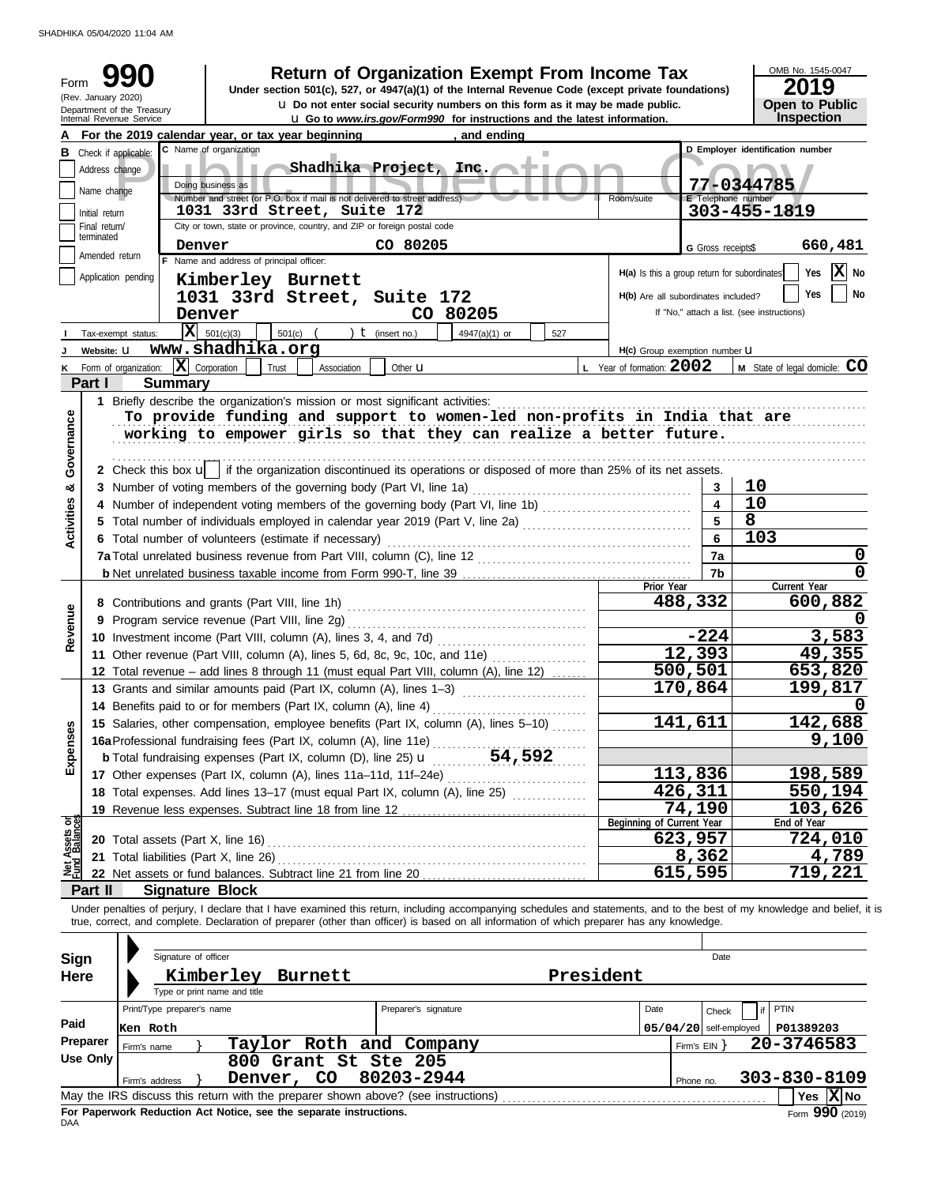SHADHIKA 05/04/2020 11:04 AM

# Form 990 — Return of Organization Exempt From Income Tax (2019)

(Rev. January 2020) Department of the Treasury, Internal Revenue Service

Under section 501(c), 527, or 4947(a)(1) of the Internal Revenue Code (except private foundations)

u Do not enter social security numbers on this form as it may be made public.

u Go to *www.irs.gov/Form990* for instructions and the latest information.

OMB No. 1545-0047 — **2019** — **Open to Public Inspection**

Public Inspection Copy

**A** For the 2019 calendar year, or tax year beginning , and ending

**B** Check if applicable: Address change / Name change / Initial return / Final return/terminated / Amended return / Application pending

**C** Name of organization: **Shadhika Project, Inc.**

Doing business as

Number and street (or P.O. box if mail is not delivered to street address): **1031 33rd Street, Suite 172** — Room/suite

City or town, state or province, country, and ZIP or foreign postal code: **Denver CO 80205**

**D** Employer identification number: **77-0344785**

**E** Telephone number: **303-455-1819**

**G** Gross receipts$ **660,481**

**F** Name and address of principal officer: **Kimberley Burnett, 1031 33rd Street, Suite 172, Denver CO 80205**

H(a) Is this a group return for subordinates? Yes [ ] No [X]

H(b) Are all subordinates included? Yes [ ] No [ ] — If "No," attach a list. (see instructions)

**I** Tax-exempt status: [X] 501(c)(3) [ ] 501(c) ( ) t (insert no.) [ ] 4947(a)(1) or [ ] 527

**J** Website: u **www.shadhika.org**

H(c) Group exemption number u

**K** Form of organization: [X] Corporation [ ] Trust [ ] Association [ ] Other u

**L** Year of formation: **2002**

**M** State of legal domicile: **CO**

## Part I Summary

**Activities & Governance**

1 Briefly describe the organization's mission or most significant activities:
**To provide funding and support to women-led non-profits in India that are working to empower girls so that they can realize a better future.**

2 Check this box u [ ] if the organization discontinued its operations or disposed of more than 25% of its net assets.

| Line | Description | | Value |
|---|---|---|---|
| 3 | Number of voting members of the governing body (Part VI, line 1a) | 3 | 10 |
| 4 | Number of independent voting members of the governing body (Part VI, line 1b) | 4 | 10 |
| 5 | Total number of individuals employed in calendar year 2019 (Part V, line 2a) | 5 | 8 |
| 6 | Total number of volunteers (estimate if necessary) | 6 | 103 |
| 7a | Total unrelated business revenue from Part VIII, column (C), line 12 | 7a | 0 |
| b | Net unrelated business taxable income from Form 990-T, line 39 | 7b | 0 |

| Section | Line | Description | Prior Year | Current Year |
|---|---|---|---|---|
| Revenue | 8 | Contributions and grants (Part VIII, line 1h) | 488,332 | 600,882 |
| | 9 | Program service revenue (Part VIII, line 2g) | | 0 |
| | 10 | Investment income (Part VIII, column (A), lines 3, 4, and 7d) | -224 | 3,583 |
| | 11 | Other revenue (Part VIII, column (A), lines 5, 6d, 8c, 9c, 10c, and 11e) | 12,393 | 49,355 |
| | 12 | Total revenue – add lines 8 through 11 (must equal Part VIII, column (A), line 12) | 500,501 | 653,820 |
| Expenses | 13 | Grants and similar amounts paid (Part IX, column (A), lines 1–3) | 170,864 | 199,817 |
| | 14 | Benefits paid to or for members (Part IX, column (A), line 4) | | 0 |
| | 15 | Salaries, other compensation, employee benefits (Part IX, column (A), lines 5–10) | 141,611 | 142,688 |
| | 16a | Professional fundraising fees (Part IX, column (A), line 11e) | | 9,100 |
| | b | Total fundraising expenses (Part IX, column (D), line 25) u 54,592 | | |
| | 17 | Other expenses (Part IX, column (A), lines 11a–11d, 11f–24e) | 113,836 | 198,589 |
| | 18 | Total expenses. Add lines 13–17 (must equal Part IX, column (A), line 25) | 426,311 | 550,194 |
| | 19 | Revenue less expenses. Subtract line 18 from line 12 | 74,190 | 103,626 |

| Section | Line | Description | Beginning of Current Year | End of Year |
|---|---|---|---|---|
| Net Assets or Fund Balances | 20 | Total assets (Part X, line 16) | 623,957 | 724,010 |
| | 21 | Total liabilities (Part X, line 26) | 8,362 | 4,789 |
| | 22 | Net assets or fund balances. Subtract line 21 from line 20 | 615,595 | 719,221 |

## Part II Signature Block

Under penalties of perjury, I declare that I have examined this return, including accompanying schedules and statements, and to the best of my knowledge and belief, it is true, correct, and complete. Declaration of preparer (other than officer) is based on all information of which preparer has any knowledge.

**Sign Here**

Signature of officer — Date

**Kimberley Burnett — President**

Type or print name and title

**Paid Preparer Use Only**

| Print/Type preparer's name | Preparer's signature | Date | Check [ ] if self-employed | PTIN |
|---|---|---|---|---|
| Ken Roth | | 05/04/20 | | P01389203 |

Firm's name } **Taylor Roth and Company** — Firm's EIN } **20-3746583**

Firm's address } **800 Grant St Ste 205, Denver, CO 80203-2944** — Phone no. **303-830-8109**

May the IRS discuss this return with the preparer shown above? (see instructions) Yes [ ] No [X]

**For Paperwork Reduction Act Notice, see the separate instructions.**

DAA — Form **990** (2019)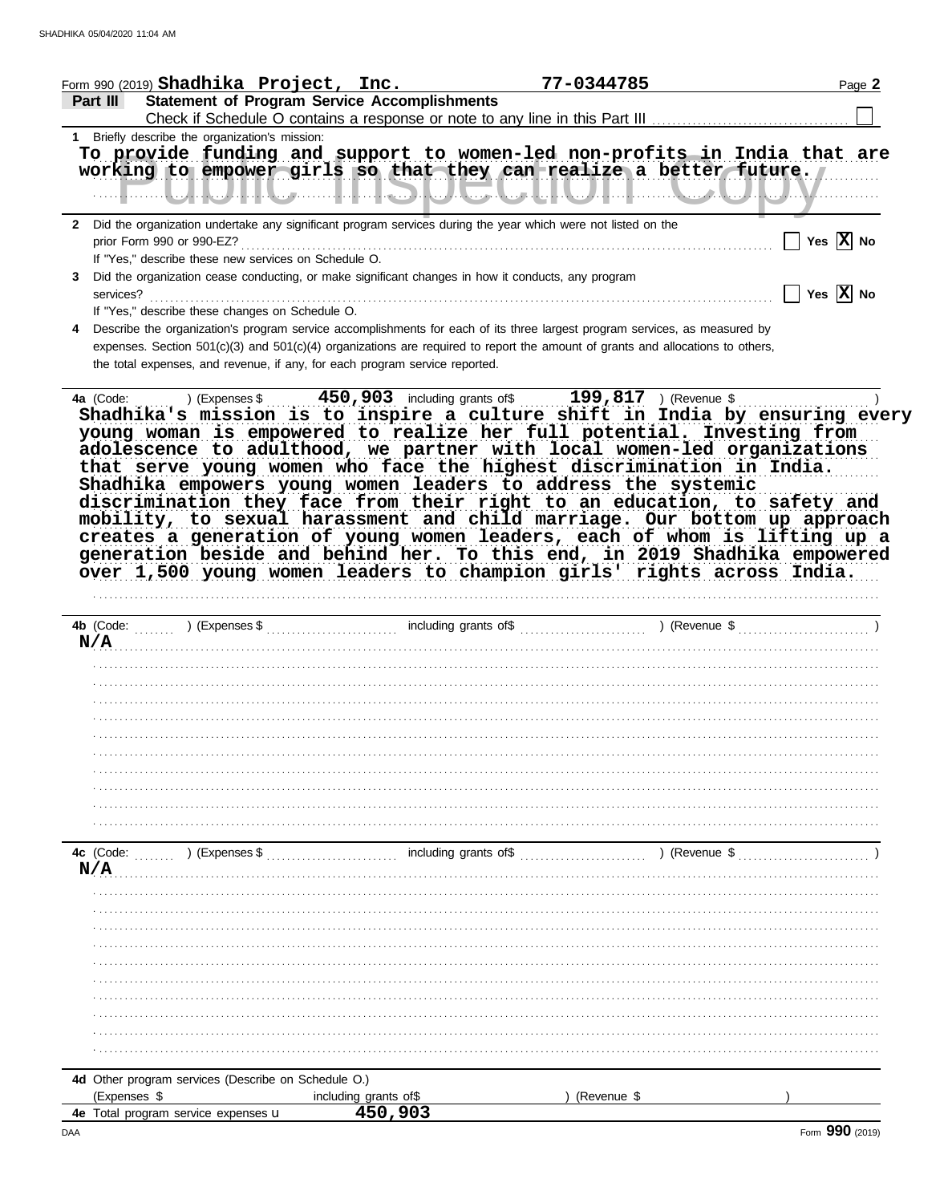Form 990 (2019) **Shadhika Project, Inc.** **77-0344785**

## Part III Statement of Program Service Accomplishments

Check if Schedule O contains a response or note to any line in this Part III ☐

**1** Briefly describe the organization's mission:

To provide funding and support to women-led non-profits in India that are working to empower girls so that they can realize a better future.

**2** Did the organization undertake any significant program services during the year which were not listed on the prior Form 990 or 990-EZ? ☐ Yes ☒ No

If "Yes," describe these new services on Schedule O.

**3** Did the organization cease conducting, or make significant changes in how it conducts, any program services? ☐ Yes ☒ No

If "Yes," describe these changes on Schedule O.

**4** Describe the organization's program service accomplishments for each of its three largest program services, as measured by expenses. Section 501(c)(3) and 501(c)(4) organizations are required to report the amount of grants and allocations to others, the total expenses, and revenue, if any, for each program service reported.

**4a** (Code: ) (Expenses $ **450,903** including grants of$ **199,817** ) (Revenue $ )

Shadhika's mission is to inspire a culture shift in India by ensuring every young woman is empowered to realize her full potential. Investing from adolescence to adulthood, we partner with local women-led organizations that serve young women who face the highest discrimination in India. Shadhika empowers young women leaders to address the systemic discrimination they face from their right to an education, to safety and mobility, to sexual harassment and child marriage. Our bottom up approach creates a generation of young women leaders, each of whom is lifting up a generation beside and behind her. To this end, in 2019 Shadhika empowered over 1,500 young women leaders to champion girls' rights across India.

**4b** (Code: ) (Expenses $ including grants of$ ) (Revenue $ )

N/A

**4c** (Code: ) (Expenses $ including grants of$ ) (Revenue $ )

N/A

**4d** Other program services (Describe on Schedule O.)

(Expenses $ including grants of$ ) (Revenue $ )

**4e** Total program service expenses **450,903**

Form **990** (2019)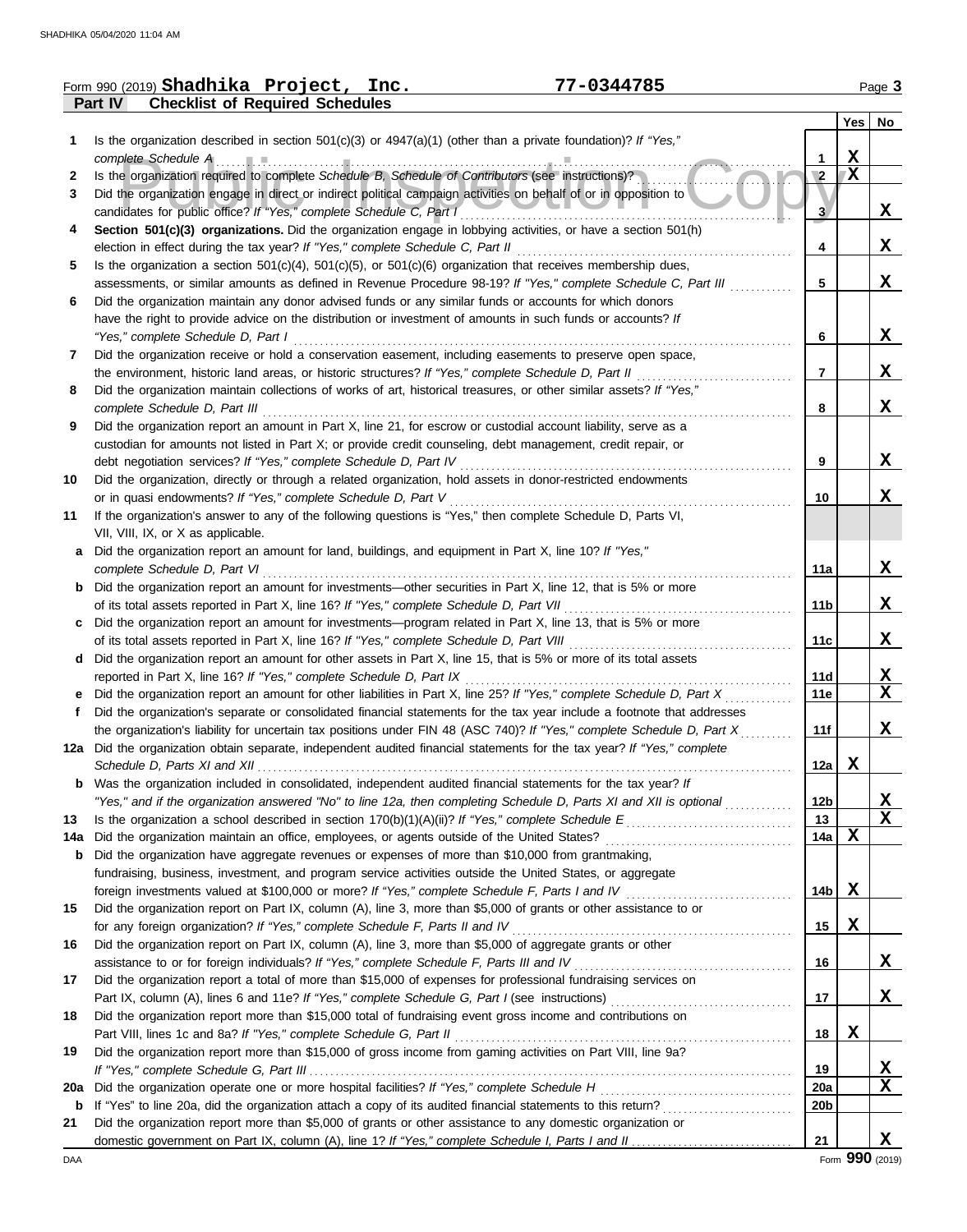Form 990 (2019) **Shadhika Project, Inc.** **77-0344785**

**Part IV Checklist of Required Schedules**

| | | | Yes | No |
|---|---|---|---|---|
| 1 | Is the organization described in section 501(c)(3) or 4947(a)(1) (other than a private foundation)? *If "Yes," complete Schedule A* | 1 | X | |
| 2 | Is the organization required to complete *Schedule B, Schedule of Contributors* (see instructions)? | 2 | X | |
| 3 | Did the organization engage in direct or indirect political campaign activities on behalf of or in opposition to candidates for public office? *If "Yes," complete Schedule C, Part I* | 3 | | X |
| 4 | **Section 501(c)(3) organizations.** Did the organization engage in lobbying activities, or have a section 501(h) election in effect during the tax year? *If "Yes," complete Schedule C, Part II* | 4 | | X |
| 5 | Is the organization a section 501(c)(4), 501(c)(5), or 501(c)(6) organization that receives membership dues, assessments, or similar amounts as defined in Revenue Procedure 98-19? *If "Yes," complete Schedule C, Part III* | 5 | | X |
| 6 | Did the organization maintain any donor advised funds or any similar funds or accounts for which donors have the right to provide advice on the distribution or investment of amounts in such funds or accounts? *If "Yes," complete Schedule D, Part I* | 6 | | X |
| 7 | Did the organization receive or hold a conservation easement, including easements to preserve open space, the environment, historic land areas, or historic structures? *If "Yes," complete Schedule D, Part II* | 7 | | X |
| 8 | Did the organization maintain collections of works of art, historical treasures, or other similar assets? *If "Yes," complete Schedule D, Part III* | 8 | | X |
| 9 | Did the organization report an amount in Part X, line 21, for escrow or custodial account liability, serve as a custodian for amounts not listed in Part X; or provide credit counseling, debt management, credit repair, or debt negotiation services? *If "Yes," complete Schedule D, Part IV* | 9 | | X |
| 10 | Did the organization, directly or through a related organization, hold assets in donor-restricted endowments or in quasi endowments? *If "Yes," complete Schedule D, Part V* | 10 | | X |
| 11 | If the organization's answer to any of the following questions is "Yes," then complete Schedule D, Parts VI, VII, VIII, IX, or X as applicable. | | | |
| a | Did the organization report an amount for land, buildings, and equipment in Part X, line 10? *If "Yes," complete Schedule D, Part VI* | 11a | | X |
| b | Did the organization report an amount for investments—other securities in Part X, line 12, that is 5% or more of its total assets reported in Part X, line 16? *If "Yes," complete Schedule D, Part VII* | 11b | | X |
| c | Did the organization report an amount for investments—program related in Part X, line 13, that is 5% or more of its total assets reported in Part X, line 16? *If "Yes," complete Schedule D, Part VIII* | 11c | | X |
| d | Did the organization report an amount for other assets in Part X, line 15, that is 5% or more of its total assets reported in Part X, line 16? *If "Yes," complete Schedule D, Part IX* | 11d | | X |
| e | Did the organization report an amount for other liabilities in Part X, line 25? *If "Yes," complete Schedule D, Part X* | 11e | | X |
| f | Did the organization's separate or consolidated financial statements for the tax year include a footnote that addresses the organization's liability for uncertain tax positions under FIN 48 (ASC 740)? *If "Yes," complete Schedule D, Part X* | 11f | | X |
| 12a | Did the organization obtain separate, independent audited financial statements for the tax year? *If "Yes," complete Schedule D, Parts XI and XII* | 12a | X | |
| b | Was the organization included in consolidated, independent audited financial statements for the tax year? *If "Yes," and if the organization answered "No" to line 12a, then completing Schedule D, Parts XI and XII is optional* | 12b | | X |
| 13 | Is the organization a school described in section 170(b)(1)(A)(ii)? *If "Yes," complete Schedule E* | 13 | | X |
| 14a | Did the organization maintain an office, employees, or agents outside of the United States? | 14a | X | |
| b | Did the organization have aggregate revenues or expenses of more than $10,000 from grantmaking, fundraising, business, investment, and program service activities outside the United States, or aggregate foreign investments valued at $100,000 or more? *If "Yes," complete Schedule F, Parts I and IV* | 14b | X | |
| 15 | Did the organization report on Part IX, column (A), line 3, more than $5,000 of grants or other assistance to or for any foreign organization? *If "Yes," complete Schedule F, Parts II and IV* | 15 | X | |
| 16 | Did the organization report on Part IX, column (A), line 3, more than $5,000 of aggregate grants or other assistance to or for foreign individuals? *If "Yes," complete Schedule F, Parts III and IV* | 16 | | X |
| 17 | Did the organization report a total of more than $15,000 of expenses for professional fundraising services on Part IX, column (A), lines 6 and 11e? *If "Yes," complete Schedule G, Part I* (see instructions) | 17 | | X |
| 18 | Did the organization report more than $15,000 total of fundraising event gross income and contributions on Part VIII, lines 1c and 8a? *If "Yes," complete Schedule G, Part II* | 18 | X | |
| 19 | Did the organization report more than $15,000 of gross income from gaming activities on Part VIII, line 9a? *If "Yes," complete Schedule G, Part III* | 19 | | X |
| 20a | Did the organization operate one or more hospital facilities? *If "Yes," complete Schedule H* | 20a | | X |
| b | If "Yes" to line 20a, did the organization attach a copy of its audited financial statements to this return? | 20b | | |
| 21 | Did the organization report more than $5,000 of grants or other assistance to any domestic organization or domestic government on Part IX, column (A), line 1? *If "Yes," complete Schedule I, Parts I and II* | 21 | | X |

Form **990** (2019)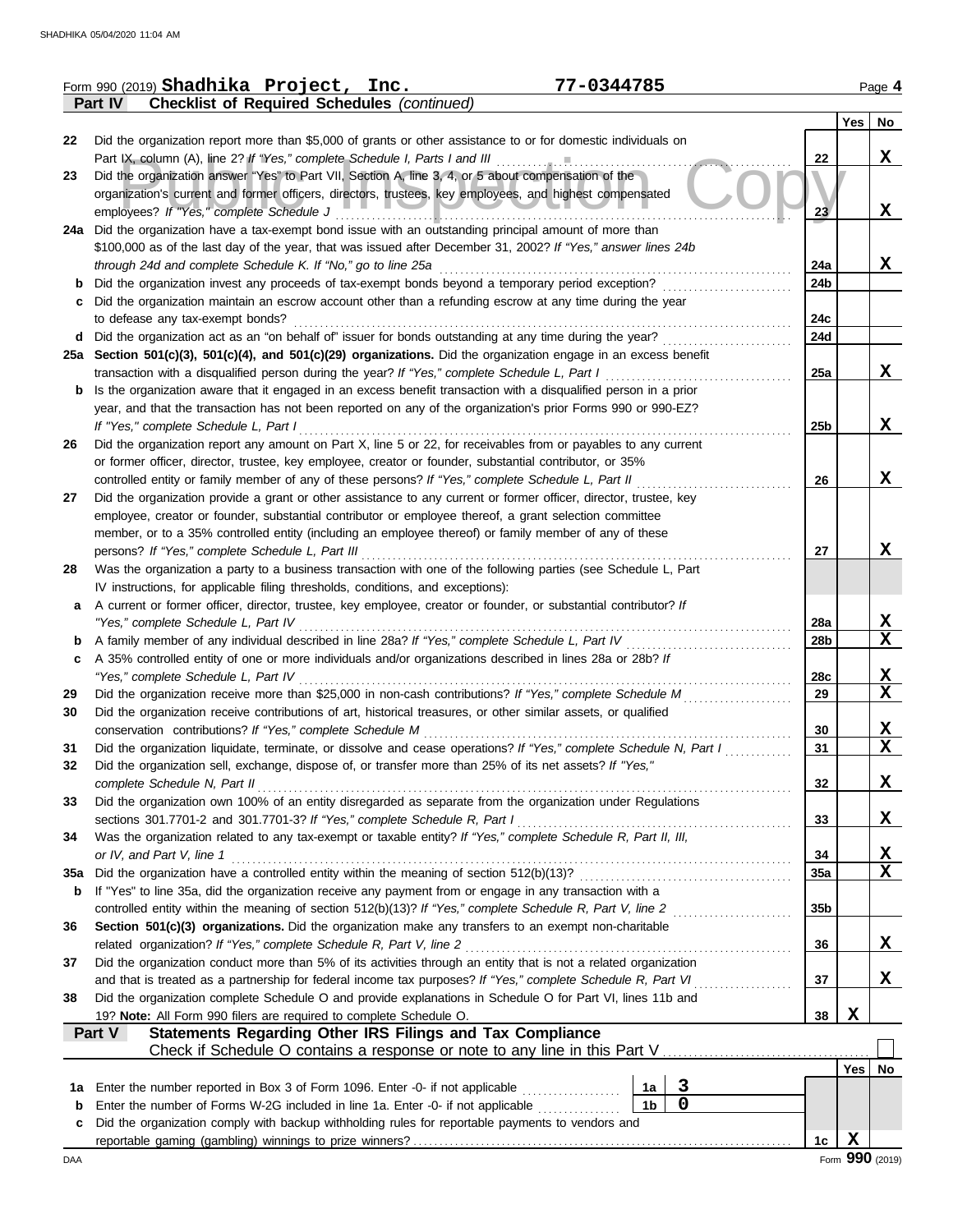Form 990 (2019) **Shadhika Project, Inc.** **77-0344785**

## Part IV Checklist of Required Schedules *(continued)*

| | | | Yes | No |
|---|---|---|---|---|
| 22 | Did the organization report more than $5,000 of grants or other assistance to or for domestic individuals on Part IX, column (A), line 2? *If "Yes," complete Schedule I, Parts I and III* | 22 | | X |
| 23 | Did the organization answer "Yes" to Part VII, Section A, line 3, 4, or 5 about compensation of the organization's current and former officers, directors, trustees, key employees, and highest compensated employees? *If "Yes," complete Schedule J* | 23 | | X |
| 24a | Did the organization have a tax-exempt bond issue with an outstanding principal amount of more than $100,000 as of the last day of the year, that was issued after December 31, 2002? *If "Yes," answer lines 24b through 24d and complete Schedule K. If "No," go to line 25a* | 24a | | X |
| b | Did the organization invest any proceeds of tax-exempt bonds beyond a temporary period exception? | 24b | | |
| c | Did the organization maintain an escrow account other than a refunding escrow at any time during the year to defease any tax-exempt bonds? | 24c | | |
| d | Did the organization act as an "on behalf of" issuer for bonds outstanding at any time during the year? | 24d | | |
| 25a | **Section 501(c)(3), 501(c)(4), and 501(c)(29) organizations.** Did the organization engage in an excess benefit transaction with a disqualified person during the year? *If "Yes," complete Schedule L, Part I* | 25a | | X |
| b | Is the organization aware that it engaged in an excess benefit transaction with a disqualified person in a prior year, and that the transaction has not been reported on any of the organization's prior Forms 990 or 990-EZ? *If "Yes," complete Schedule L, Part I* | 25b | | X |
| 26 | Did the organization report any amount on Part X, line 5 or 22, for receivables from or payables to any current or former officer, director, trustee, key employee, creator or founder, substantial contributor, or 35% controlled entity or family member of any of these persons? *If "Yes," complete Schedule L, Part II* | 26 | | X |
| 27 | Did the organization provide a grant or other assistance to any current or former officer, director, trustee, key employee, creator or founder, substantial contributor or employee thereof, a grant selection committee member, or to a 35% controlled entity (including an employee thereof) or family member of any of these persons? *If "Yes," complete Schedule L, Part III* | 27 | | X |
| 28 | Was the organization a party to a business transaction with one of the following parties (see Schedule L, Part IV instructions, for applicable filing thresholds, conditions, and exceptions): | | | |
| a | A current or former officer, director, trustee, key employee, creator or founder, or substantial contributor? *If "Yes," complete Schedule L, Part IV* | 28a | | X |
| b | A family member of any individual described in line 28a? *If "Yes," complete Schedule L, Part IV* | 28b | | X |
| c | A 35% controlled entity of one or more individuals and/or organizations described in lines 28a or 28b? *If "Yes," complete Schedule L, Part IV* | 28c | | X |
| 29 | Did the organization receive more than $25,000 in non-cash contributions? *If "Yes," complete Schedule M* | 29 | | X |
| 30 | Did the organization receive contributions of art, historical treasures, or other similar assets, or qualified conservation contributions? *If "Yes," complete Schedule M* | 30 | | X |
| 31 | Did the organization liquidate, terminate, or dissolve and cease operations? *If "Yes," complete Schedule N, Part I* | 31 | | X |
| 32 | Did the organization sell, exchange, dispose of, or transfer more than 25% of its net assets? *If "Yes," complete Schedule N, Part II* | 32 | | X |
| 33 | Did the organization own 100% of an entity disregarded as separate from the organization under Regulations sections 301.7701-2 and 301.7701-3? *If "Yes," complete Schedule R, Part I* | 33 | | X |
| 34 | Was the organization related to any tax-exempt or taxable entity? *If "Yes," complete Schedule R, Part II, III, or IV, and Part V, line 1* | 34 | | X |
| 35a | Did the organization have a controlled entity within the meaning of section 512(b)(13)? | 35a | | X |
| b | If "Yes" to line 35a, did the organization receive any payment from or engage in any transaction with a controlled entity within the meaning of section 512(b)(13)? *If "Yes," complete Schedule R, Part V, line 2* | 35b | | |
| 36 | **Section 501(c)(3) organizations.** Did the organization make any transfers to an exempt non-charitable related organization? *If "Yes," complete Schedule R, Part V, line 2* | 36 | | X |
| 37 | Did the organization conduct more than 5% of its activities through an entity that is not a related organization and that is treated as a partnership for federal income tax purposes? *If "Yes," complete Schedule R, Part VI* | 37 | | X |
| 38 | Did the organization complete Schedule O and provide explanations in Schedule O for Part VI, lines 11b and 19? **Note:** All Form 990 filers are required to complete Schedule O. | 38 | X | |

## Part V Statements Regarding Other IRS Filings and Tax Compliance

Check if Schedule O contains a response or note to any line in this Part V ☐

| | | | | | Yes | No |
|---|---|---|---|---|---|---|
| 1a | Enter the number reported in Box 3 of Form 1096. Enter -0- if not applicable | 1a | 3 | | | |
| b | Enter the number of Forms W-2G included in line 1a. Enter -0- if not applicable | 1b | 0 | | | |
| c | Did the organization comply with backup withholding rules for reportable payments to vendors and reportable gaming (gambling) winnings to prize winners? | | | 1c | X | |

Form **990** (2019)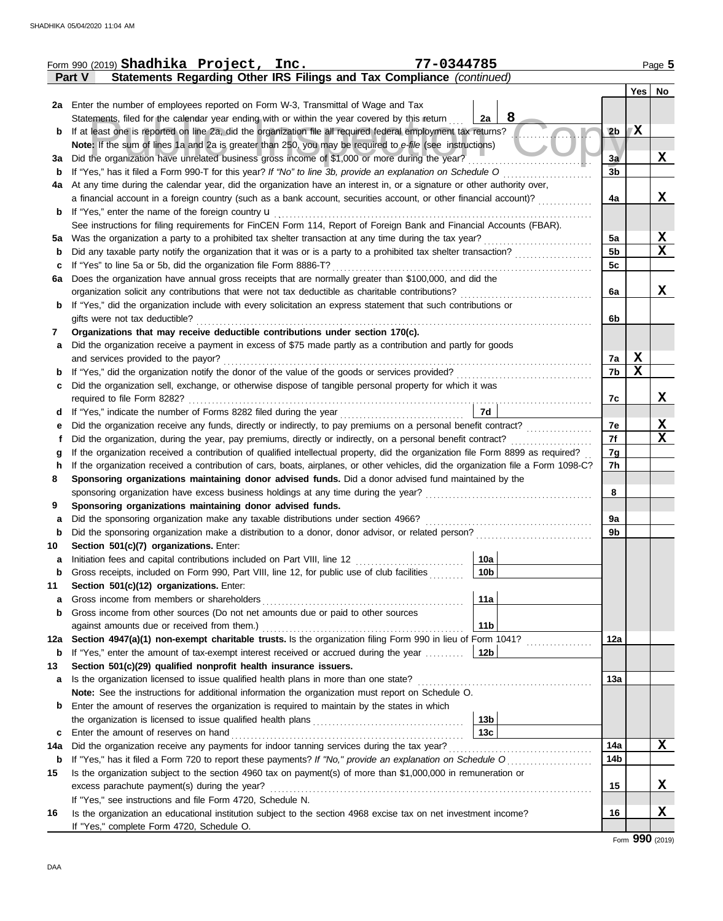Form 990 (2019) **Shadhika Project, Inc.** **77-0344785** Page 5

**Part V Statements Regarding Other IRS Filings and Tax Compliance** *(continued)*

| | | | | Yes | No |
|---|---|---|---|---|---|
| 2a | Enter the number of employees reported on Form W-3, Transmittal of Wage and Tax Statements, filed for the calendar year ending with or within the year covered by this return | 2a: 8 | | | |
| b | If at least one is reported on line 2a, did the organization file all required federal employment tax returns? | | 2b | X | |
| | **Note:** If the sum of lines 1a and 2a is greater than 250, you may be required to *e-file* (see instructions) | | | | |
| 3a | Did the organization have unrelated business gross income of $1,000 or more during the year? | | 3a | | X |
| b | If "Yes," has it filed a Form 990-T for this year? *If "No" to line 3b, provide an explanation on Schedule O* | | 3b | | |
| 4a | At any time during the calendar year, did the organization have an interest in, or a signature or other authority over, a financial account in a foreign country (such as a bank account, securities account, or other financial account)? | | 4a | | X |
| b | If "Yes," enter the name of the foreign country u | | | | |
| | See instructions for filing requirements for FinCEN Form 114, Report of Foreign Bank and Financial Accounts (FBAR). | | | | |
| 5a | Was the organization a party to a prohibited tax shelter transaction at any time during the tax year? | | 5a | | X |
| b | Did any taxable party notify the organization that it was or is a party to a prohibited tax shelter transaction? | | 5b | | X |
| c | If "Yes" to line 5a or 5b, did the organization file Form 8886-T? | | 5c | | |
| 6a | Does the organization have annual gross receipts that are normally greater than $100,000, and did the organization solicit any contributions that were not tax deductible as charitable contributions? | | 6a | | X |
| b | If "Yes," did the organization include with every solicitation an express statement that such contributions or gifts were not tax deductible? | | 6b | | |
| 7 | **Organizations that may receive deductible contributions under section 170(c).** | | | | |
| a | Did the organization receive a payment in excess of $75 made partly as a contribution and partly for goods and services provided to the payor? | | 7a | X | |
| b | If "Yes," did the organization notify the donor of the value of the goods or services provided? | | 7b | X | |
| c | Did the organization sell, exchange, or otherwise dispose of tangible personal property for which it was required to file Form 8282? | | 7c | | X |
| d | If "Yes," indicate the number of Forms 8282 filed during the year | 7d | | | |
| e | Did the organization receive any funds, directly or indirectly, to pay premiums on a personal benefit contract? | | 7e | | X |
| f | Did the organization, during the year, pay premiums, directly or indirectly, on a personal benefit contract? | | 7f | | X |
| g | If the organization received a contribution of qualified intellectual property, did the organization file Form 8899 as required? | | 7g | | |
| h | If the organization received a contribution of cars, boats, airplanes, or other vehicles, did the organization file a Form 1098-C? | | 7h | | |
| 8 | **Sponsoring organizations maintaining donor advised funds.** Did a donor advised fund maintained by the sponsoring organization have excess business holdings at any time during the year? | | 8 | | |
| 9 | **Sponsoring organizations maintaining donor advised funds.** | | | | |
| a | Did the sponsoring organization make any taxable distributions under section 4966? | | 9a | | |
| b | Did the sponsoring organization make a distribution to a donor, donor advisor, or related person? | | 9b | | |
| 10 | **Section 501(c)(7) organizations.** Enter: | | | | |
| a | Initiation fees and capital contributions included on Part VIII, line 12 | 10a | | | |
| b | Gross receipts, included on Form 990, Part VIII, line 12, for public use of club facilities | 10b | | | |
| 11 | **Section 501(c)(12) organizations.** Enter: | | | | |
| a | Gross income from members or shareholders | 11a | | | |
| b | Gross income from other sources (Do not net amounts due or paid to other sources against amounts due or received from them.) | 11b | | | |
| 12a | **Section 4947(a)(1) non-exempt charitable trusts.** Is the organization filing Form 990 in lieu of Form 1041? | | 12a | | |
| b | If "Yes," enter the amount of tax-exempt interest received or accrued during the year | 12b | | | |
| 13 | **Section 501(c)(29) qualified nonprofit health insurance issuers.** | | | | |
| a | Is the organization licensed to issue qualified health plans in more than one state? | | 13a | | |
| | **Note:** See the instructions for additional information the organization must report on Schedule O. | | | | |
| b | Enter the amount of reserves the organization is required to maintain by the states in which the organization is licensed to issue qualified health plans | 13b | | | |
| c | Enter the amount of reserves on hand | 13c | | | |
| 14a | Did the organization receive any payments for indoor tanning services during the tax year? | | 14a | | X |
| b | If "Yes," has it filed a Form 720 to report these payments? *If "No," provide an explanation on Schedule O* | | 14b | | |
| 15 | Is the organization subject to the section 4960 tax on payment(s) of more than $1,000,000 in remuneration or excess parachute payment(s) during the year? | | 15 | | X |
| | If "Yes," see instructions and file Form 4720, Schedule N. | | | | |
| 16 | Is the organization an educational institution subject to the section 4968 excise tax on net investment income? | | 16 | | X |
| | If "Yes," complete Form 4720, Schedule O. | | | | |

Form **990** (2019)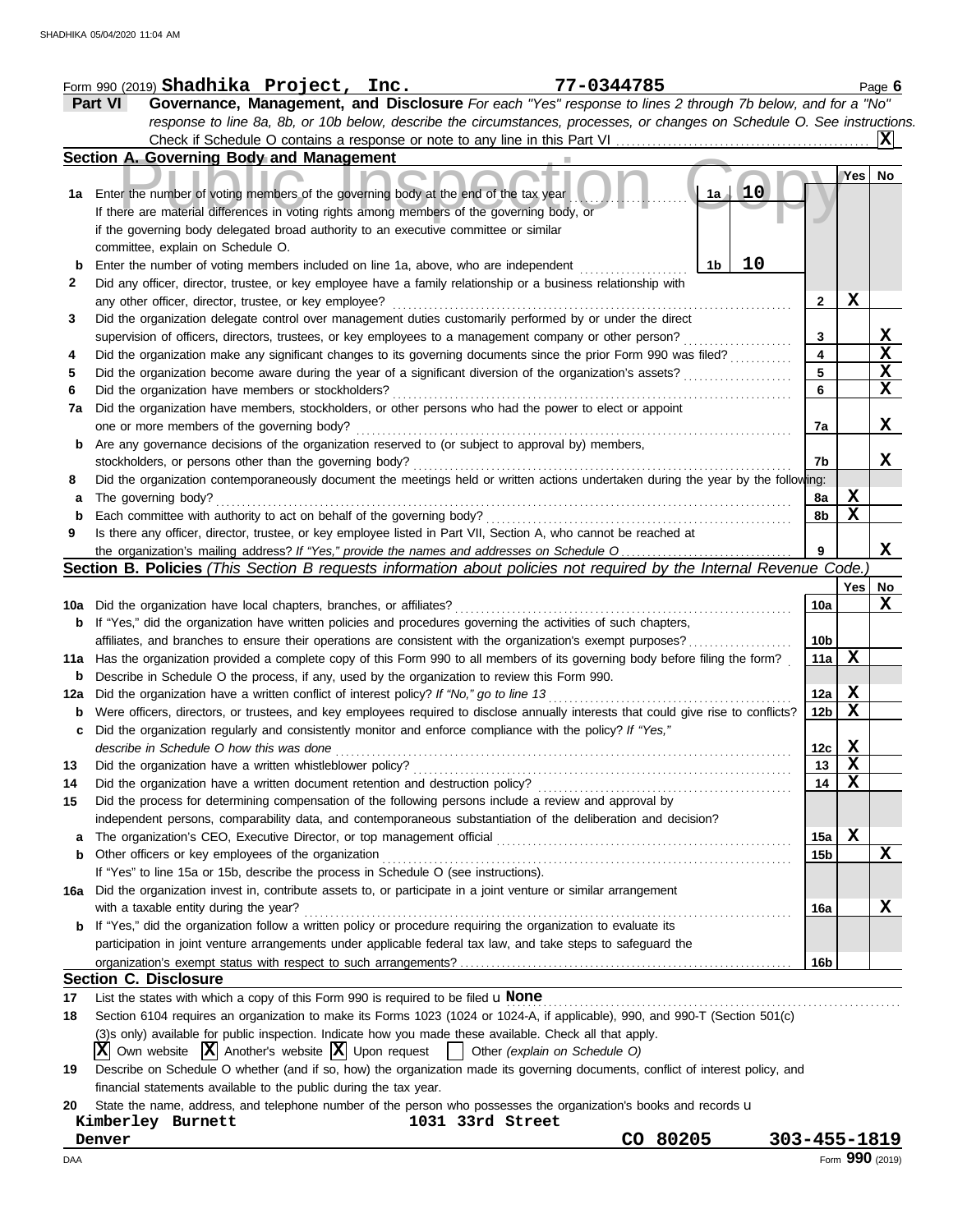Form 990 (2019) **Shadhika Project, Inc.** **77-0344785** Page **6**

## Part VI Governance, Management, and Disclosure

*For each "Yes" response to lines 2 through 7b below, and for a "No" response to line 8a, 8b, or 10b below, describe the circumstances, processes, or changes on Schedule O. See instructions.*

Check if Schedule O contains a response or note to any line in this Part VI .......... **X**

### Section A. Governing Body and Management

| | | | Yes | No |
|---|---|---|---|---|
| **1a** | Enter the number of voting members of the governing body at the end of the tax year ... **1a** **10**<br>If there are material differences in voting rights among members of the governing body, or if the governing body delegated broad authority to an executive committee or similar committee, explain on Schedule O. | | | |
| **b** | Enter the number of voting members included on line 1a, above, who are independent ... **1b** **10** | | | |
| **2** | Did any officer, director, trustee, or key employee have a family relationship or a business relationship with any other officer, director, trustee, or key employee? | **2** | **X** | |
| **3** | Did the organization delegate control over management duties customarily performed by or under the direct supervision of officers, directors, trustees, or key employees to a management company or other person? | **3** | | **X** |
| **4** | Did the organization make any significant changes to its governing documents since the prior Form 990 was filed? | **4** | | **X** |
| **5** | Did the organization become aware during the year of a significant diversion of the organization's assets? | **5** | | **X** |
| **6** | Did the organization have members or stockholders? | **6** | | **X** |
| **7a** | Did the organization have members, stockholders, or other persons who had the power to elect or appoint one or more members of the governing body? | **7a** | | **X** |
| **b** | Are any governance decisions of the organization reserved to (or subject to approval by) members, stockholders, or persons other than the governing body? | **7b** | | **X** |
| **8** | Did the organization contemporaneously document the meetings held or written actions undertaken during the year by the following: | | | |
| **a** | The governing body? | **8a** | **X** | |
| **b** | Each committee with authority to act on behalf of the governing body? | **8b** | **X** | |
| **9** | Is there any officer, director, trustee, or key employee listed in Part VII, Section A, who cannot be reached at the organization's mailing address? *If "Yes," provide the names and addresses on Schedule O* | **9** | | **X** |

### Section B. Policies *(This Section B requests information about policies not required by the Internal Revenue Code.)*

| | | | Yes | No |
|---|---|---|---|---|
| **10a** | Did the organization have local chapters, branches, or affiliates? | **10a** | | **X** |
| **b** | If "Yes," did the organization have written policies and procedures governing the activities of such chapters, affiliates, and branches to ensure their operations are consistent with the organization's exempt purposes? | **10b** | | |
| **11a** | Has the organization provided a complete copy of this Form 990 to all members of its governing body before filing the form? | **11a** | **X** | |
| **b** | Describe in Schedule O the process, if any, used by the organization to review this Form 990. | | | |
| **12a** | Did the organization have a written conflict of interest policy? *If "No," go to line 13* | **12a** | **X** | |
| **b** | Were officers, directors, or trustees, and key employees required to disclose annually interests that could give rise to conflicts? | **12b** | **X** | |
| **c** | Did the organization regularly and consistently monitor and enforce compliance with the policy? *If "Yes," describe in Schedule O how this was done* | **12c** | **X** | |
| **13** | Did the organization have a written whistleblower policy? | **13** | **X** | |
| **14** | Did the organization have a written document retention and destruction policy? | **14** | **X** | |
| **15** | Did the process for determining compensation of the following persons include a review and approval by independent persons, comparability data, and contemporaneous substantiation of the deliberation and decision? | | | |
| **a** | The organization's CEO, Executive Director, or top management official | **15a** | **X** | |
| **b** | Other officers or key employees of the organization | **15b** | | **X** |
| | If "Yes" to line 15a or 15b, describe the process in Schedule O (see instructions). | | | |
| **16a** | Did the organization invest in, contribute assets to, or participate in a joint venture or similar arrangement with a taxable entity during the year? | **16a** | | **X** |
| **b** | If "Yes," did the organization follow a written policy or procedure requiring the organization to evaluate its participation in joint venture arrangements under applicable federal tax law, and take steps to safeguard the organization's exempt status with respect to such arrangements? | **16b** | | |

### Section C. Disclosure

**17** List the states with which a copy of this Form 990 is required to be filed u **None**

**18** Section 6104 requires an organization to make its Forms 1023 (1024 or 1024-A, if applicable), 990, and 990-T (Section 501(c)(3)s only) available for public inspection. Indicate how you made these available. Check all that apply.

**X** Own website **X** Another's website **X** Upon request ☐ Other *(explain on Schedule O)*

**19** Describe on Schedule O whether (and if so, how) the organization made its governing documents, conflict of interest policy, and financial statements available to the public during the tax year.

**20** State the name, address, and telephone number of the person who possesses the organization's books and records u

**Kimberley Burnett** **1031 33rd Street**
**Denver** **CO 80205** **303-455-1819**

DAA Form **990** (2019)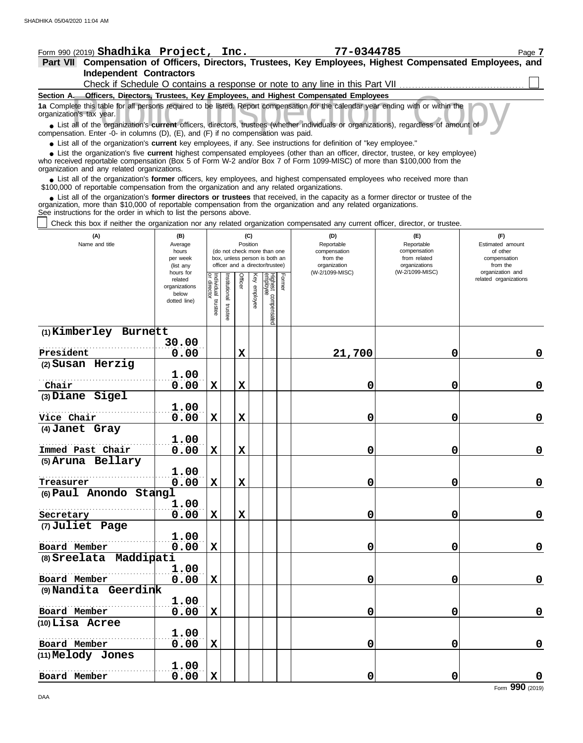Form 990 (2019) **Shadhika Project, Inc.** **77-0344785** Page **7**

## Part VII Compensation of Officers, Directors, Trustees, Key Employees, Highest Compensated Employees, and Independent Contractors

Check if Schedule O contains a response or note to any line in this Part VII . . . . . . . . . . . . . . . . . . . . . . . . . ☐

### Section A. Officers, Directors, Trustees, Key Employees, and Highest Compensated Employees

**1a** Complete this table for all persons required to be listed. Report compensation for the calendar year ending with or within the organization's tax year.

- List all of the organization's **current** officers, directors, trustees (whether individuals or organizations), regardless of amount of compensation. Enter -0- in columns (D), (E), and (F) if no compensation was paid.
- List all of the organization's **current** key employees, if any. See instructions for definition of "key employee."
- List the organization's five **current** highest compensated employees (other than an officer, director, trustee, or key employee) who received reportable compensation (Box 5 of Form W-2 and/or Box 7 of Form 1099-MISC) of more than $100,000 from the organization and any related organizations.
- List all of the organization's **former** officers, key employees, and highest compensated employees who received more than $100,000 of reportable compensation from the organization and any related organizations.
- List all of the organization's **former directors or trustees** that received, in the capacity as a former director or trustee of the organization, more than $10,000 of reportable compensation from the organization and any related organizations.

See instructions for the order in which to list the persons above.

☐ Check this box if neither the organization nor any related organization compensated any current officer, director, or trustee.

| (A) Name and title | (B) Average hours per week (list any hours for related organizations below dotted line) | (C) Position (do not check more than one box, unless person is both an officer and a director/trustee) | | | | | | (D) Reportable compensation from the organization (W-2/1099-MISC) | (E) Reportable compensation from related organizations (W-2/1099-MISC) | (F) Estimated amount of other compensation from the organization and related organizations |
|---|---|---|---|---|---|---|---|---|---|---|
| | | Individual trustee or director | Institutional trustee | Officer | Key employee | Highest compensated employee | Former | | | |
| (1) Kimberley Burnett<br>President | 30.00<br>0.00 | | | X | | | | 21,700 | 0 | 0 |
| (2) Susan Herzig<br>Chair | 1.00<br>0.00 | X | | X | | | | 0 | 0 | 0 |
| (3) Diane Sigel<br>Vice Chair | 1.00<br>0.00 | X | | X | | | | 0 | 0 | 0 |
| (4) Janet Gray<br>Immed Past Chair | 1.00<br>0.00 | X | | X | | | | 0 | 0 | 0 |
| (5) Aruna Bellary<br>Treasurer | 1.00<br>0.00 | X | | X | | | | 0 | 0 | 0 |
| (6) Paul Anondo Stangl<br>Secretary | 1.00<br>0.00 | X | | X | | | | 0 | 0 | 0 |
| (7) Juliet Page<br>Board Member | 1.00<br>0.00 | X | | | | | | 0 | 0 | 0 |
| (8) Sreelata Maddipati<br>Board Member | 1.00<br>0.00 | X | | | | | | 0 | 0 | 0 |
| (9) Nandita Geerdink<br>Board Member | 1.00<br>0.00 | X | | | | | | 0 | 0 | 0 |
| (10) Lisa Acree<br>Board Member | 1.00<br>0.00 | X | | | | | | 0 | 0 | 0 |
| (11) Melody Jones<br>Board Member | 1.00<br>0.00 | X | | | | | | 0 | 0 | 0 |

Form **990** (2019)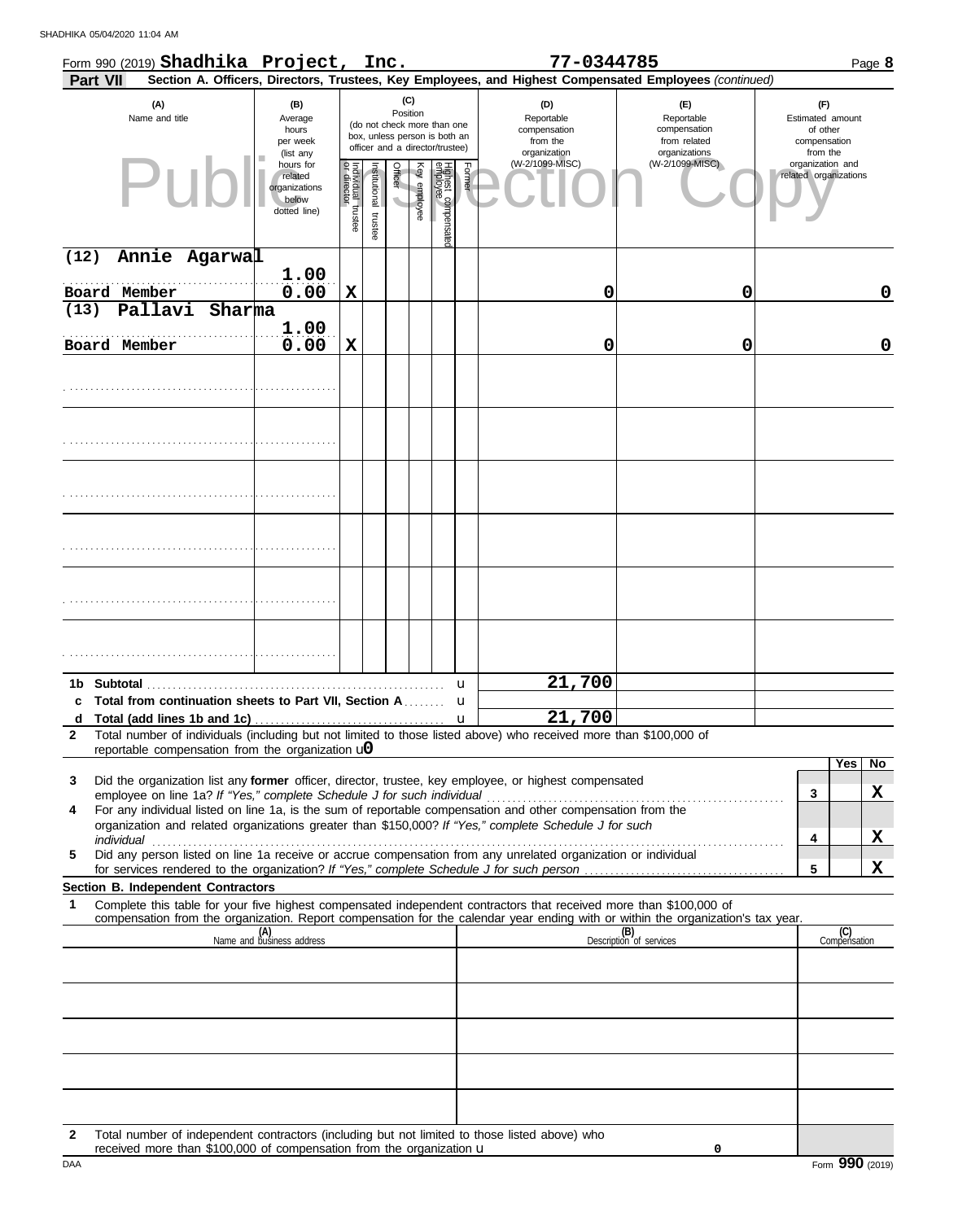Form 990 (2019) **Shadhika Project, Inc.** **77-0344785** Page **8**

**Part VII** **Section A. Officers, Directors, Trustees, Key Employees, and Highest Compensated Employees** *(continued)*

| (A) Name and title | (B) Average hours per week (list any hours for related organizations below dotted line) | (C) Position: Individual trustee or director | Institutional trustee | Officer | Key employee | Highest compensated employee | Former | (D) Reportable compensation from the organization (W-2/1099-MISC) | (E) Reportable compensation from related organizations (W-2/1099-MISC) | (F) Estimated amount of other compensation from the organization and related organizations |
|---|---|---|---|---|---|---|---|---|---|---|
| (12) Annie Agarwal<br>Board Member | 1.00<br>0.00 | X | | | | | | 0 | 0 | 0 |
| (13) Pallavi Sharma<br>Board Member | 1.00<br>0.00 | X | | | | | | 0 | 0 | 0 |
| | | | | | | | | | | |
| | | | | | | | | | | |
| | | | | | | | | | | |
| | | | | | | | | | | |
| | | | | | | | | | | |
| | | | | | | | | | | |

**1b Subtotal** ........ u 21,700

**c Total from continuation sheets to Part VII, Section A** ........ u

**d Total (add lines 1b and 1c)** ........ u 21,700

**2** Total number of individuals (including but not limited to those listed above) who received more than $100,000 of reportable compensation from the organization u 0

| | | | Yes | No |
|---|---|---|---|---|
| 3 | Did the organization list any **former** officer, director, trustee, key employee, or highest compensated employee on line 1a? *If "Yes," complete Schedule J for such individual* | 3 | | X |
| 4 | For any individual listed on line 1a, is the sum of reportable compensation and other compensation from the organization and related organizations greater than $150,000? *If "Yes," complete Schedule J for such individual* | 4 | | X |
| 5 | Did any person listed on line 1a receive or accrue compensation from any unrelated organization or individual for services rendered to the organization? *If "Yes," complete Schedule J for such person* | 5 | | X |

**Section B. Independent Contractors**

**1** Complete this table for your five highest compensated independent contractors that received more than $100,000 of compensation from the organization. Report compensation for the calendar year ending with or within the organization's tax year.

| (A) Name and business address | (B) Description of services | (C) Compensation |
|---|---|---|
| | | |
| | | |
| | | |
| | | |
| | | |

**2** Total number of independent contractors (including but not limited to those listed above) who received more than $100,000 of compensation from the organization u 0

Form **990** (2019)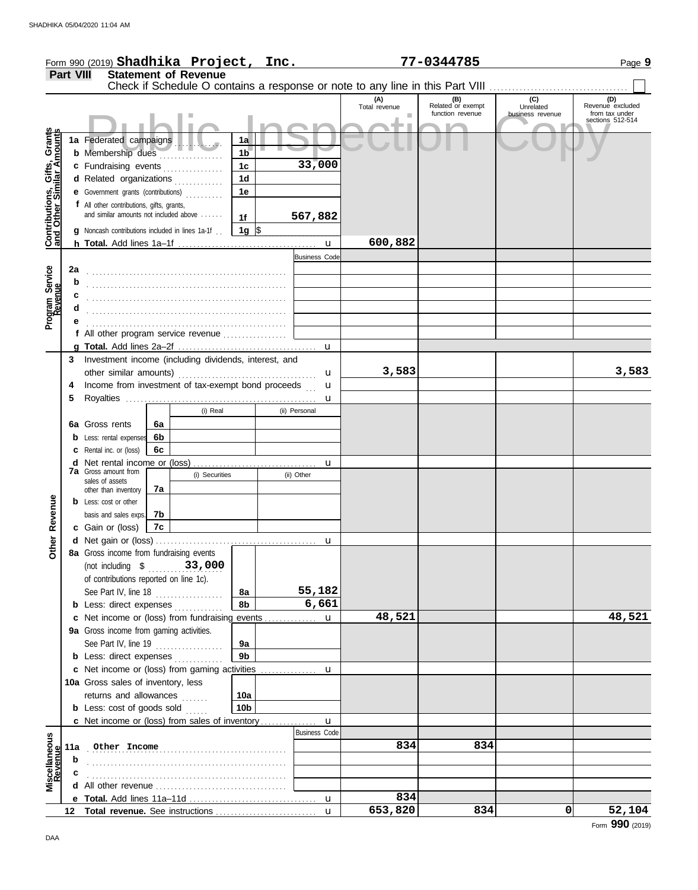Form 990 (2019) **Shadhika Project, Inc.** **77-0344785**

## Part VIII Statement of Revenue

Check if Schedule O contains a response or note to any line in this Part VIII ☐

Public Inspection Copy

| | | | | (A) Total revenue | (B) Related or exempt function revenue | (C) Unrelated business revenue | (D) Revenue excluded from tax under sections 512-514 |
|---|---|---|---|---|---|---|---|
| **Contributions, Gifts, Grants and Other Similar Amounts** | 1a Federated campaigns | 1a | | | | | |
| | b Membership dues | 1b | | | | | |
| | c Fundraising events | 1c | 33,000 | | | | |
| | d Related organizations | 1d | | | | | |
| | e Government grants (contributions) | 1e | | | | | |
| | f All other contributions, gifts, grants, and similar amounts not included above | 1f | 567,882 | | | | |
| | g Noncash contributions included in lines 1a-1f | 1g | $ | | | | |
| | h **Total.** Add lines 1a–1f | | u | 600,882 | | | |
| **Program Service Revenue** | | | Business Code | | | | |
| | 2a | | | | | | |
| | b | | | | | | |
| | c | | | | | | |
| | d | | | | | | |
| | e | | | | | | |
| | f All other program service revenue | | | | | | |
| | g **Total.** Add lines 2a–2f | | u | | | | |
| **Other Revenue** | 3 Investment income (including dividends, interest, and other similar amounts) | | u | 3,583 | | | 3,583 |
| | 4 Income from investment of tax-exempt bond proceeds | | u | | | | |
| | 5 Royalties | | u | | | | |
| | | (i) Real | (ii) Personal | | | | |
| | 6a Gross rents 6a | | | | | | |
| | b Less: rental expenses 6b | | | | | | |
| | c Rental inc. or (loss) 6c | | | | | | |
| | d Net rental income or (loss) | | u | | | | |
| | 7a Gross amount from sales of assets other than inventory | (i) Securities | (ii) Other | | | | |
| | 7a | | | | | | |
| | b Less: cost or other basis and sales exps. 7b | | | | | | |
| | c Gain or (loss) 7c | | | | | | |
| | d Net gain or (loss) | | u | | | | |
| | 8a Gross income from fundraising events (not including $ 33,000 of contributions reported on line 1c). See Part IV, line 18 | 8a | 55,182 | | | | |
| | b Less: direct expenses | 8b | 6,661 | | | | |
| | c Net income or (loss) from fundraising events | | u | 48,521 | | | 48,521 |
| | 9a Gross income from gaming activities. See Part IV, line 19 | 9a | | | | | |
| | b Less: direct expenses | 9b | | | | | |
| | c Net income or (loss) from gaming activities | | u | | | | |
| | 10a Gross sales of inventory, less returns and allowances | 10a | | | | | |
| | b Less: cost of goods sold | 10b | | | | | |
| | c Net income or (loss) from sales of inventory | | u | | | | |
| **Miscellaneous Revenue** | | | Business Code | | | | |
| | 11a Other Income | | | 834 | 834 | | |
| | b | | | | | | |
| | c | | | | | | |
| | d All other revenue | | | | | | |
| | e **Total.** Add lines 11a–11d | | u | 834 | | | |
| | 12 **Total revenue.** See instructions | | u | 653,820 | 834 | 0 | 52,104 |

Form **990** (2019)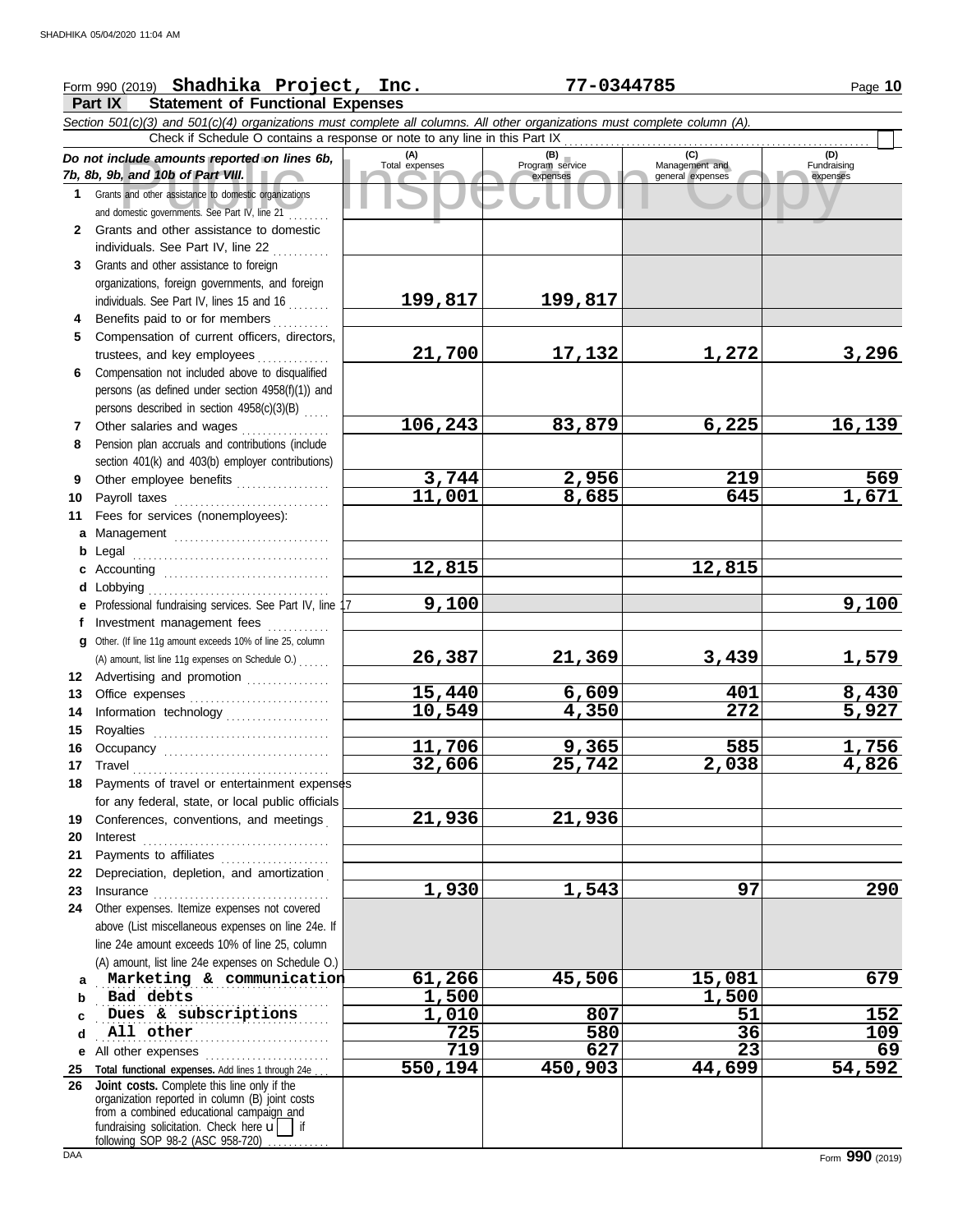Form 990 (2019) **Shadhika Project, Inc.** **77-0344785**

## Part IX Statement of Functional Expenses

*Section 501(c)(3) and 501(c)(4) organizations must complete all columns. All other organizations must complete column (A).*

Check if Schedule O contains a response or note to any line in this Part IX

| *Do not include amounts reported on lines 6b, 7b, 8b, 9b, and 10b of Part VIII.* | (A) Total expenses | (B) Program service expenses | (C) Management and general expenses | (D) Fundraising expenses |
|---|---|---|---|---|
| **1** Grants and other assistance to domestic organizations and domestic governments. See Part IV, line 21 | | | | |
| **2** Grants and other assistance to domestic individuals. See Part IV, line 22 | | | | |
| **3** Grants and other assistance to foreign organizations, foreign governments, and foreign individuals. See Part IV, lines 15 and 16 | 199,817 | 199,817 | | |
| **4** Benefits paid to or for members | | | | |
| **5** Compensation of current officers, directors, trustees, and key employees | 21,700 | 17,132 | 1,272 | 3,296 |
| **6** Compensation not included above to disqualified persons (as defined under section 4958(f)(1)) and persons described in section 4958(c)(3)(B) | | | | |
| **7** Other salaries and wages | 106,243 | 83,879 | 6,225 | 16,139 |
| **8** Pension plan accruals and contributions (include section 401(k) and 403(b) employer contributions) | | | | |
| **9** Other employee benefits | 3,744 | 2,956 | 219 | 569 |
| **10** Payroll taxes | 11,001 | 8,685 | 645 | 1,671 |
| **11** Fees for services (nonemployees): | | | | |
| **a** Management | | | | |
| **b** Legal | | | | |
| **c** Accounting | 12,815 | | 12,815 | |
| **d** Lobbying | | | | |
| **e** Professional fundraising services. See Part IV, line 17 | 9,100 | | | 9,100 |
| **f** Investment management fees | | | | |
| **g** Other. (If line 11g amount exceeds 10% of line 25, column (A) amount, list line 11g expenses on Schedule O.) | 26,387 | 21,369 | 3,439 | 1,579 |
| **12** Advertising and promotion | | | | |
| **13** Office expenses | 15,440 | 6,609 | 401 | 8,430 |
| **14** Information technology | 10,549 | 4,350 | 272 | 5,927 |
| **15** Royalties | | | | |
| **16** Occupancy | 11,706 | 9,365 | 585 | 1,756 |
| **17** Travel | 32,606 | 25,742 | 2,038 | 4,826 |
| **18** Payments of travel or entertainment expenses for any federal, state, or local public officials | | | | |
| **19** Conferences, conventions, and meetings | 21,936 | 21,936 | | |
| **20** Interest | | | | |
| **21** Payments to affiliates | | | | |
| **22** Depreciation, depletion, and amortization | | | | |
| **23** Insurance | 1,930 | 1,543 | 97 | 290 |
| **24** Other expenses. Itemize expenses not covered above (List miscellaneous expenses on line 24e. If line 24e amount exceeds 10% of line 25, column (A) amount, list line 24e expenses on Schedule O.) | | | | |
| **a** Marketing & communication | 61,266 | 45,506 | 15,081 | 679 |
| **b** Bad debts | 1,500 | | 1,500 | |
| **c** Dues & subscriptions | 1,010 | 807 | 51 | 152 |
| **d** All other | 725 | 580 | 36 | 109 |
| **e** All other expenses | 719 | 627 | 23 | 69 |
| **25** **Total functional expenses.** Add lines 1 through 24e | 550,194 | 450,903 | 44,699 | 54,592 |
| **26** **Joint costs.** Complete this line only if the organization reported in column (B) joint costs from a combined educational campaign and fundraising solicitation. Check here ☐ if following SOP 98-2 (ASC 958-720) | | | | |

Form **990** (2019)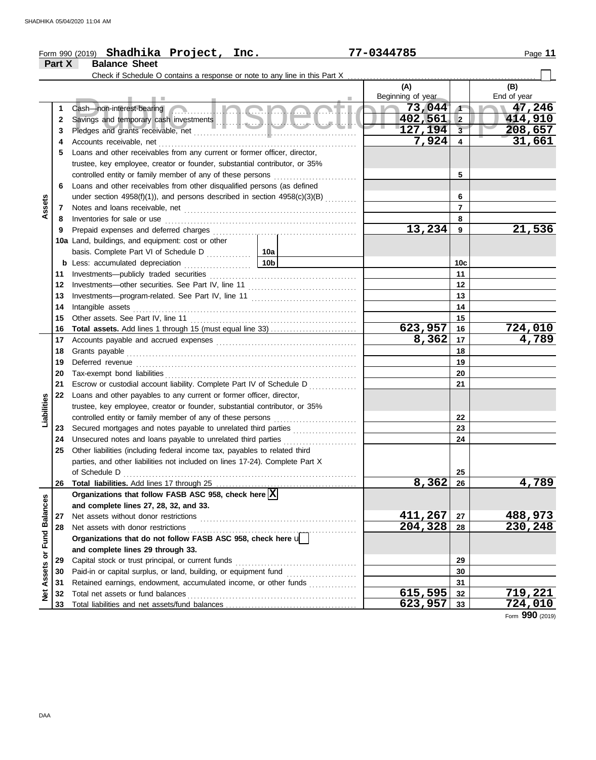Form 990 (2019) **Shadhika Project, Inc.** **77-0344785**

## Part X Balance Sheet

Check if Schedule O contains a response or note to any line in this Part X ☐

| | | | (A) Beginning of year | | (B) End of year |
|---|---|---|---|---|---|
| **Assets** | 1 | Cash—non-interest-bearing | 73,044 | 1 | 47,246 |
| | 2 | Savings and temporary cash investments | 402,561 | 2 | 414,910 |
| | 3 | Pledges and grants receivable, net | 127,194 | 3 | 208,657 |
| | 4 | Accounts receivable, net | 7,924 | 4 | 31,661 |
| | 5 | Loans and other receivables from any current or former officer, director, trustee, key employee, creator or founder, substantial contributor, or 35% controlled entity or family member of any of these persons | | 5 | |
| | 6 | Loans and other receivables from other disqualified persons (as defined under section 4958(f)(1)), and persons described in section 4958(c)(3)(B) | | 6 | |
| | 7 | Notes and loans receivable, net | | 7 | |
| | 8 | Inventories for sale or use | | 8 | |
| | 9 | Prepaid expenses and deferred charges | 13,234 | 9 | 21,536 |
| | 10a | Land, buildings, and equipment: cost or other basis. Complete Part VI of Schedule D ... 10a | | | |
| | b | Less: accumulated depreciation ... 10b | | 10c | |
| | 11 | Investments—publicly traded securities | | 11 | |
| | 12 | Investments—other securities. See Part IV, line 11 | | 12 | |
| | 13 | Investments—program-related. See Part IV, line 11 | | 13 | |
| | 14 | Intangible assets | | 14 | |
| | 15 | Other assets. See Part IV, line 11 | | 15 | |
| | 16 | **Total assets.** Add lines 1 through 15 (must equal line 33) | 623,957 | 16 | 724,010 |
| **Liabilities** | 17 | Accounts payable and accrued expenses | 8,362 | 17 | 4,789 |
| | 18 | Grants payable | | 18 | |
| | 19 | Deferred revenue | | 19 | |
| | 20 | Tax-exempt bond liabilities | | 20 | |
| | 21 | Escrow or custodial account liability. Complete Part IV of Schedule D | | 21 | |
| | 22 | Loans and other payables to any current or former officer, director, trustee, key employee, creator or founder, substantial contributor, or 35% controlled entity or family member of any of these persons | | 22 | |
| | 23 | Secured mortgages and notes payable to unrelated third parties | | 23 | |
| | 24 | Unsecured notes and loans payable to unrelated third parties | | 24 | |
| | 25 | Other liabilities (including federal income tax, payables to related third parties, and other liabilities not included on lines 17-24). Complete Part X of Schedule D | | 25 | |
| | 26 | **Total liabilities.** Add lines 17 through 25 | 8,362 | 26 | 4,789 |
| **Net Assets or Fund Balances** | | **Organizations that follow FASB ASC 958, check here** ☒ **and complete lines 27, 28, 32, and 33.** | | | |
| | 27 | Net assets without donor restrictions | 411,267 | 27 | 488,973 |
| | 28 | Net assets with donor restrictions | 204,328 | 28 | 230,248 |
| | | **Organizations that do not follow FASB ASC 958, check here** ☐ **and complete lines 29 through 33.** | | | |
| | 29 | Capital stock or trust principal, or current funds | | 29 | |
| | 30 | Paid-in or capital surplus, or land, building, or equipment fund | | 30 | |
| | 31 | Retained earnings, endowment, accumulated income, or other funds | | 31 | |
| | 32 | Total net assets or fund balances | 615,595 | 32 | 719,221 |
| | 33 | Total liabilities and net assets/fund balances | 623,957 | 33 | 724,010 |

Form **990** (2019)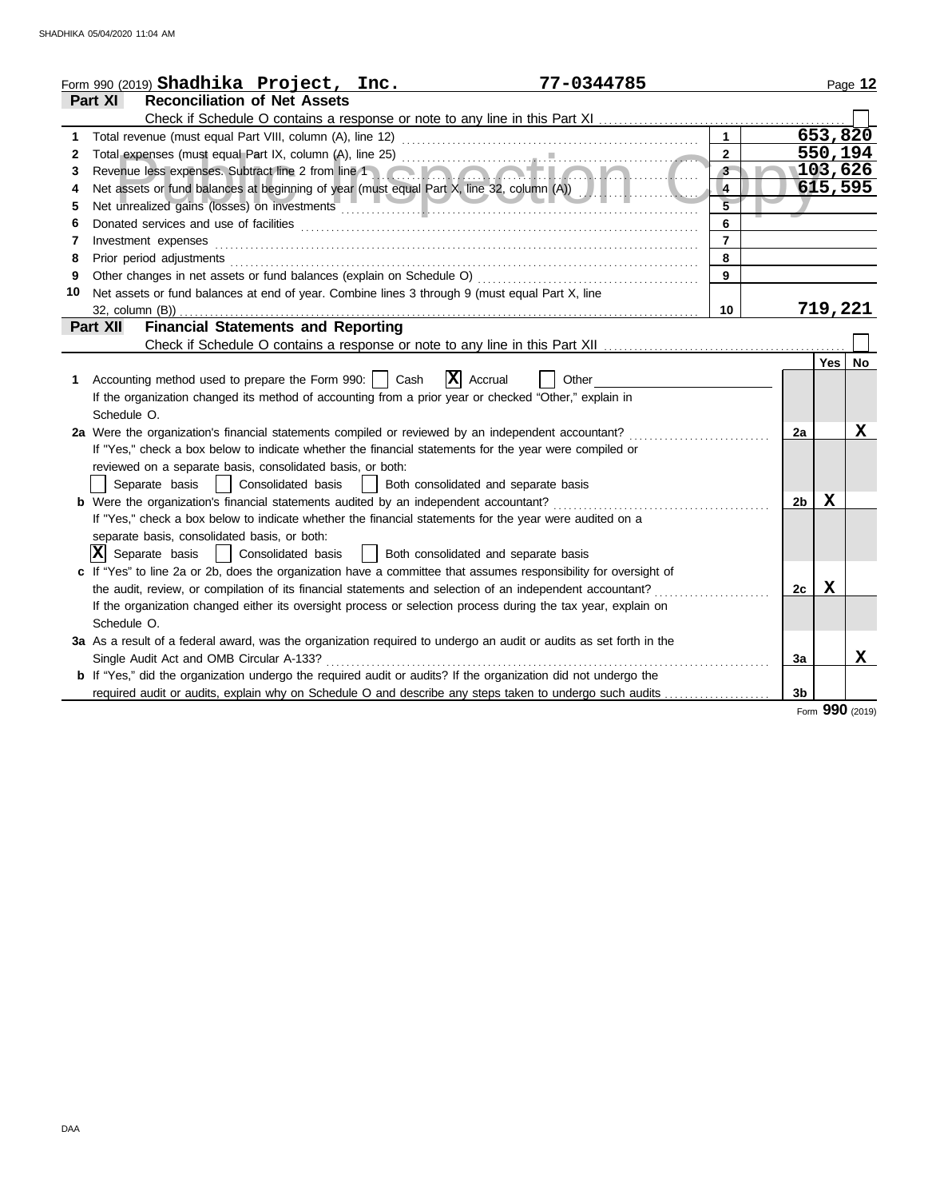Form 990 (2019) **Shadhika Project, Inc.** **77-0344785** Page **12**

## Part XI Reconciliation of Net Assets

Check if Schedule O contains a response or note to any line in this Part XI ☐

| | | | |
|---|---|---|---|
| 1 | Total revenue (must equal Part VIII, column (A), line 12) | 1 | 653,820 |
| 2 | Total expenses (must equal Part IX, column (A), line 25) | 2 | 550,194 |
| 3 | Revenue less expenses. Subtract line 2 from line 1 | 3 | 103,626 |
| 4 | Net assets or fund balances at beginning of year (must equal Part X, line 32, column (A)) | 4 | 615,595 |
| 5 | Net unrealized gains (losses) on investments | 5 | |
| 6 | Donated services and use of facilities | 6 | |
| 7 | Investment expenses | 7 | |
| 8 | Prior period adjustments | 8 | |
| 9 | Other changes in net assets or fund balances (explain on Schedule O) | 9 | |
| 10 | Net assets or fund balances at end of year. Combine lines 3 through 9 (must equal Part X, line 32, column (B)) | 10 | 719,221 |

## Part XII Financial Statements and Reporting

Check if Schedule O contains a response or note to any line in this Part XII ☐

| | | | Yes | No |
|---|---|---|---|---|
| **1** | Accounting method used to prepare the Form 990: ☐ Cash ☒ Accrual ☐ Other<br>If the organization changed its method of accounting from a prior year or checked "Other," explain in Schedule O. | | | |
| **2a** | Were the organization's financial statements compiled or reviewed by an independent accountant?<br>If "Yes," check a box below to indicate whether the financial statements for the year were compiled or reviewed on a separate basis, consolidated basis, or both:<br>☐ Separate basis ☐ Consolidated basis ☐ Both consolidated and separate basis | 2a | | X |
| **b** | Were the organization's financial statements audited by an independent accountant?<br>If "Yes," check a box below to indicate whether the financial statements for the year were audited on a separate basis, consolidated basis, or both:<br>☒ Separate basis ☐ Consolidated basis ☐ Both consolidated and separate basis | 2b | X | |
| **c** | If "Yes" to line 2a or 2b, does the organization have a committee that assumes responsibility for oversight of the audit, review, or compilation of its financial statements and selection of an independent accountant?<br>If the organization changed either its oversight process or selection process during the tax year, explain on Schedule O. | 2c | X | |
| **3a** | As a result of a federal award, was the organization required to undergo an audit or audits as set forth in the Single Audit Act and OMB Circular A-133? | 3a | | X |
| **b** | If "Yes," did the organization undergo the required audit or audits? If the organization did not undergo the required audit or audits, explain why on Schedule O and describe any steps taken to undergo such audits | 3b | | |

Form **990** (2019)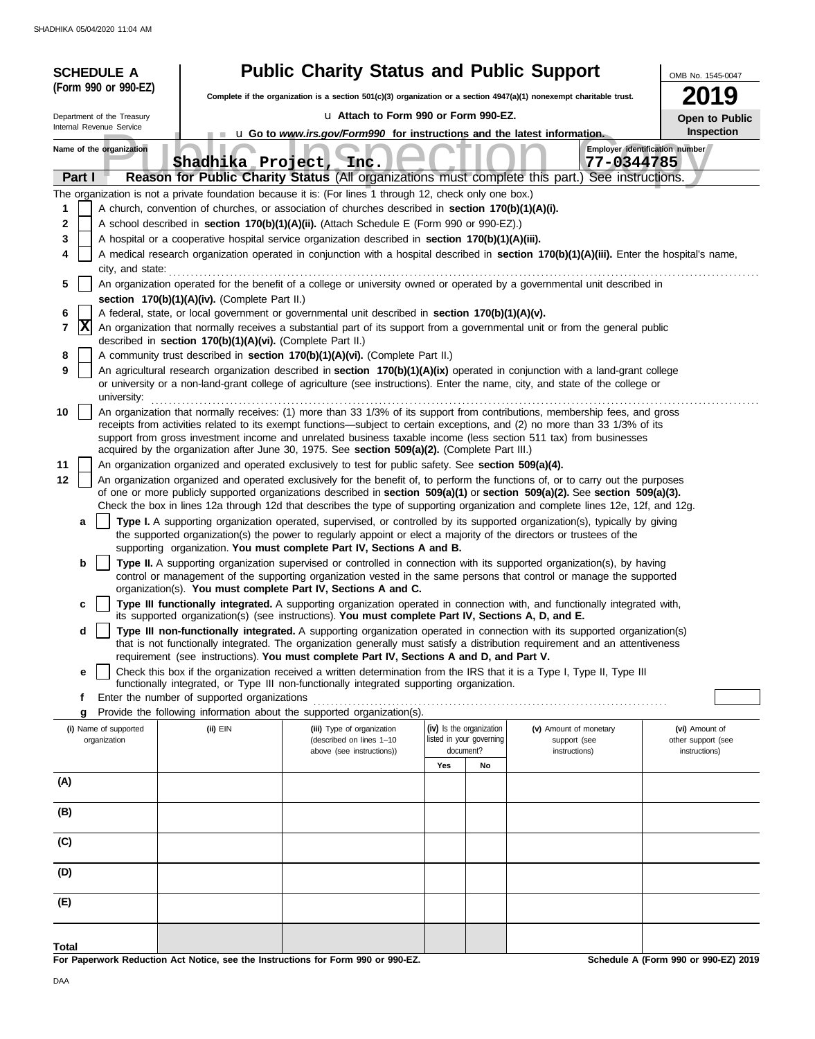**SCHEDULE A (Form 990 or 990-EZ)**

Department of the Treasury
Internal Revenue Service

# Public Charity Status and Public Support

**Complete if the organization is a section 501(c)(3) organization or a section 4947(a)(1) nonexempt charitable trust.**

u **Attach to Form 990 or Form 990-EZ.**

u **Go to *www.irs.gov/Form990* for instructions and the latest information.**

OMB No. 1545-0047

**2019**

**Open to Public Inspection**

**Name of the organization:** Shadhika Project, Inc.

**Employer identification number:** 77-0344785

## Part I — Reason for Public Charity Status (All organizations must complete this part.) See instructions.

The organization is not a private foundation because it is: (For lines 1 through 12, check only one box.)

1. [ ] A church, convention of churches, or association of churches described in **section 170(b)(1)(A)(i).**
2. [ ] A school described in **section 170(b)(1)(A)(ii).** (Attach Schedule E (Form 990 or 990-EZ).)
3. [ ] A hospital or a cooperative hospital service organization described in **section 170(b)(1)(A)(iii).**
4. [ ] A medical research organization operated in conjunction with a hospital described in **section 170(b)(1)(A)(iii).** Enter the hospital's name, city, and state:
5. [ ] An organization operated for the benefit of a college or university owned or operated by a governmental unit described in **section 170(b)(1)(A)(iv).** (Complete Part II.)
6. [ ] A federal, state, or local government or governmental unit described in **section 170(b)(1)(A)(v).**
7. [X] An organization that normally receives a substantial part of its support from a governmental unit or from the general public described in **section 170(b)(1)(A)(vi).** (Complete Part II.)
8. [ ] A community trust described in **section 170(b)(1)(A)(vi).** (Complete Part II.)
9. [ ] An agricultural research organization described in **section 170(b)(1)(A)(ix)** operated in conjunction with a land-grant college or university or a non-land-grant college of agriculture (see instructions). Enter the name, city, and state of the college or university:
10. [ ] An organization that normally receives: (1) more than 33 1/3% of its support from contributions, membership fees, and gross receipts from activities related to its exempt functions—subject to certain exceptions, and (2) no more than 33 1/3% of its support from gross investment income and unrelated business taxable income (less section 511 tax) from businesses acquired by the organization after June 30, 1975. See **section 509(a)(2).** (Complete Part III.)
11. [ ] An organization organized and operated exclusively to test for public safety. See **section 509(a)(4).**
12. [ ] An organization organized and operated exclusively for the benefit of, to perform the functions of, or to carry out the purposes of one or more publicly supported organizations described in **section 509(a)(1)** or **section 509(a)(2).** See **section 509(a)(3).** Check the box in lines 12a through 12d that describes the type of supporting organization and complete lines 12e, 12f, and 12g.
   - **a** [ ] **Type I.** A supporting organization operated, supervised, or controlled by its supported organization(s), typically by giving the supported organization(s) the power to regularly appoint or elect a majority of the directors or trustees of the supporting organization. **You must complete Part IV, Sections A and B.**
   - **b** [ ] **Type II.** A supporting organization supervised or controlled in connection with its supported organization(s), by having control or management of the supporting organization vested in the same persons that control or manage the supported organization(s). **You must complete Part IV, Sections A and C.**
   - **c** [ ] **Type III functionally integrated.** A supporting organization operated in connection with, and functionally integrated with, its supported organization(s) (see instructions). **You must complete Part IV, Sections A, D, and E.**
   - **d** [ ] **Type III non-functionally integrated.** A supporting organization operated in connection with its supported organization(s) that is not functionally integrated. The organization generally must satisfy a distribution requirement and an attentiveness requirement (see instructions). **You must complete Part IV, Sections A and D, and Part V.**
   - **e** [ ] Check this box if the organization received a written determination from the IRS that it is a Type I, Type II, Type III functionally integrated, or Type III non-functionally integrated supporting organization.
   - **f** Enter the number of supported organizations
   - **g** Provide the following information about the supported organization(s).

| | (i) Name of supported organization | (ii) EIN | (iii) Type of organization (described on lines 1–10 above (see instructions)) | (iv) Is the organization listed in your governing document? Yes | No | (v) Amount of monetary support (see instructions) | (vi) Amount of other support (see instructions) |
|---|---|---|---|---|---|---|---|
| (A) | | | | | | | |
| (B) | | | | | | | |
| (C) | | | | | | | |
| (D) | | | | | | | |
| (E) | | | | | | | |
| **Total** | | | | | | | |

**For Paperwork Reduction Act Notice, see the Instructions for Form 990 or 990-EZ.**

**Schedule A (Form 990 or 990-EZ) 2019**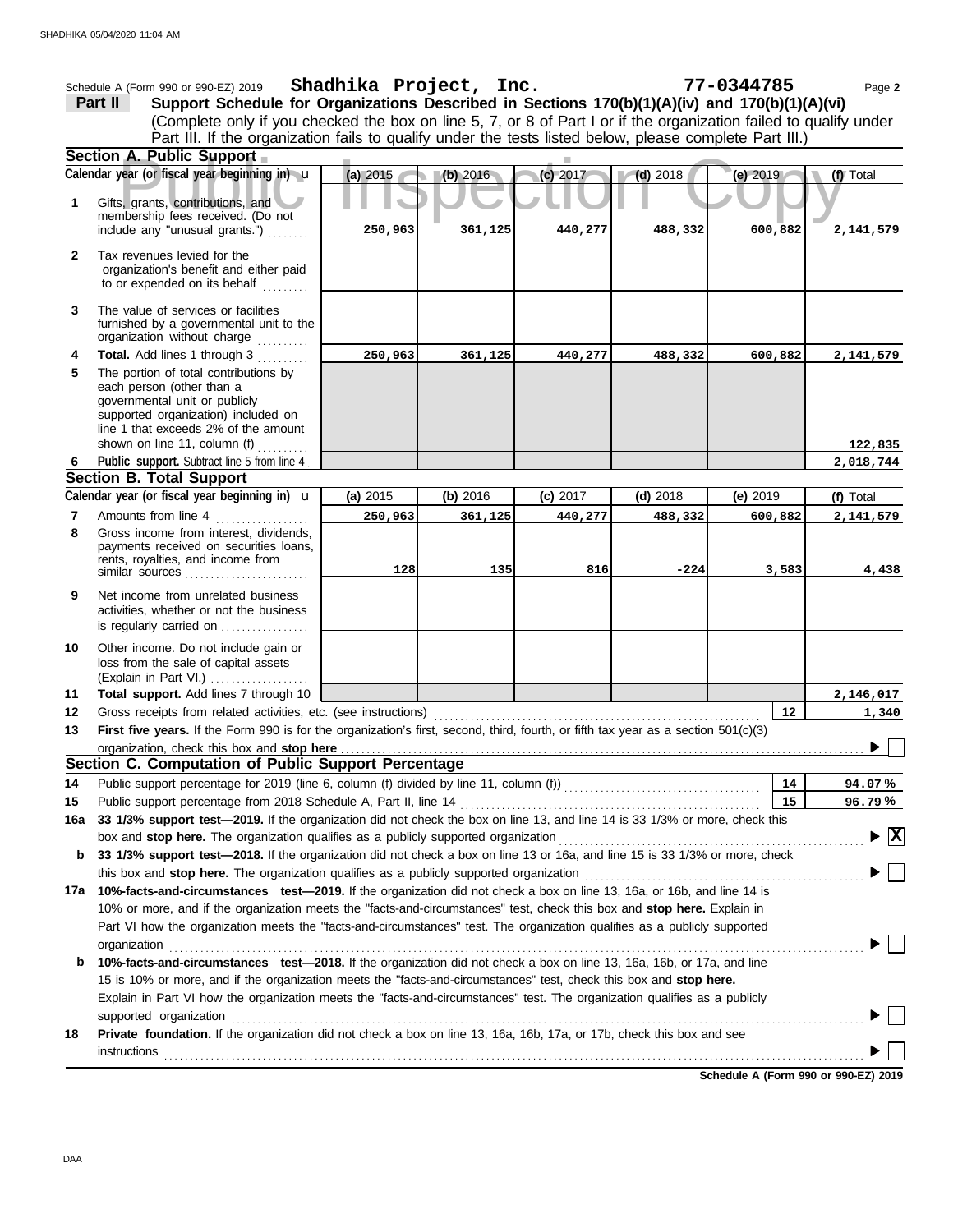Schedule A (Form 990 or 990-EZ) 2019 **Shadhika Project, Inc.** **77-0344785** Page **2**

**Part II** **Support Schedule for Organizations Described in Sections 170(b)(1)(A)(iv) and 170(b)(1)(A)(vi)**
(Complete only if you checked the box on line 5, 7, or 8 of Part I or if the organization failed to qualify under Part III. If the organization fails to qualify under the tests listed below, please complete Part III.)

Public Inspection Copy

### Section A. Public Support

| | Calendar year (or fiscal year beginning in) | (a) 2015 | (b) 2016 | (c) 2017 | (d) 2018 | (e) 2019 | (f) Total |
|---|---|---|---|---|---|---|---|
| 1 | Gifts, grants, contributions, and membership fees received. (Do not include any "unusual grants.") | 250,963 | 361,125 | 440,277 | 488,332 | 600,882 | 2,141,579 |
| 2 | Tax revenues levied for the organization's benefit and either paid to or expended on its behalf | | | | | | |
| 3 | The value of services or facilities furnished by a governmental unit to the organization without charge | | | | | | |
| 4 | **Total.** Add lines 1 through 3 | 250,963 | 361,125 | 440,277 | 488,332 | 600,882 | 2,141,579 |
| 5 | The portion of total contributions by each person (other than a governmental unit or publicly supported organization) included on line 1 that exceeds 2% of the amount shown on line 11, column (f) | | | | | | 122,835 |
| 6 | **Public support.** Subtract line 5 from line 4 | | | | | | 2,018,744 |

### Section B. Total Support

| | Calendar year (or fiscal year beginning in) | (a) 2015 | (b) 2016 | (c) 2017 | (d) 2018 | (e) 2019 | (f) Total |
|---|---|---|---|---|---|---|---|
| 7 | Amounts from line 4 | 250,963 | 361,125 | 440,277 | 488,332 | 600,882 | 2,141,579 |
| 8 | Gross income from interest, dividends, payments received on securities loans, rents, royalties, and income from similar sources | 128 | 135 | 816 | -224 | 3,583 | 4,438 |
| 9 | Net income from unrelated business activities, whether or not the business is regularly carried on | | | | | | |
| 10 | Other income. Do not include gain or loss from the sale of capital assets (Explain in Part VI.) | | | | | | |
| 11 | **Total support.** Add lines 7 through 10 | | | | | | 2,146,017 |

**12** Gross receipts from related activities, etc. (see instructions) ... **12** 1,340

**13** **First five years.** If the Form 990 is for the organization's first, second, third, fourth, or fifth tax year as a section 501(c)(3) organization, check this box and **stop here** ... ☐

### Section C. Computation of Public Support Percentage

**14** Public support percentage for 2019 (line 6, column (f) divided by line 11, column (f)) ... **14** 94.07 %

**15** Public support percentage from 2018 Schedule A, Part II, line 14 ... **15** 96.79 %

**16a** **33 1/3% support test—2019.** If the organization did not check the box on line 13, and line 14 is 33 1/3% or more, check this box and **stop here.** The organization qualifies as a publicly supported organization ... ☒

**b** **33 1/3% support test—2018.** If the organization did not check a box on line 13 or 16a, and line 15 is 33 1/3% or more, check this box and **stop here.** The organization qualifies as a publicly supported organization ... ☐

**17a** **10%-facts-and-circumstances test—2019.** If the organization did not check a box on line 13, 16a, or 16b, and line 14 is 10% or more, and if the organization meets the "facts-and-circumstances" test, check this box and **stop here.** Explain in Part VI how the organization meets the "facts-and-circumstances" test. The organization qualifies as a publicly supported organization ... ☐

**b** **10%-facts-and-circumstances test—2018.** If the organization did not check a box on line 13, 16a, 16b, or 17a, and line 15 is 10% or more, and if the organization meets the "facts-and-circumstances" test, check this box and **stop here.** Explain in Part VI how the organization meets the "facts-and-circumstances" test. The organization qualifies as a publicly supported organization ... ☐

**18** **Private foundation.** If the organization did not check a box on line 13, 16a, 16b, 17a, or 17b, check this box and see instructions ... ☐

**Schedule A (Form 990 or 990-EZ) 2019**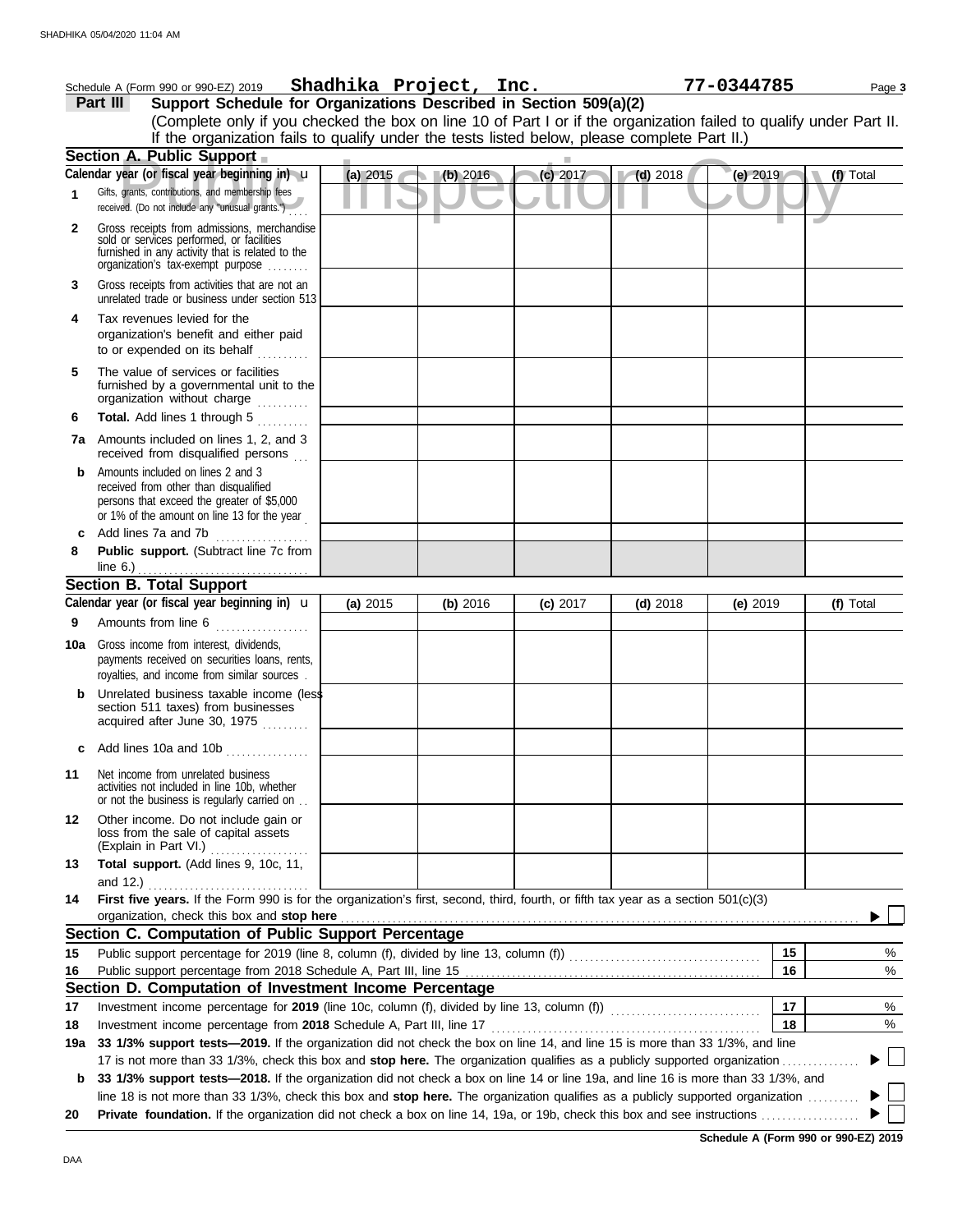Schedule A (Form 990 or 990-EZ) 2019 **Shadhika Project, Inc.** **77-0344785** Page **3**

## Part III Support Schedule for Organizations Described in Section 509(a)(2)

(Complete only if you checked the box on line 10 of Part I or if the organization failed to qualify under Part II. If the organization fails to qualify under the tests listed below, please complete Part II.)

### Section A. Public Support

| Calendar year (or fiscal year beginning in) | (a) 2015 | (b) 2016 | (c) 2017 | (d) 2018 | (e) 2019 | (f) Total |
|---|---|---|---|---|---|---|
| **1** Gifts, grants, contributions, and membership fees received. (Do not include any "unusual grants.") | | | | | | |
| **2** Gross receipts from admissions, merchandise sold or services performed, or facilities furnished in any activity that is related to the organization's tax-exempt purpose | | | | | | |
| **3** Gross receipts from activities that are not an unrelated trade or business under section 513 | | | | | | |
| **4** Tax revenues levied for the organization's benefit and either paid to or expended on its behalf | | | | | | |
| **5** The value of services or facilities furnished by a governmental unit to the organization without charge | | | | | | |
| **6** **Total.** Add lines 1 through 5 | | | | | | |
| **7a** Amounts included on lines 1, 2, and 3 received from disqualified persons | | | | | | |
| **b** Amounts included on lines 2 and 3 received from other than disqualified persons that exceed the greater of $5,000 or 1% of the amount on line 13 for the year | | | | | | |
| **c** Add lines 7a and 7b | | | | | | |
| **8** **Public support.** (Subtract line 7c from line 6.) | | | | | | |

### Section B. Total Support

| Calendar year (or fiscal year beginning in) | (a) 2015 | (b) 2016 | (c) 2017 | (d) 2018 | (e) 2019 | (f) Total |
|---|---|---|---|---|---|---|
| **9** Amounts from line 6 | | | | | | |
| **10a** Gross income from interest, dividends, payments received on securities loans, rents, royalties, and income from similar sources | | | | | | |
| **b** Unrelated business taxable income (less section 511 taxes) from businesses acquired after June 30, 1975 | | | | | | |
| **c** Add lines 10a and 10b | | | | | | |
| **11** Net income from unrelated business activities not included in line 10b, whether or not the business is regularly carried on | | | | | | |
| **12** Other income. Do not include gain or loss from the sale of capital assets (Explain in Part VI.) | | | | | | |
| **13** **Total support.** (Add lines 9, 10c, 11, and 12.) | | | | | | |

**14** **First five years.** If the Form 990 is for the organization's first, second, third, fourth, or fifth tax year as a section 501(c)(3) organization, check this box and **stop here** ▶ ☐

### Section C. Computation of Public Support Percentage

| | | | |
|---|---|---|---|
| **15** | Public support percentage for 2019 (line 8, column (f), divided by line 13, column (f)) | 15 | % |
| **16** | Public support percentage from 2018 Schedule A, Part III, line 15 | 16 | % |

### Section D. Computation of Investment Income Percentage

| | | | |
|---|---|---|---|
| **17** | Investment income percentage for **2019** (line 10c, column (f), divided by line 13, column (f)) | 17 | % |
| **18** | Investment income percentage from **2018** Schedule A, Part III, line 17 | 18 | % |

**19a** **33 1/3% support tests—2019.** If the organization did not check the box on line 14, and line 15 is more than 33 1/3%, and line 17 is not more than 33 1/3%, check this box and **stop here.** The organization qualifies as a publicly supported organization ▶ ☐

**b** **33 1/3% support tests—2018.** If the organization did not check a box on line 14 or line 19a, and line 16 is more than 33 1/3%, and line 18 is not more than 33 1/3%, check this box and **stop here.** The organization qualifies as a publicly supported organization ▶ ☐

**20** **Private foundation.** If the organization did not check a box on line 14, 19a, or 19b, check this box and see instructions ▶ ☐

**Schedule A (Form 990 or 990-EZ) 2019**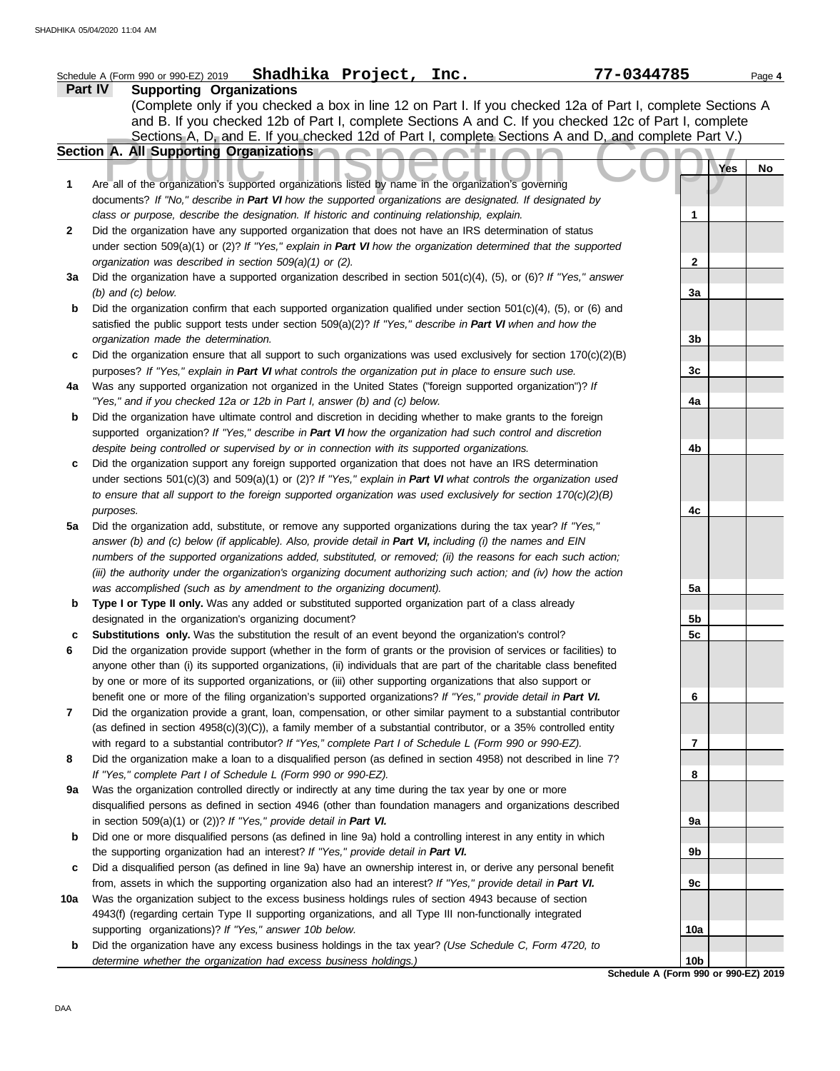Schedule A (Form 990 or 990-EZ) 2019 **Shadhika Project, Inc.** **77-0344785** Page **4**

**Part IV Supporting Organizations**

(Complete only if you checked a box in line 12 on Part I. If you checked 12a of Part I, complete Sections A and B. If you checked 12b of Part I, complete Sections A and C. If you checked 12c of Part I, complete Sections A, D, and E. If you checked 12d of Part I, complete Sections A and D, and complete Part V.)

**Section A. All Supporting Organizations**

| | | | Yes | No |
|---|---|---|---|---|
| **1** | Are all of the organization's supported organizations listed by name in the organization's governing documents? *If "No," describe in **Part VI** how the supported organizations are designated. If designated by class or purpose, describe the designation. If historic and continuing relationship, explain.* | 1 | | |
| **2** | Did the organization have any supported organization that does not have an IRS determination of status under section 509(a)(1) or (2)? *If "Yes," explain in **Part VI** how the organization determined that the supported organization was described in section 509(a)(1) or (2).* | 2 | | |
| **3a** | Did the organization have a supported organization described in section 501(c)(4), (5), or (6)? *If "Yes," answer (b) and (c) below.* | 3a | | |
| **b** | Did the organization confirm that each supported organization qualified under section 501(c)(4), (5), or (6) and satisfied the public support tests under section 509(a)(2)? *If "Yes," describe in **Part VI** when and how the organization made the determination.* | 3b | | |
| **c** | Did the organization ensure that all support to such organizations was used exclusively for section 170(c)(2)(B) purposes? *If "Yes," explain in **Part VI** what controls the organization put in place to ensure such use.* | 3c | | |
| **4a** | Was any supported organization not organized in the United States ("foreign supported organization")? *If "Yes," and if you checked 12a or 12b in Part I, answer (b) and (c) below.* | 4a | | |
| **b** | Did the organization have ultimate control and discretion in deciding whether to make grants to the foreign supported organization? *If "Yes," describe in **Part VI** how the organization had such control and discretion despite being controlled or supervised by or in connection with its supported organizations.* | 4b | | |
| **c** | Did the organization support any foreign supported organization that does not have an IRS determination under sections 501(c)(3) and 509(a)(1) or (2)? *If "Yes," explain in **Part VI** what controls the organization used to ensure that all support to the foreign supported organization was used exclusively for section 170(c)(2)(B) purposes.* | 4c | | |
| **5a** | Did the organization add, substitute, or remove any supported organizations during the tax year? *If "Yes," answer (b) and (c) below (if applicable). Also, provide detail in **Part VI,** including (i) the names and EIN numbers of the supported organizations added, substituted, or removed; (ii) the reasons for each such action; (iii) the authority under the organization's organizing document authorizing such action; and (iv) how the action was accomplished (such as by amendment to the organizing document).* | 5a | | |
| **b** | **Type I or Type II only.** Was any added or substituted supported organization part of a class already designated in the organization's organizing document? | 5b | | |
| **c** | **Substitutions only.** Was the substitution the result of an event beyond the organization's control? | 5c | | |
| **6** | Did the organization provide support (whether in the form of grants or the provision of services or facilities) to anyone other than (i) its supported organizations, (ii) individuals that are part of the charitable class benefited by one or more of its supported organizations, or (iii) other supporting organizations that also support or benefit one or more of the filing organization's supported organizations? *If "Yes," provide detail in **Part VI.*** | 6 | | |
| **7** | Did the organization provide a grant, loan, compensation, or other similar payment to a substantial contributor (as defined in section 4958(c)(3)(C)), a family member of a substantial contributor, or a 35% controlled entity with regard to a substantial contributor? *If "Yes," complete Part I of Schedule L (Form 990 or 990-EZ).* | 7 | | |
| **8** | Did the organization make a loan to a disqualified person (as defined in section 4958) not described in line 7? *If "Yes," complete Part I of Schedule L (Form 990 or 990-EZ).* | 8 | | |
| **9a** | Was the organization controlled directly or indirectly at any time during the tax year by one or more disqualified persons as defined in section 4946 (other than foundation managers and organizations described in section 509(a)(1) or (2))? *If "Yes," provide detail in **Part VI.*** | 9a | | |
| **b** | Did one or more disqualified persons (as defined in line 9a) hold a controlling interest in any entity in which the supporting organization had an interest? *If "Yes," provide detail in **Part VI.*** | 9b | | |
| **c** | Did a disqualified person (as defined in line 9a) have an ownership interest in, or derive any personal benefit from, assets in which the supporting organization also had an interest? *If "Yes," provide detail in **Part VI.*** | 9c | | |
| **10a** | Was the organization subject to the excess business holdings rules of section 4943 because of section 4943(f) (regarding certain Type II supporting organizations, and all Type III non-functionally integrated supporting organizations)? *If "Yes," answer 10b below.* | 10a | | |
| **b** | Did the organization have any excess business holdings in the tax year? *(Use Schedule C, Form 4720, to determine whether the organization had excess business holdings.)* | 10b | | |

**Schedule A (Form 990 or 990-EZ) 2019**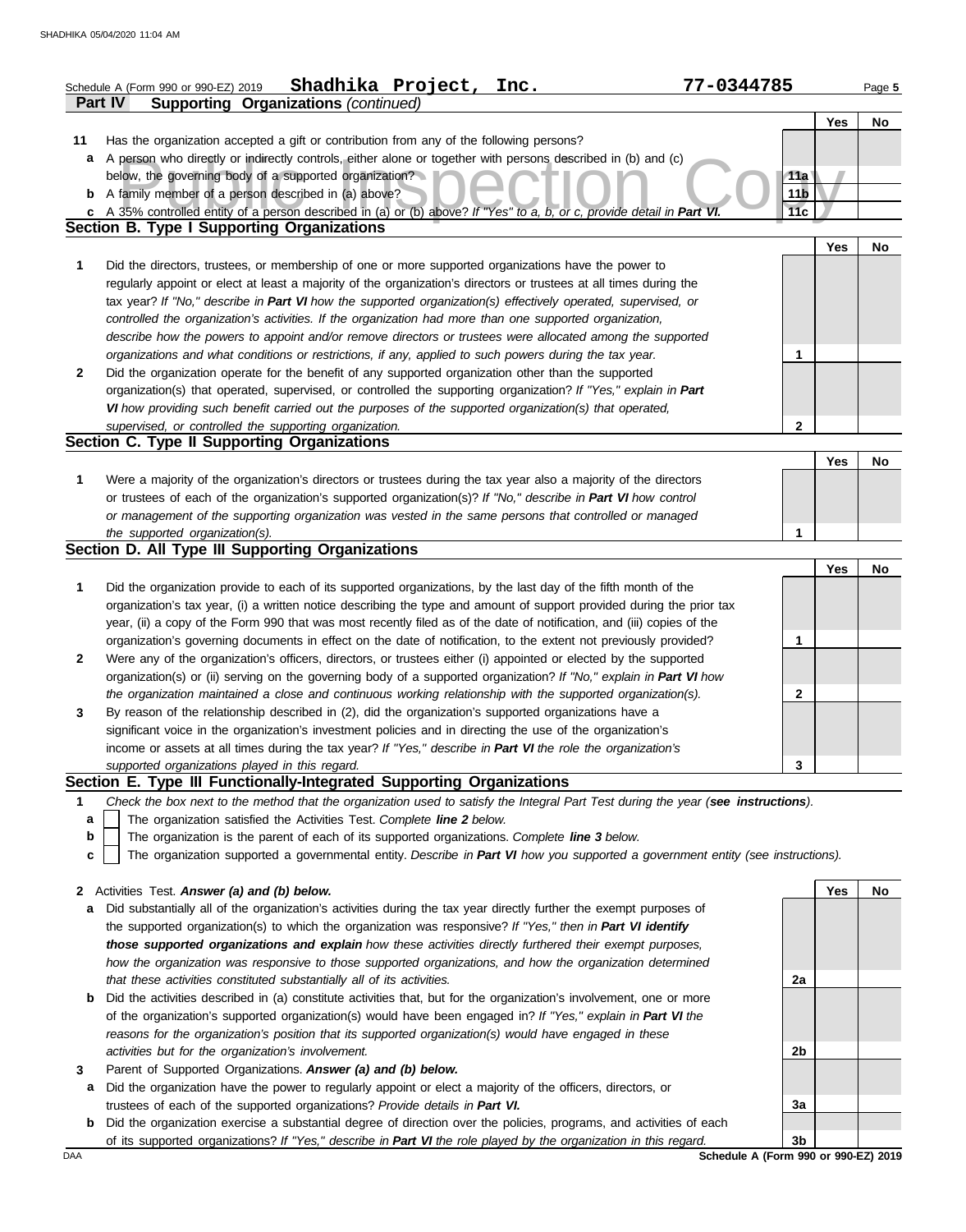Schedule A (Form 990 or 990-EZ) 2019 **Shadhika Project, Inc.** 77-0344785 Page 5

**Part IV Supporting Organizations** *(continued)*

| | | | Yes | No |
|---|---|---|---|---|
| **11** | Has the organization accepted a gift or contribution from any of the following persons? | | | |
| **a** | A person who directly or indirectly controls, either alone or together with persons described in (b) and (c) below, the governing body of a supported organization? | **11a** | | |
| **b** | A family member of a person described in (a) above? | **11b** | | |
| **c** | A 35% controlled entity of a person described in (a) or (b) above? *If "Yes" to a, b, or c, provide detail in **Part VI.*** | **11c** | | |

**Section B. Type I Supporting Organizations**

| | | | Yes | No |
|---|---|---|---|---|
| **1** | Did the directors, trustees, or membership of one or more supported organizations have the power to regularly appoint or elect at least a majority of the organization's directors or trustees at all times during the tax year? *If "No," describe in **Part VI** how the supported organization(s) effectively operated, supervised, or controlled the organization's activities. If the organization had more than one supported organization, describe how the powers to appoint and/or remove directors or trustees were allocated among the supported organizations and what conditions or restrictions, if any, applied to such powers during the tax year.* | **1** | | |
| **2** | Did the organization operate for the benefit of any supported organization other than the supported organization(s) that operated, supervised, or controlled the supporting organization? *If "Yes," explain in **Part VI** how providing such benefit carried out the purposes of the supported organization(s) that operated, supervised, or controlled the supporting organization.* | **2** | | |

**Section C. Type II Supporting Organizations**

| | | | Yes | No |
|---|---|---|---|---|
| **1** | Were a majority of the organization's directors or trustees during the tax year also a majority of the directors or trustees of each of the organization's supported organization(s)? *If "No," describe in **Part VI** how control or management of the supporting organization was vested in the same persons that controlled or managed the supported organization(s).* | **1** | | |

**Section D. All Type III Supporting Organizations**

| | | | Yes | No |
|---|---|---|---|---|
| **1** | Did the organization provide to each of its supported organizations, by the last day of the fifth month of the organization's tax year, (i) a written notice describing the type and amount of support provided during the prior tax year, (ii) a copy of the Form 990 that was most recently filed as of the date of notification, and (iii) copies of the organization's governing documents in effect on the date of notification, to the extent not previously provided? | **1** | | |
| **2** | Were any of the organization's officers, directors, or trustees either (i) appointed or elected by the supported organization(s) or (ii) serving on the governing body of a supported organization? *If "No," explain in **Part VI** how the organization maintained a close and continuous working relationship with the supported organization(s).* | **2** | | |
| **3** | By reason of the relationship described in (2), did the organization's supported organizations have a significant voice in the organization's investment policies and in directing the use of the organization's income or assets at all times during the tax year? *If "Yes," describe in **Part VI** the role the organization's supported organizations played in this regard.* | **3** | | |

**Section E. Type III Functionally-Integrated Supporting Organizations**

**1** *Check the box next to the method that the organization used to satisfy the Integral Part Test during the year (**see instructions**).*

- **a** ☐ The organization satisfied the Activities Test. *Complete **line 2** below.*
- **b** ☐ The organization is the parent of each of its supported organizations. *Complete **line 3** below.*
- **c** ☐ The organization supported a governmental entity. *Describe in **Part VI** how you supported a government entity (see instructions).*

| | | | Yes | No |
|---|---|---|---|---|
| **2** | Activities Test. ***Answer (a) and (b) below.*** | | | |
| **a** | Did substantially all of the organization's activities during the tax year directly further the exempt purposes of the supported organization(s) to which the organization was responsive? *If "Yes," then in **Part VI identify those supported organizations and explain** how these activities directly furthered their exempt purposes, how the organization was responsive to those supported organizations, and how the organization determined that these activities constituted substantially all of its activities.* | **2a** | | |
| **b** | Did the activities described in (a) constitute activities that, but for the organization's involvement, one or more of the organization's supported organization(s) would have been engaged in? *If "Yes," explain in **Part VI** the reasons for the organization's position that its supported organization(s) would have engaged in these activities but for the organization's involvement.* | **2b** | | |
| **3** | Parent of Supported Organizations. ***Answer (a) and (b) below.*** | | | |
| **a** | Did the organization have the power to regularly appoint or elect a majority of the officers, directors, or trustees of each of the supported organizations? *Provide details in **Part VI.*** | **3a** | | |
| **b** | Did the organization exercise a substantial degree of direction over the policies, programs, and activities of each of its supported organizations? *If "Yes," describe in **Part VI** the role played by the organization in this regard.* | **3b** | | |

DAA **Schedule A (Form 990 or 990-EZ) 2019**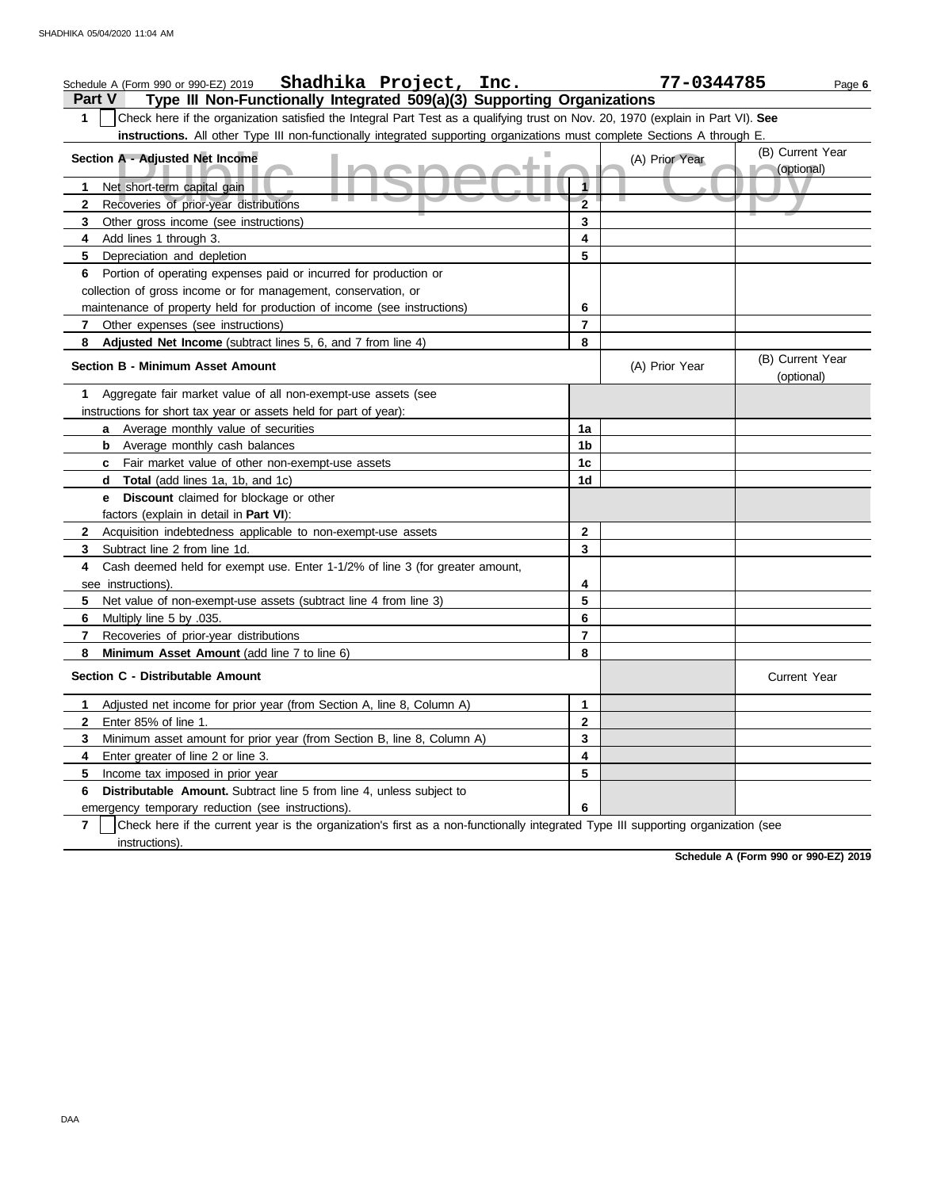Schedule A (Form 990 or 990-EZ) 2019 **Shadhika Project, Inc.** **77-0344785**

## Part V Type III Non-Functionally Integrated 509(a)(3) Supporting Organizations

**1** ☐ Check here if the organization satisfied the Integral Part Test as a qualifying trust on Nov. 20, 1970 (explain in Part VI). **See instructions.** All other Type III non-functionally integrated supporting organizations must complete Sections A through E.

| Section A - Adjusted Net Income | | (A) Prior Year | (B) Current Year (optional) |
|---|---|---|---|
| **1** Net short-term capital gain | 1 | | |
| **2** Recoveries of prior-year distributions | 2 | | |
| **3** Other gross income (see instructions) | 3 | | |
| **4** Add lines 1 through 3. | 4 | | |
| **5** Depreciation and depletion | 5 | | |
| **6** Portion of operating expenses paid or incurred for production or collection of gross income or for management, conservation, or maintenance of property held for production of income (see instructions) | 6 | | |
| **7** Other expenses (see instructions) | 7 | | |
| **8** **Adjusted Net Income** (subtract lines 5, 6, and 7 from line 4) | 8 | | |

| Section B - Minimum Asset Amount | | (A) Prior Year | (B) Current Year (optional) |
|---|---|---|---|
| **1** Aggregate fair market value of all non-exempt-use assets (see instructions for short tax year or assets held for part of year): | | | |
| **a** Average monthly value of securities | 1a | | |
| **b** Average monthly cash balances | 1b | | |
| **c** Fair market value of other non-exempt-use assets | 1c | | |
| **d** **Total** (add lines 1a, 1b, and 1c) | 1d | | |
| **e** **Discount** claimed for blockage or other factors (explain in detail in **Part VI**): | | | |
| **2** Acquisition indebtedness applicable to non-exempt-use assets | 2 | | |
| **3** Subtract line 2 from line 1d. | 3 | | |
| **4** Cash deemed held for exempt use. Enter 1-1/2% of line 3 (for greater amount, see instructions). | 4 | | |
| **5** Net value of non-exempt-use assets (subtract line 4 from line 3) | 5 | | |
| **6** Multiply line 5 by .035. | 6 | | |
| **7** Recoveries of prior-year distributions | 7 | | |
| **8** **Minimum Asset Amount** (add line 7 to line 6) | 8 | | |

| Section C - Distributable Amount | | | Current Year |
|---|---|---|---|
| **1** Adjusted net income for prior year (from Section A, line 8, Column A) | 1 | | |
| **2** Enter 85% of line 1. | 2 | | |
| **3** Minimum asset amount for prior year (from Section B, line 8, Column A) | 3 | | |
| **4** Enter greater of line 2 or line 3. | 4 | | |
| **5** Income tax imposed in prior year | 5 | | |
| **6** **Distributable Amount.** Subtract line 5 from line 4, unless subject to emergency temporary reduction (see instructions). | 6 | | |

**7** ☐ Check here if the current year is the organization's first as a non-functionally integrated Type III supporting organization (see instructions).

**Schedule A (Form 990 or 990-EZ) 2019**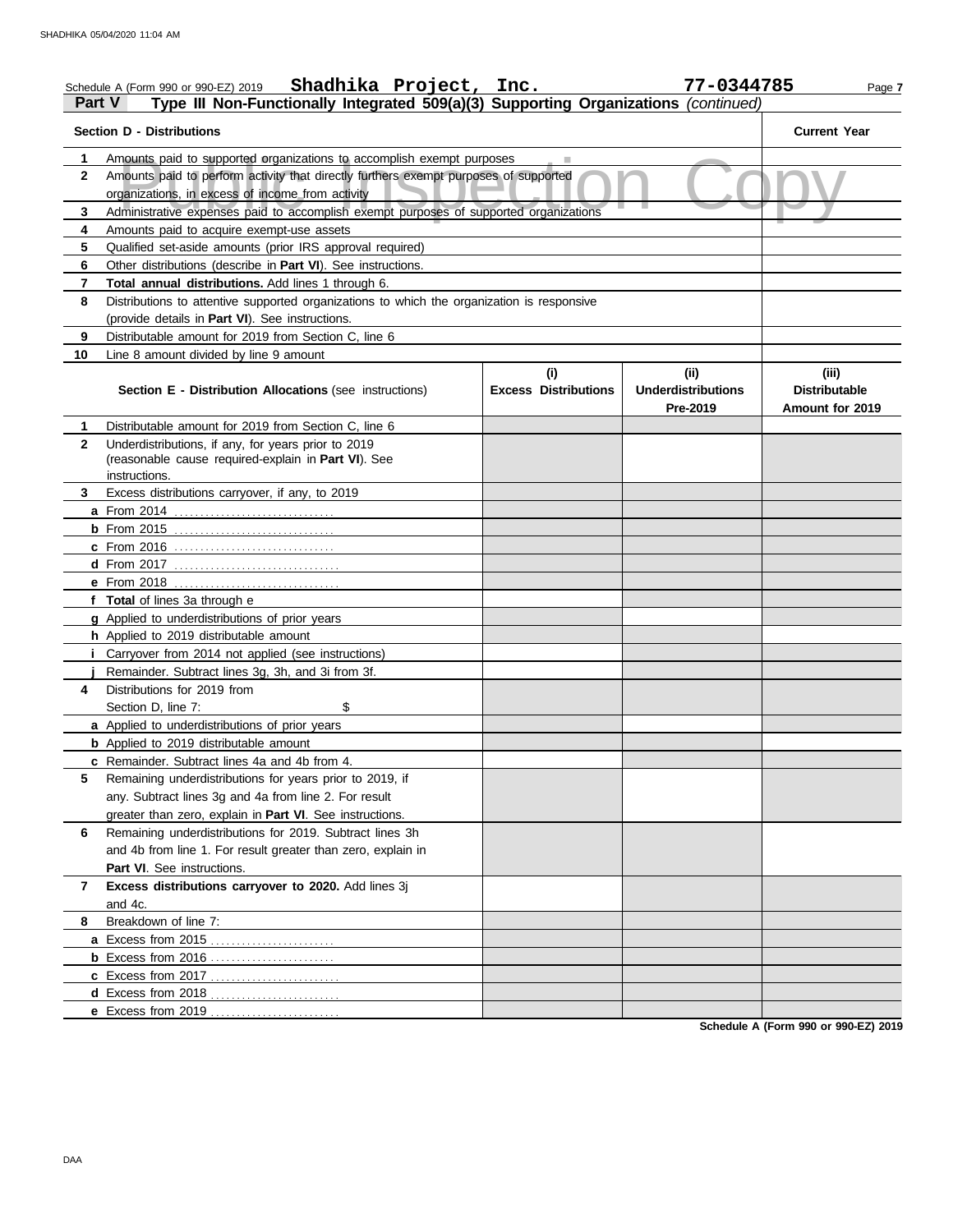Schedule A (Form 990 or 990-EZ) 2019 **Shadhika Project, Inc.** **77-0344785** Page **7**

**Part V** **Type III Non-Functionally Integrated 509(a)(3) Supporting Organizations** *(continued)*

| | **Section D - Distributions** | **Current Year** |
|---|---|---|
| **1** | Amounts paid to supported organizations to accomplish exempt purposes | |
| **2** | Amounts paid to perform activity that directly furthers exempt purposes of supported organizations, in excess of income from activity | |
| **3** | Administrative expenses paid to accomplish exempt purposes of supported organizations | |
| **4** | Amounts paid to acquire exempt-use assets | |
| **5** | Qualified set-aside amounts (prior IRS approval required) | |
| **6** | Other distributions (describe in **Part VI**). See instructions. | |
| **7** | **Total annual distributions.** Add lines 1 through 6. | |
| **8** | Distributions to attentive supported organizations to which the organization is responsive (provide details in **Part VI**). See instructions. | |
| **9** | Distributable amount for 2019 from Section C, line 6 | |
| **10** | Line 8 amount divided by line 9 amount | |

| | **Section E - Distribution Allocations** (see instructions) | **(i) Excess Distributions** | **(ii) Underdistributions Pre-2019** | **(iii) Distributable Amount for 2019** |
|---|---|---|---|---|
| **1** | Distributable amount for 2019 from Section C, line 6 | | | |
| **2** | Underdistributions, if any, for years prior to 2019 (reasonable cause required-explain in **Part VI**). See instructions. | | | |
| **3** | Excess distributions carryover, if any, to 2019 | | | |
| **a** | From 2014 | | | |
| **b** | From 2015 | | | |
| **c** | From 2016 | | | |
| **d** | From 2017 | | | |
| **e** | From 2018 | | | |
| **f** | **Total** of lines 3a through e | | | |
| **g** | Applied to underdistributions of prior years | | | |
| **h** | Applied to 2019 distributable amount | | | |
| **i** | Carryover from 2014 not applied (see instructions) | | | |
| **j** | Remainder. Subtract lines 3g, 3h, and 3i from 3f. | | | |
| **4** | Distributions for 2019 from Section D, line 7: $ | | | |
| **a** | Applied to underdistributions of prior years | | | |
| **b** | Applied to 2019 distributable amount | | | |
| **c** | Remainder. Subtract lines 4a and 4b from 4. | | | |
| **5** | Remaining underdistributions for years prior to 2019, if any. Subtract lines 3g and 4a from line 2. For result greater than zero, explain in **Part VI**. See instructions. | | | |
| **6** | Remaining underdistributions for 2019. Subtract lines 3h and 4b from line 1. For result greater than zero, explain in **Part VI**. See instructions. | | | |
| **7** | **Excess distributions carryover to 2020.** Add lines 3j and 4c. | | | |
| **8** | Breakdown of line 7: | | | |
| **a** | Excess from 2015 | | | |
| **b** | Excess from 2016 | | | |
| **c** | Excess from 2017 | | | |
| **d** | Excess from 2018 | | | |
| **e** | Excess from 2019 | | | |

**Schedule A (Form 990 or 990-EZ) 2019**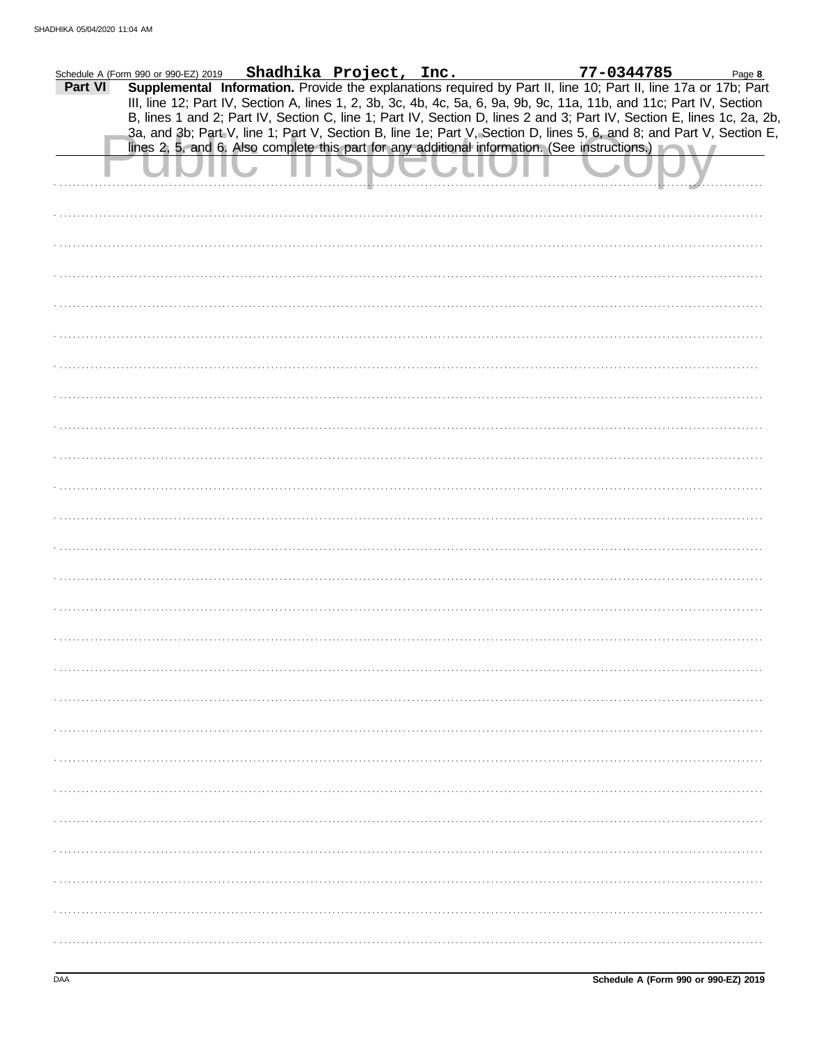Schedule A (Form 990 or 990-EZ) 2019 **Shadhika Project, Inc.** **77-0344785** Page **8**

**Part VI** **Supplemental Information.** Provide the explanations required by Part II, line 10; Part II, line 17a or 17b; Part III, line 12; Part IV, Section A, lines 1, 2, 3b, 3c, 4b, 4c, 5a, 6, 9a, 9b, 9c, 11a, 11b, and 11c; Part IV, Section B, lines 1 and 2; Part IV, Section C, line 1; Part IV, Section D, lines 2 and 3; Part IV, Section E, lines 1c, 2a, 2b, 3a, and 3b; Part V, line 1; Part V, Section B, line 1e; Part V, Section D, lines 5, 6, and 8; and Part V, Section E, lines 2, 5, and 6. Also complete this part for any additional information. (See instructions.)

Public Inspection Copy

DAA **Schedule A (Form 990 or 990-EZ) 2019**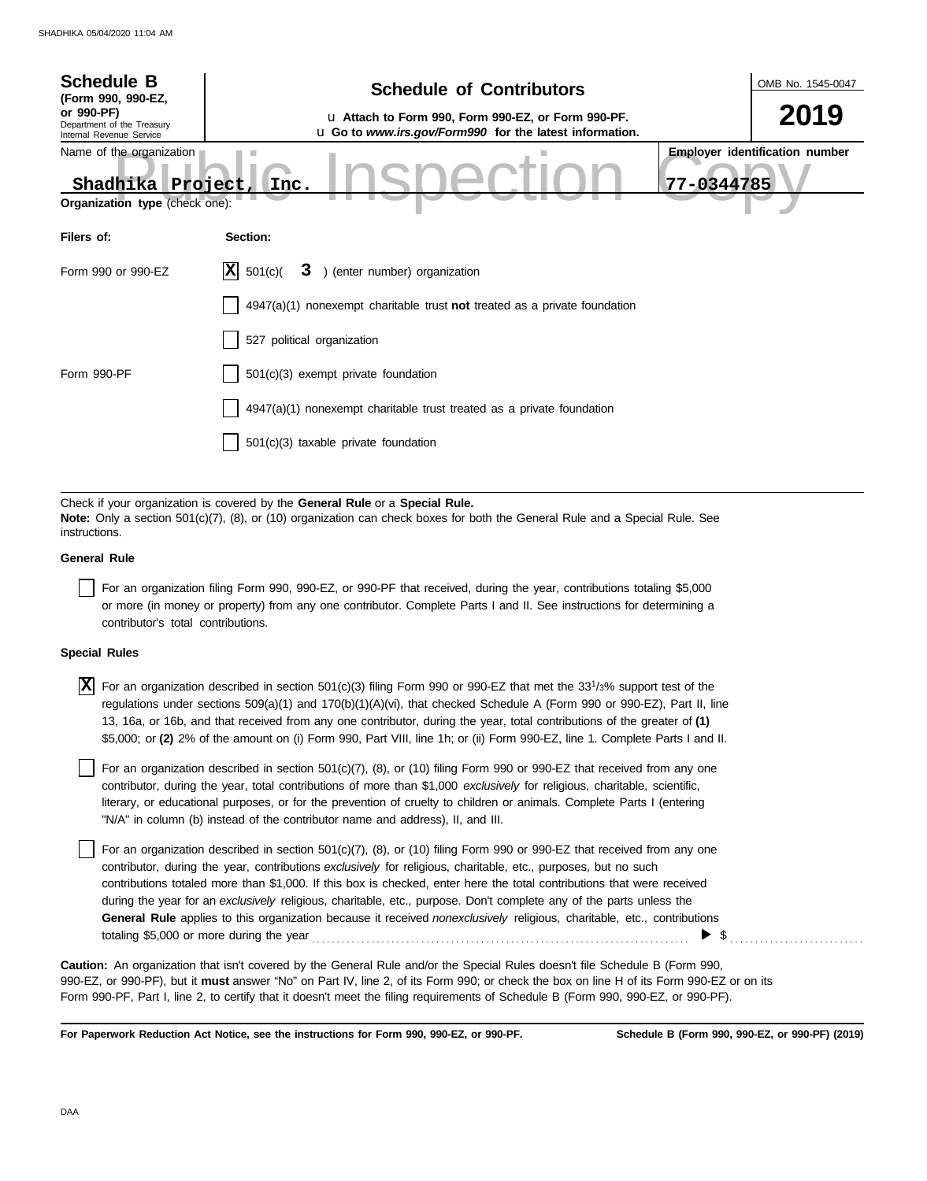# Schedule B

**(Form 990, 990-EZ, or 990-PF)**

Department of the Treasury
Internal Revenue Service

## Schedule of Contributors

u Attach to Form 990, Form 990-EZ, or Form 990-PF.
u Go to *www.irs.gov/Form990* for the latest information.

OMB No. 1545-0047

**2019**

Name of the organization: **Shadhika Project, Inc.**

**Employer identification number:** 77-0344785

**Organization type** (check one):

| Filers of: | Section: |
|---|---|
| Form 990 or 990-EZ | [X] 501(c)( 3 ) (enter number) organization |
| | [ ] 4947(a)(1) nonexempt charitable trust **not** treated as a private foundation |
| | [ ] 527 political organization |
| Form 990-PF | [ ] 501(c)(3) exempt private foundation |
| | [ ] 4947(a)(1) nonexempt charitable trust treated as a private foundation |
| | [ ] 501(c)(3) taxable private foundation |

Check if your organization is covered by the **General Rule** or a **Special Rule.**

**Note:** Only a section 501(c)(7), (8), or (10) organization can check boxes for both the General Rule and a Special Rule. See instructions.

**General Rule**

[ ] For an organization filing Form 990, 990-EZ, or 990-PF that received, during the year, contributions totaling $5,000 or more (in money or property) from any one contributor. Complete Parts I and II. See instructions for determining a contributor's total contributions.

**Special Rules**

[X] For an organization described in section 501(c)(3) filing Form 990 or 990-EZ that met the 33[1]/3% support test of the regulations under sections 509(a)(1) and 170(b)(1)(A)(vi), that checked Schedule A (Form 990 or 990-EZ), Part II, line 13, 16a, or 16b, and that received from any one contributor, during the year, total contributions of the greater of **(1)** $5,000; or **(2)** 2% of the amount on (i) Form 990, Part VIII, line 1h; or (ii) Form 990-EZ, line 1. Complete Parts I and II.

[ ] For an organization described in section 501(c)(7), (8), or (10) filing Form 990 or 990-EZ that received from any one contributor, during the year, total contributions of more than $1,000 *exclusively* for religious, charitable, scientific, literary, or educational purposes, or for the prevention of cruelty to children or animals. Complete Parts I (entering "N/A" in column (b) instead of the contributor name and address), II, and III.

[ ] For an organization described in section 501(c)(7), (8), or (10) filing Form 990 or 990-EZ that received from any one contributor, during the year, contributions *exclusively* for religious, charitable, etc., purposes, but no such contributions totaled more than $1,000. If this box is checked, enter here the total contributions that were received during the year for an *exclusively* religious, charitable, etc., purpose. Don't complete any of the parts unless the **General Rule** applies to this organization because it received *nonexclusively* religious, charitable, etc., contributions totaling $5,000 or more during the year . . . . . . . . . . ▶ $ . . . . . . . . . .

**Caution:** An organization that isn't covered by the General Rule and/or the Special Rules doesn't file Schedule B (Form 990, 990-EZ, or 990-PF), but it **must** answer "No" on Part IV, line 2, of its Form 990; or check the box on line H of its Form 990-EZ or on its Form 990-PF, Part I, line 2, to certify that it doesn't meet the filing requirements of Schedule B (Form 990, 990-EZ, or 990-PF).

**For Paperwork Reduction Act Notice, see the instructions for Form 990, 990-EZ, or 990-PF.** **Schedule B (Form 990, 990-EZ, or 990-PF) (2019)**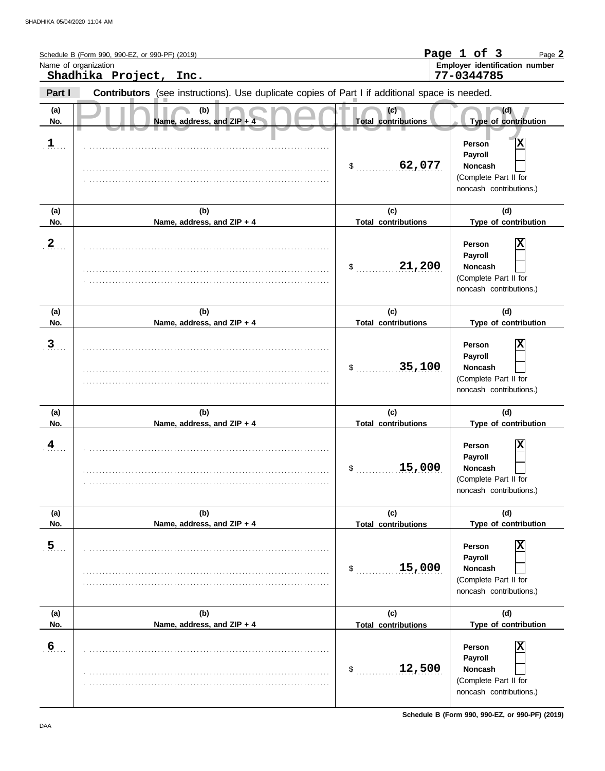Schedule B (Form 990, 990-EZ, or 990-PF) (2019)

Name of organization: **Shadhika Project, Inc.**

Employer identification number: **77-0344785**

**Part I** **Contributors** (see instructions). Use duplicate copies of Part I if additional space is needed.

| (a) No. | (b) Name, address, and ZIP + 4 | (c) Total contributions | (d) Type of contribution |
|---|---|---|---|
| 1 | | $ 62,077 | Person [X] Payroll [ ] Noncash [ ] (Complete Part II for noncash contributions.) |
| 2 | | $ 21,200 | Person [X] Payroll [ ] Noncash [ ] (Complete Part II for noncash contributions.) |
| 3 | | $ 35,100 | Person [X] Payroll [ ] Noncash [ ] (Complete Part II for noncash contributions.) |
| 4 | | $ 15,000 | Person [X] Payroll [ ] Noncash [ ] (Complete Part II for noncash contributions.) |
| 5 | | $ 15,000 | Person [X] Payroll [ ] Noncash [ ] (Complete Part II for noncash contributions.) |
| 6 | | $ 12,500 | Person [X] Payroll [ ] Noncash [ ] (Complete Part II for noncash contributions.) |

Schedule B (Form 990, 990-EZ, or 990-PF) (2019)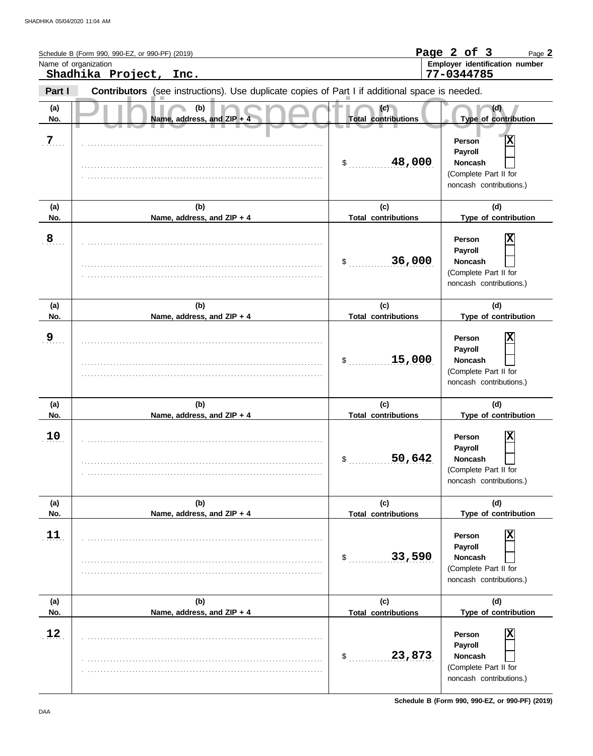Schedule B (Form 990, 990-EZ, or 990-PF) (2019)

Name of organization
**Shadhika Project, Inc.**

Employer identification number
**77-0344785**

**Part I** **Contributors** (see instructions). Use duplicate copies of Part I if additional space is needed.

Public Inspection Copy

| (a) No. | (b) Name, address, and ZIP + 4 | (c) Total contributions | (d) Type of contribution |
|---|---|---|---|
| 7 | | $ 48,000 | Person [X] Payroll [ ] Noncash [ ] (Complete Part II for noncash contributions.) |
| 8 | | $ 36,000 | Person [X] Payroll [ ] Noncash [ ] (Complete Part II for noncash contributions.) |
| 9 | | $ 15,000 | Person [X] Payroll [ ] Noncash [ ] (Complete Part II for noncash contributions.) |
| 10 | | $ 50,642 | Person [X] Payroll [ ] Noncash [ ] (Complete Part II for noncash contributions.) |
| 11 | | $ 33,590 | Person [X] Payroll [ ] Noncash [ ] (Complete Part II for noncash contributions.) |
| 12 | | $ 23,873 | Person [X] Payroll [ ] Noncash [ ] (Complete Part II for noncash contributions.) |

Schedule B (Form 990, 990-EZ, or 990-PF) (2019)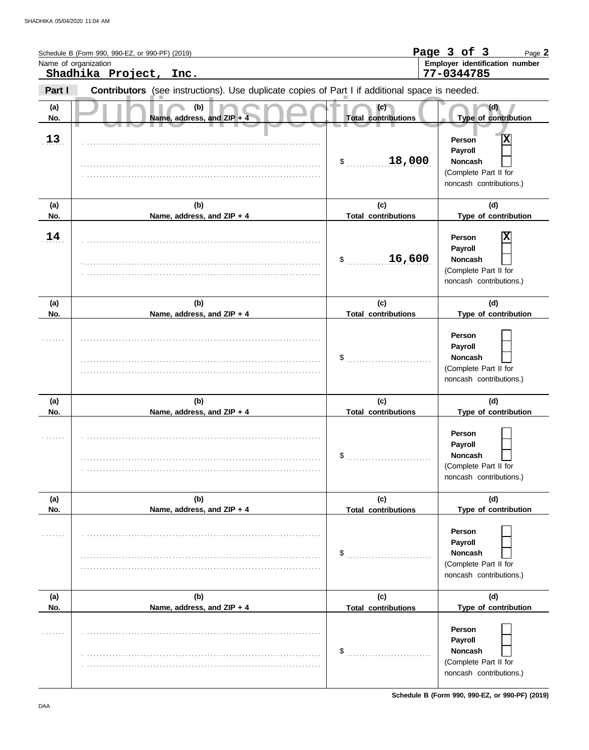Schedule B (Form 990, 990-EZ, or 990-PF) (2019)

Page 3 of 3

Page **2**

Name of organization

**Shadhika Project, Inc.**

**Employer identification number**

**77-0344785**

**Part I** **Contributors** (see instructions). Use duplicate copies of Part I if additional space is needed.

Public Inspection Copy

| (a) No. | (b) Name, address, and ZIP + 4 | (c) Total contributions | (d) Type of contribution |
|---|---|---|---|
| 13 | | $ 18,000 | Person [X] Payroll [ ] Noncash [ ] (Complete Part II for noncash contributions.) |
| 14 | | $ 16,600 | Person [X] Payroll [ ] Noncash [ ] (Complete Part II for noncash contributions.) |
| | | $ | Person [ ] Payroll [ ] Noncash [ ] (Complete Part II for noncash contributions.) |
| | | $ | Person [ ] Payroll [ ] Noncash [ ] (Complete Part II for noncash contributions.) |
| | | $ | Person [ ] Payroll [ ] Noncash [ ] (Complete Part II for noncash contributions.) |
| | | $ | Person [ ] Payroll [ ] Noncash [ ] (Complete Part II for noncash contributions.) |

**Schedule B (Form 990, 990-EZ, or 990-PF) (2019)**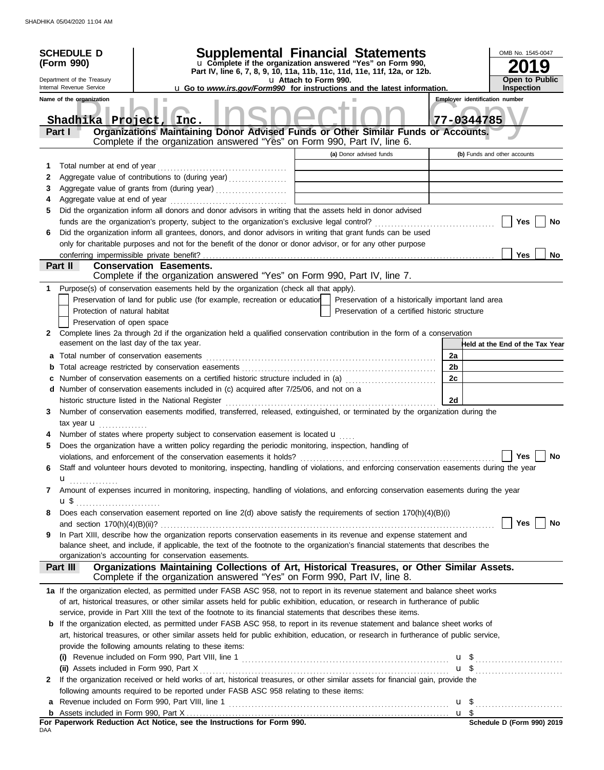SHADHIKA 05/04/2020 11:04 AM

# SCHEDULE D (Form 990)

Department of the Treasury
Internal Revenue Service

## Supplemental Financial Statements

u Complete if the organization answered "Yes" on Form 990, Part IV, line 6, 7, 8, 9, 10, 11a, 11b, 11c, 11d, 11e, 11f, 12a, or 12b.
u Attach to Form 990.
u Go to *www.irs.gov/Form990* for instructions and the latest information.

OMB No. 1545-0047

**2019**

**Open to Public Inspection**

Name of the organization: Shadhika Project, Inc.

Employer identification number: 77-0344785

Public Inspection Copy

### Part I — Organizations Maintaining Donor Advised Funds or Other Similar Funds or Accounts.
Complete if the organization answered "Yes" on Form 990, Part IV, line 6.

| | | (a) Donor advised funds | (b) Funds and other accounts |
|---|---|---|---|
| 1 | Total number at end of year | | |
| 2 | Aggregate value of contributions to (during year) | | |
| 3 | Aggregate value of grants from (during year) | | |
| 4 | Aggregate value at end of year | | |

5 Did the organization inform all donors and donor advisors in writing that the assets held in donor advised funds are the organization's property, subject to the organization's exclusive legal control? ☐ Yes ☐ No

6 Did the organization inform all grantees, donors, and donor advisors in writing that grant funds can be used only for charitable purposes and not for the benefit of the donor or donor advisor, or for any other purpose conferring impermissible private benefit? ☐ Yes ☐ No

### Part II — Conservation Easements.
Complete if the organization answered "Yes" on Form 990, Part IV, line 7.

1 Purpose(s) of conservation easements held by the organization (check all that apply).

- ☐ Preservation of land for public use (for example, recreation or education)
- ☐ Preservation of a historically important land area
- ☐ Protection of natural habitat
- ☐ Preservation of a certified historic structure
- ☐ Preservation of open space

2 Complete lines 2a through 2d if the organization held a qualified conservation contribution in the form of a conservation easement on the last day of the tax year.

| | | | Held at the End of the Tax Year |
|---|---|---|---|
| a | Total number of conservation easements | 2a | |
| b | Total acreage restricted by conservation easements | 2b | |
| c | Number of conservation easements on a certified historic structure included in (a) | 2c | |
| d | Number of conservation easements included in (c) acquired after 7/25/06, and not on a historic structure listed in the National Register | 2d | |

3 Number of conservation easements modified, transferred, released, extinguished, or terminated by the organization during the tax year u

4 Number of states where property subject to conservation easement is located u

5 Does the organization have a written policy regarding the periodic monitoring, inspection, handling of violations, and enforcement of the conservation easements it holds? ☐ Yes ☐ No

6 Staff and volunteer hours devoted to monitoring, inspecting, handling of violations, and enforcing conservation easements during the year u

7 Amount of expenses incurred in monitoring, inspecting, handling of violations, and enforcing conservation easements during the year u $

8 Does each conservation easement reported on line 2(d) above satisfy the requirements of section 170(h)(4)(B)(i) and section 170(h)(4)(B)(ii)? ☐ Yes ☐ No

9 In Part XIII, describe how the organization reports conservation easements in its revenue and expense statement and balance sheet, and include, if applicable, the text of the footnote to the organization's financial statements that describes the organization's accounting for conservation easements.

### Part III — Organizations Maintaining Collections of Art, Historical Treasures, or Other Similar Assets.
Complete if the organization answered "Yes" on Form 990, Part IV, line 8.

1a If the organization elected, as permitted under FASB ASC 958, not to report in its revenue statement and balance sheet works of art, historical treasures, or other similar assets held for public exhibition, education, or research in furtherance of public service, provide in Part XIII the text of the footnote to its financial statements that describes these items.

b If the organization elected, as permitted under FASB ASC 958, to report in its revenue statement and balance sheet works of art, historical treasures, or other similar assets held for public exhibition, education, or research in furtherance of public service, provide the following amounts relating to these items:

(i) Revenue included on Form 990, Part VIII, line 1 u $

(ii) Assets included in Form 990, Part X u $

2 If the organization received or held works of art, historical treasures, or other similar assets for financial gain, provide the following amounts required to be reported under FASB ASC 958 relating to these items:

a Revenue included on Form 990, Part VIII, line 1 u $

b Assets included in Form 990, Part X u $

For Paperwork Reduction Act Notice, see the Instructions for Form 990.

Schedule D (Form 990) 2019

DAA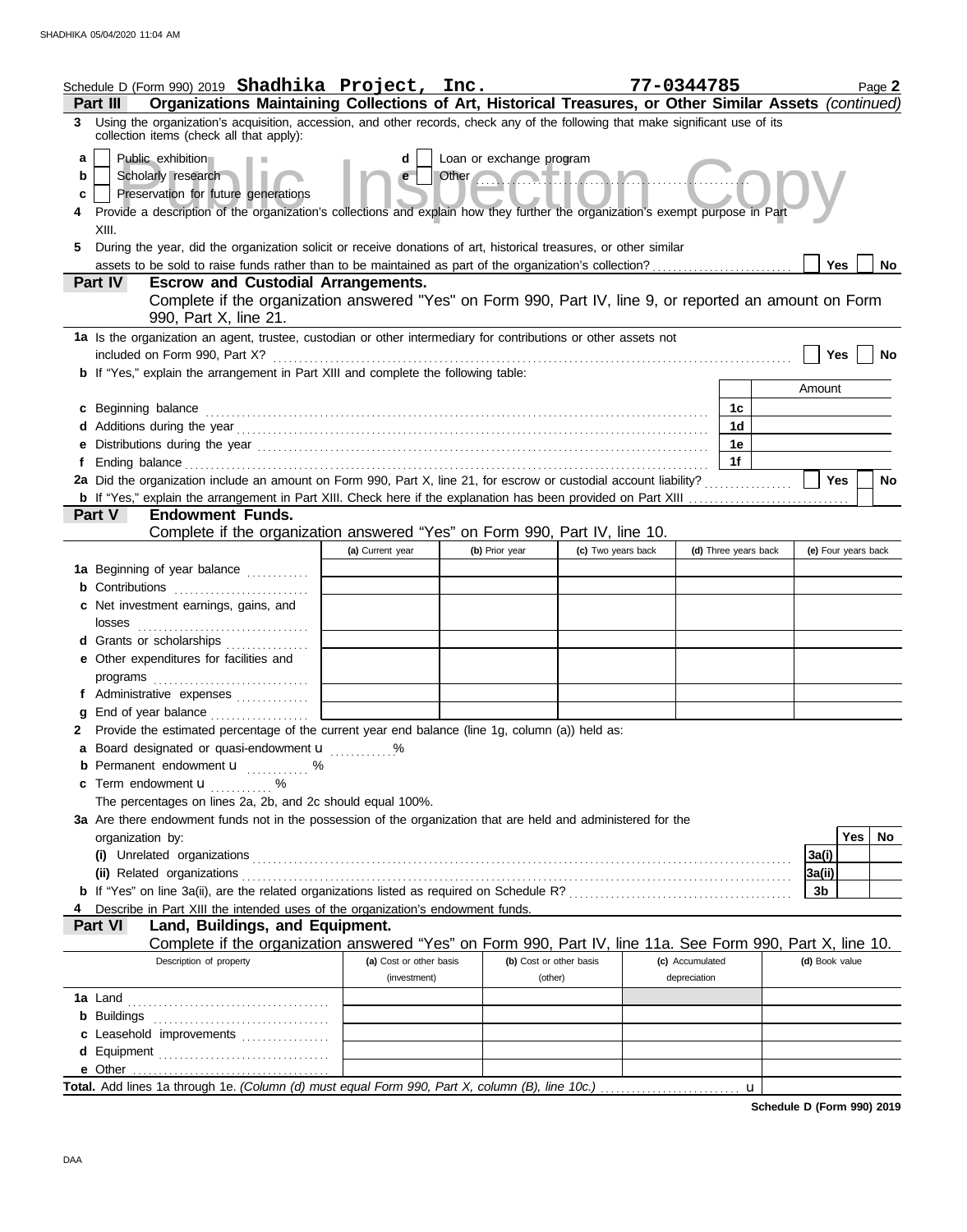Schedule D (Form 990) 2019 **Shadhika Project, Inc.** **77-0344785** Page **2**

**Part III** **Organizations Maintaining Collections of Art, Historical Treasures, or Other Similar Assets** *(continued)*

**3** Using the organization's acquisition, accession, and other records, check any of the following that make significant use of its collection items (check all that apply):

- **a** [ ] Public exhibition
- **b** [ ] Scholarly research
- **c** [ ] Preservation for future generations
- **d** [ ] Loan or exchange program
- **e** [ ] Other ..........

**4** Provide a description of the organization's collections and explain how they further the organization's exempt purpose in Part XIII.

**5** During the year, did the organization solicit or receive donations of art, historical treasures, or other similar assets to be sold to raise funds rather than to be maintained as part of the organization's collection? [ ] Yes [ ] No

**Part IV** **Escrow and Custodial Arrangements.**
Complete if the organization answered "Yes" on Form 990, Part IV, line 9, or reported an amount on Form 990, Part X, line 21.

**1a** Is the organization an agent, trustee, custodian or other intermediary for contributions or other assets not included on Form 990, Part X? [ ] Yes [ ] No

**b** If "Yes," explain the arrangement in Part XIII and complete the following table:

| | | Amount |
|---|---|---|
| **c** Beginning balance | 1c | |
| **d** Additions during the year | 1d | |
| **e** Distributions during the year | 1e | |
| **f** Ending balance | 1f | |

**2a** Did the organization include an amount on Form 990, Part X, line 21, for escrow or custodial account liability? [ ] Yes [ ] No

**b** If "Yes," explain the arrangement in Part XIII. Check here if the explanation has been provided on Part XIII [ ]

**Part V** **Endowment Funds.**
Complete if the organization answered "Yes" on Form 990, Part IV, line 10.

| | (a) Current year | (b) Prior year | (c) Two years back | (d) Three years back | (e) Four years back |
|---|---|---|---|---|---|
| **1a** Beginning of year balance | | | | | |
| **b** Contributions | | | | | |
| **c** Net investment earnings, gains, and losses | | | | | |
| **d** Grants or scholarships | | | | | |
| **e** Other expenditures for facilities and programs | | | | | |
| **f** Administrative expenses | | | | | |
| **g** End of year balance | | | | | |

**2** Provide the estimated percentage of the current year end balance (line 1g, column (a)) held as:

- **a** Board designated or quasi-endowment u ........%
- **b** Permanent endowment u ........%
- **c** Term endowment u ........%

The percentages on lines 2a, 2b, and 2c should equal 100%.

**3a** Are there endowment funds not in the possession of the organization that are held and administered for the organization by:

| | | Yes | No |
|---|---|---|---|
| **(i)** Unrelated organizations | 3a(i) | | |
| **(ii)** Related organizations | 3a(ii) | | |
| **b** If "Yes" on line 3a(ii), are the related organizations listed as required on Schedule R? | 3b | | |

**4** Describe in Part XIII the intended uses of the organization's endowment funds.

**Part VI** **Land, Buildings, and Equipment.**
Complete if the organization answered "Yes" on Form 990, Part IV, line 11a. See Form 990, Part X, line 10.

| Description of property | (a) Cost or other basis (investment) | (b) Cost or other basis (other) | (c) Accumulated depreciation | (d) Book value |
|---|---|---|---|---|
| **1a** Land | | | | |
| **b** Buildings | | | | |
| **c** Leasehold improvements | | | | |
| **d** Equipment | | | | |
| **e** Other | | | | |

**Total.** Add lines 1a through 1e. *(Column (d) must equal Form 990, Part X, column (B), line 10c.)* u

**Schedule D (Form 990) 2019**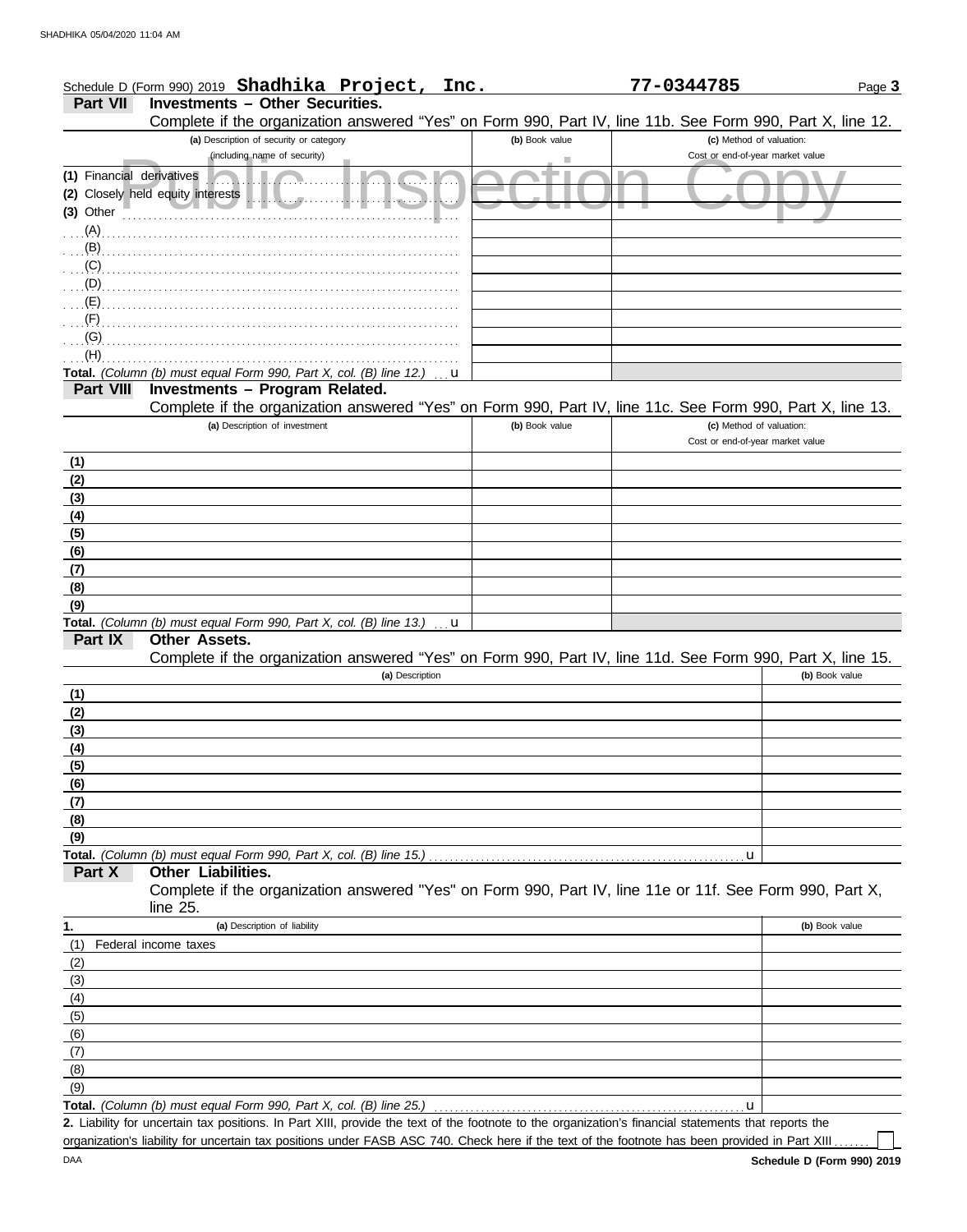Schedule D (Form 990) 2019 **Shadhika Project, Inc.** **77-0344785** Page **3**

**Part VII — Investments – Other Securities.**

Complete if the organization answered "Yes" on Form 990, Part IV, line 11b. See Form 990, Part X, line 12.

| (a) Description of security or category (including name of security) | (b) Book value | (c) Method of valuation: Cost or end-of-year market value |
|---|---|---|
| (1) Financial derivatives | | |
| (2) Closely held equity interests | | |
| (3) Other | | |
| (A) | | |
| (B) | | |
| (C) | | |
| (D) | | |
| (E) | | |
| (F) | | |
| (G) | | |
| (H) | | |
| **Total.** *(Column (b) must equal Form 990, Part X, col. (B) line 12.)* u | | |

**Part VIII — Investments – Program Related.**

Complete if the organization answered "Yes" on Form 990, Part IV, line 11c. See Form 990, Part X, line 13.

| (a) Description of investment | (b) Book value | (c) Method of valuation: Cost or end-of-year market value |
|---|---|---|
| (1) | | |
| (2) | | |
| (3) | | |
| (4) | | |
| (5) | | |
| (6) | | |
| (7) | | |
| (8) | | |
| (9) | | |
| **Total.** *(Column (b) must equal Form 990, Part X, col. (B) line 13.)* u | | |

**Part IX — Other Assets.**

Complete if the organization answered "Yes" on Form 990, Part IV, line 11d. See Form 990, Part X, line 15.

| (a) Description | (b) Book value |
|---|---|
| (1) | |
| (2) | |
| (3) | |
| (4) | |
| (5) | |
| (6) | |
| (7) | |
| (8) | |
| (9) | |
| **Total.** *(Column (b) must equal Form 990, Part X, col. (B) line 15.)* u | |

**Part X — Other Liabilities.**

Complete if the organization answered "Yes" on Form 990, Part IV, line 11e or 11f. See Form 990, Part X, line 25.

| 1. (a) Description of liability | (b) Book value |
|---|---|
| (1) Federal income taxes | |
| (2) | |
| (3) | |
| (4) | |
| (5) | |
| (6) | |
| (7) | |
| (8) | |
| (9) | |
| **Total.** *(Column (b) must equal Form 990, Part X, col. (B) line 25.)* u | |

**2.** Liability for uncertain tax positions. In Part XIII, provide the text of the footnote to the organization's financial statements that reports the organization's liability for uncertain tax positions under FASB ASC 740. Check here if the text of the footnote has been provided in Part XIII ☐

DAA **Schedule D (Form 990) 2019**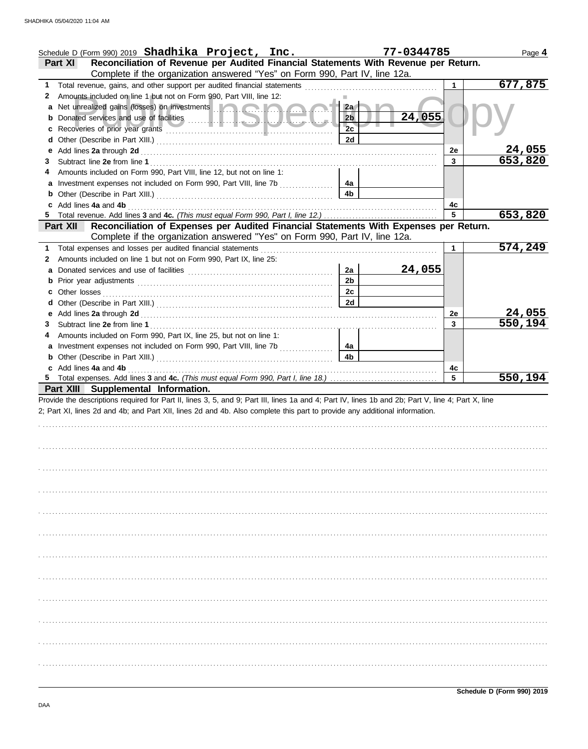Schedule D (Form 990) 2019 **Shadhika Project, Inc.** **77-0344785** Page **4**

## Part XI Reconciliation of Revenue per Audited Financial Statements With Revenue per Return.

Complete if the organization answered "Yes" on Form 990, Part IV, line 12a.

| | | | | | |
|---|---|---|---|---|---|
| **1** | Total revenue, gains, and other support per audited financial statements | | | 1 | 677,875 |
| **2** | Amounts included on line 1 but not on Form 990, Part VIII, line 12: | | | | |
| **a** | Net unrealized gains (losses) on investments | 2a | | | |
| **b** | Donated services and use of facilities | 2b | 24,055 | | |
| **c** | Recoveries of prior year grants | 2c | | | |
| **d** | Other (Describe in Part XIII.) | 2d | | | |
| **e** | Add lines **2a** through **2d** | | | 2e | 24,055 |
| **3** | Subtract line **2e** from line **1** | | | 3 | 653,820 |
| **4** | Amounts included on Form 990, Part VIII, line 12, but not on line 1: | | | | |
| **a** | Investment expenses not included on Form 990, Part VIII, line 7b | 4a | | | |
| **b** | Other (Describe in Part XIII.) | 4b | | | |
| **c** | Add lines **4a** and **4b** | | | 4c | |
| **5** | Total revenue. Add lines **3** and **4c.** *(This must equal Form 990, Part I, line 12.)* | | | 5 | 653,820 |

## Part XII Reconciliation of Expenses per Audited Financial Statements With Expenses per Return.

Complete if the organization answered "Yes" on Form 990, Part IV, line 12a.

| | | | | | |
|---|---|---|---|---|---|
| **1** | Total expenses and losses per audited financial statements | | | 1 | 574,249 |
| **2** | Amounts included on line 1 but not on Form 990, Part IX, line 25: | | | | |
| **a** | Donated services and use of facilities | 2a | 24,055 | | |
| **b** | Prior year adjustments | 2b | | | |
| **c** | Other losses | 2c | | | |
| **d** | Other (Describe in Part XIII.) | 2d | | | |
| **e** | Add lines **2a** through **2d** | | | 2e | 24,055 |
| **3** | Subtract line **2e** from line **1** | | | 3 | 550,194 |
| **4** | Amounts included on Form 990, Part IX, line 25, but not on line 1: | | | | |
| **a** | Investment expenses not included on Form 990, Part VIII, line 7b | 4a | | | |
| **b** | Other (Describe in Part XIII.) | 4b | | | |
| **c** | Add lines **4a** and **4b** | | | 4c | |
| **5** | Total expenses. Add lines **3** and **4c.** *(This must equal Form 990, Part I, line 18.)* | | | 5 | 550,194 |

## Part XIII Supplemental Information.

Provide the descriptions required for Part II, lines 3, 5, and 9; Part III, lines 1a and 4; Part IV, lines 1b and 2b; Part V, line 4; Part X, line 2; Part XI, lines 2d and 4b; and Part XII, lines 2d and 4b. Also complete this part to provide any additional information.

**Schedule D (Form 990) 2019**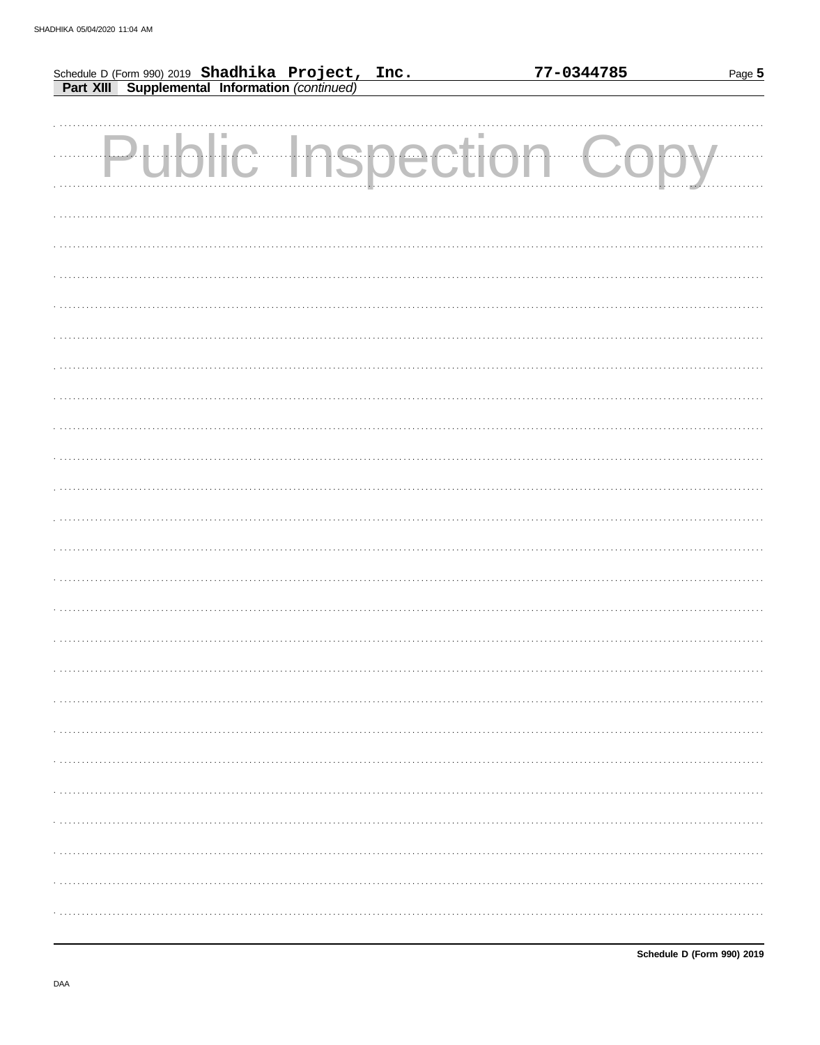Schedule D (Form 990) 2019 **Shadhika Project, Inc.** **77-0344785**

**Part XIII Supplemental Information** *(continued)*

Public Inspection Copy

**Schedule D (Form 990) 2019**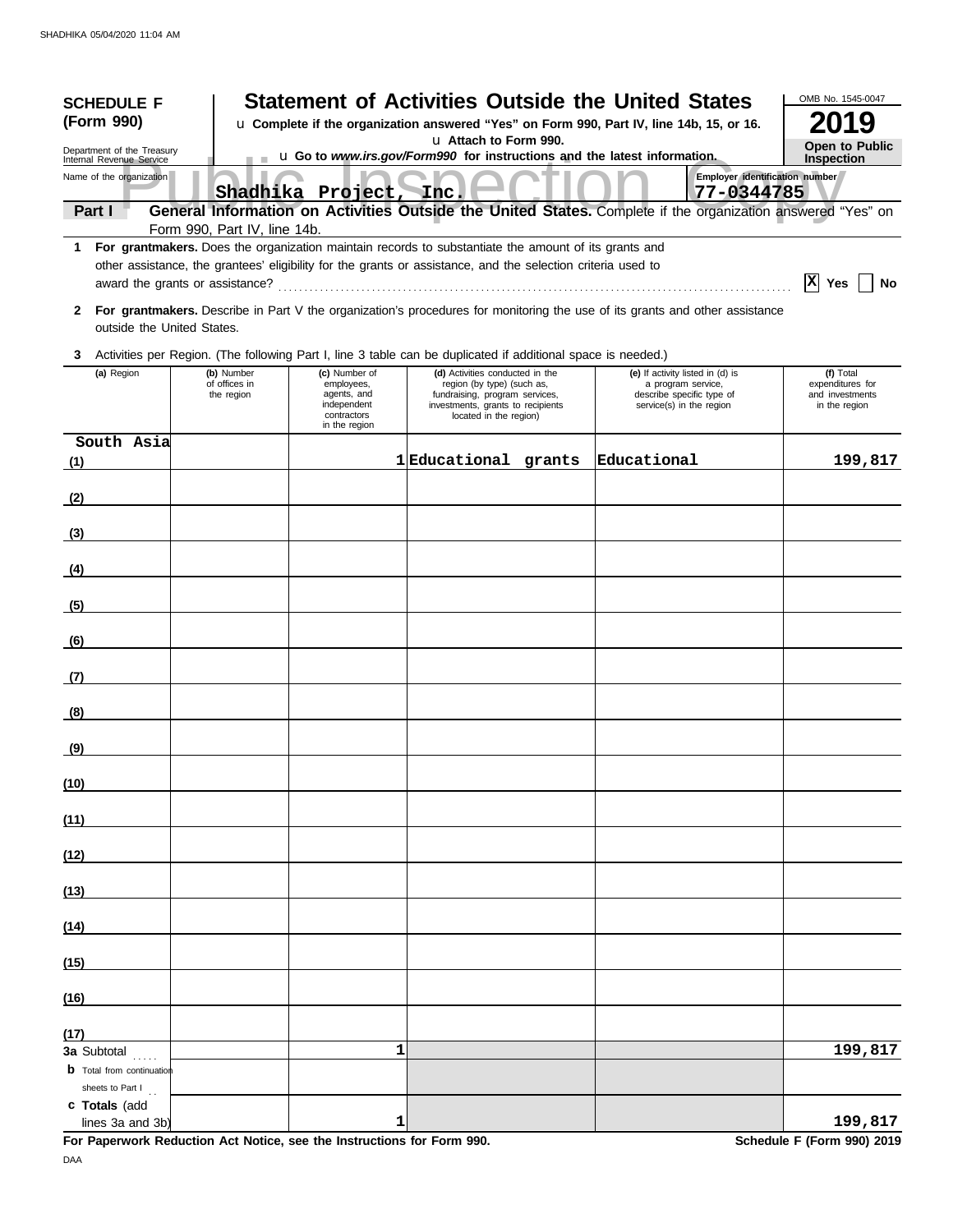**SCHEDULE F (Form 990)**

Department of the Treasury
Internal Revenue Service

# Statement of Activities Outside the United States

u Complete if the organization answered "Yes" on Form 990, Part IV, line 14b, 15, or 16.
u Attach to Form 990.
u Go to *www.irs.gov/Form990* for instructions and the latest information.

OMB No. 1545-0047

**2019**

**Open to Public Inspection**

Name of the organization: Shadhika Project, Inc.

Employer identification number: 77-0344785

**Part I — General Information on Activities Outside the United States.** Complete if the organization answered "Yes" on Form 990, Part IV, line 14b.

**1** **For grantmakers.** Does the organization maintain records to substantiate the amount of its grants and other assistance, the grantees' eligibility for the grants or assistance, and the selection criteria used to award the grants or assistance? ..... [X] Yes [ ] No

**2** **For grantmakers.** Describe in Part V the organization's procedures for monitoring the use of its grants and other assistance outside the United States.

**3** Activities per Region. (The following Part I, line 3 table can be duplicated if additional space is needed.)

| | (a) Region | (b) Number of offices in the region | (c) Number of employees, agents, and independent contractors in the region | (d) Activities conducted in the region (by type) (such as, fundraising, program services, investments, grants to recipients located in the region) | (e) If activity listed in (d) is a program service, describe specific type of service(s) in the region | (f) Total expenditures for and investments in the region |
|---|---|---|---|---|---|---|
| (1) | South Asia | | 1 | Educational grants | Educational | 199,817 |
| (2) | | | | | | |
| (3) | | | | | | |
| (4) | | | | | | |
| (5) | | | | | | |
| (6) | | | | | | |
| (7) | | | | | | |
| (8) | | | | | | |
| (9) | | | | | | |
| (10) | | | | | | |
| (11) | | | | | | |
| (12) | | | | | | |
| (13) | | | | | | |
| (14) | | | | | | |
| (15) | | | | | | |
| (16) | | | | | | |
| (17) | | | | | | |
| **3a** Subtotal | | | 1 | | | 199,817 |
| **b** Total from continuation sheets to Part I | | | | | | |
| **c Totals** (add lines 3a and 3b) | | | 1 | | | 199,817 |

**For Paperwork Reduction Act Notice, see the Instructions for Form 990.** **Schedule F (Form 990) 2019**

DAA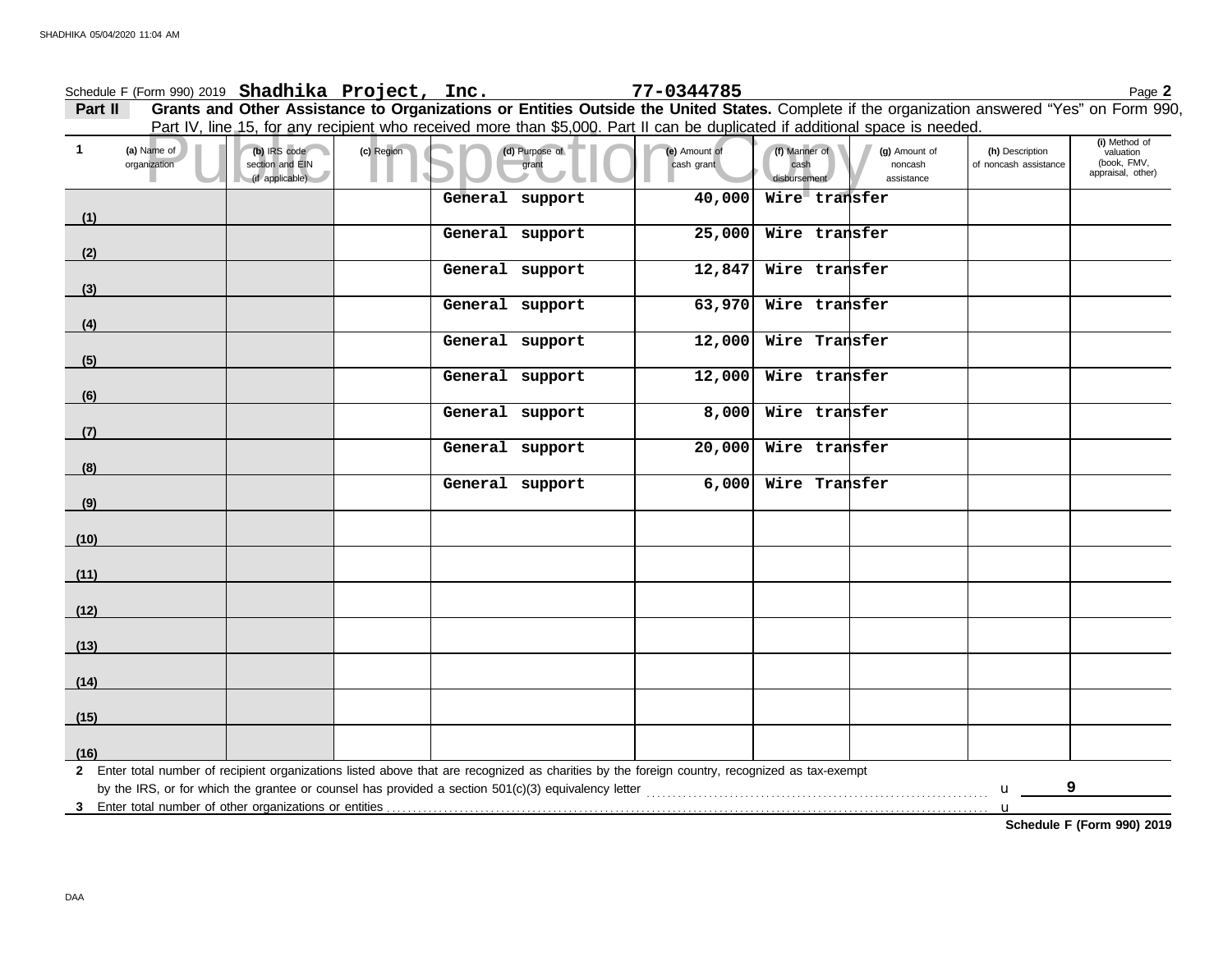Schedule F (Form 990) 2019 **Shadhika Project, Inc.** **77-0344785** Page **2**

**Part II** **Grants and Other Assistance to Organizations or Entities Outside the United States.** Complete if the organization answered "Yes" on Form 990, Part IV, line 15, for any recipient who received more than $5,000. Part II can be duplicated if additional space is needed.

Public Inspection Copy

| 1 (a) Name of organization | (b) IRS code section and EIN (if applicable) | (c) Region | (d) Purpose of grant | (e) Amount of cash grant | (f) Manner of cash disbursement | (g) Amount of noncash assistance | (h) Description of noncash assistance | (i) Method of valuation (book, FMV, appraisal, other) |
|---|---|---|---|---|---|---|---|---|
| (1) | | | General support | 40,000 | Wire transfer | | | |
| (2) | | | General support | 25,000 | Wire transfer | | | |
| (3) | | | General support | 12,847 | Wire transfer | | | |
| (4) | | | General support | 63,970 | Wire transfer | | | |
| (5) | | | General support | 12,000 | Wire Transfer | | | |
| (6) | | | General support | 12,000 | Wire transfer | | | |
| (7) | | | General support | 8,000 | Wire transfer | | | |
| (8) | | | General support | 20,000 | Wire transfer | | | |
| (9) | | | General support | 6,000 | Wire Transfer | | | |
| (10) | | | | | | | | |
| (11) | | | | | | | | |
| (12) | | | | | | | | |
| (13) | | | | | | | | |
| (14) | | | | | | | | |
| (15) | | | | | | | | |
| (16) | | | | | | | | |

**2** Enter total number of recipient organizations listed above that are recognized as charities by the foreign country, recognized as tax-exempt by the IRS, or for which the grantee or counsel has provided a section 501(c)(3) equivalency letter ........ u **9**

**3** Enter total number of other organizations or entities ........ u

**Schedule F (Form 990) 2019**

DAA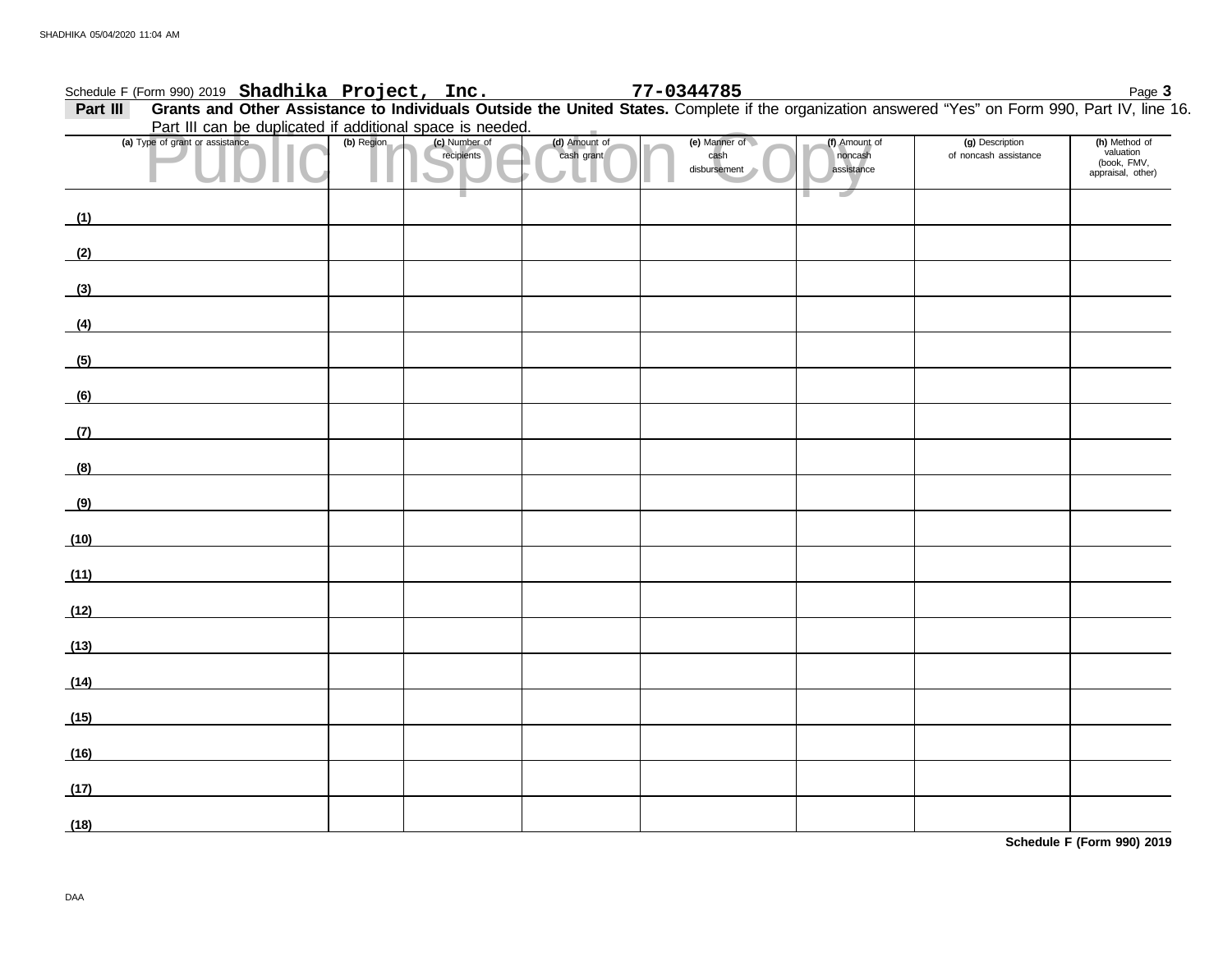Schedule F (Form 990) 2019 **Shadhika Project, Inc.** **77-0344785**

**Part III** **Grants and Other Assistance to Individuals Outside the United States.** Complete if the organization answered "Yes" on Form 990, Part IV, line 16. Part III can be duplicated if additional space is needed.

Public Inspection Copy

| (a) Type of grant or assistance | (b) Region | (c) Number of recipients | (d) Amount of cash grant | (e) Manner of cash disbursement | (f) Amount of noncash assistance | (g) Description of noncash assistance | (h) Method of valuation (book, FMV, appraisal, other) |
|---|---|---|---|---|---|---|---|
| (1) | | | | | | | |
| (2) | | | | | | | |
| (3) | | | | | | | |
| (4) | | | | | | | |
| (5) | | | | | | | |
| (6) | | | | | | | |
| (7) | | | | | | | |
| (8) | | | | | | | |
| (9) | | | | | | | |
| (10) | | | | | | | |
| (11) | | | | | | | |
| (12) | | | | | | | |
| (13) | | | | | | | |
| (14) | | | | | | | |
| (15) | | | | | | | |
| (16) | | | | | | | |
| (17) | | | | | | | |
| (18) | | | | | | | |

**Schedule F (Form 990) 2019**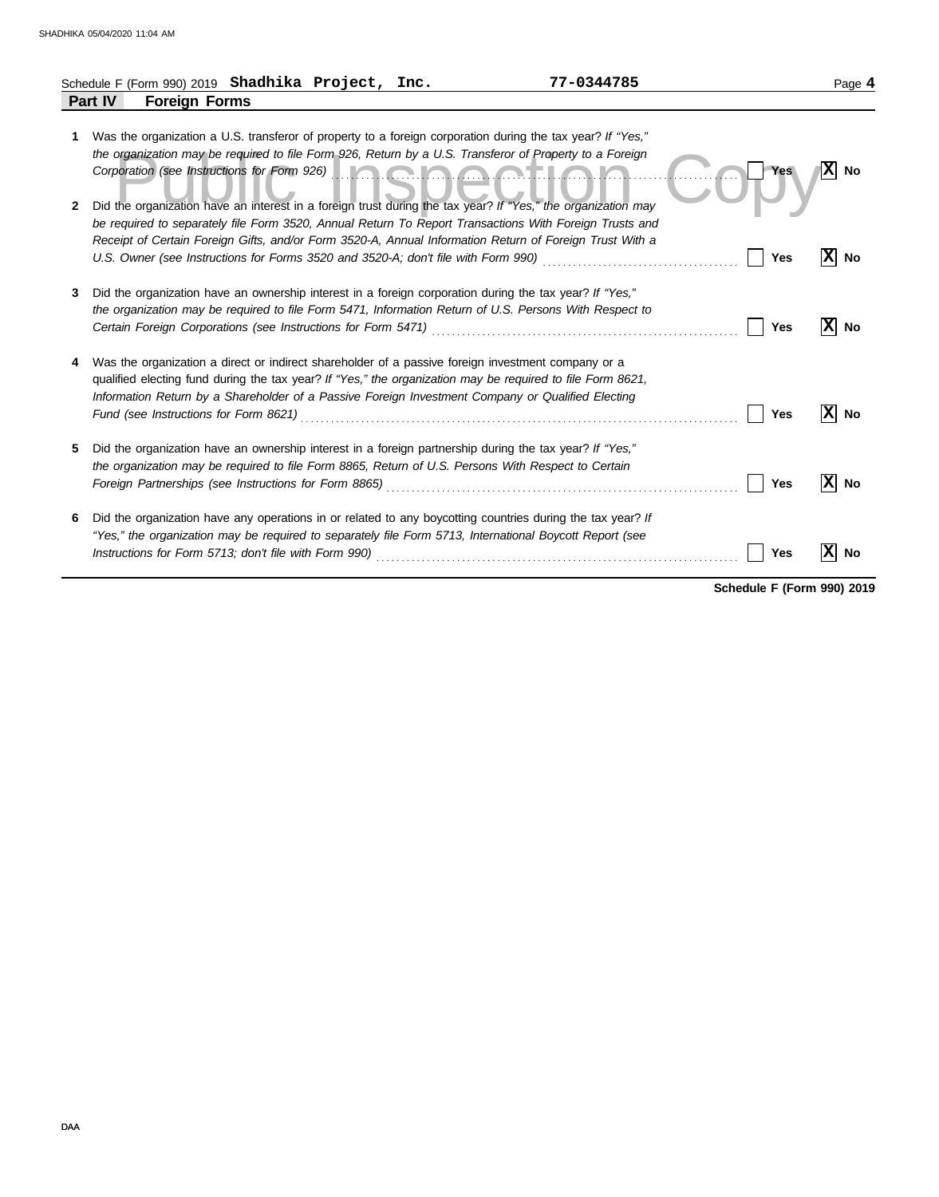Schedule F (Form 990) 2019 **Shadhika Project, Inc.** **77-0344785**

## Part IV Foreign Forms

**1** Was the organization a U.S. transferor of property to a foreign corporation during the tax year? *If "Yes," the organization may be required to file Form 926, Return by a U.S. Transferor of Property to a Foreign Corporation (see Instructions for Form 926)* ☐ Yes ☒ No

**2** Did the organization have an interest in a foreign trust during the tax year? *If "Yes," the organization may be required to separately file Form 3520, Annual Return To Report Transactions With Foreign Trusts and Receipt of Certain Foreign Gifts, and/or Form 3520-A, Annual Information Return of Foreign Trust With a U.S. Owner (see Instructions for Forms 3520 and 3520-A; don't file with Form 990)* ☐ Yes ☒ No

**3** Did the organization have an ownership interest in a foreign corporation during the tax year? *If "Yes," the organization may be required to file Form 5471, Information Return of U.S. Persons With Respect to Certain Foreign Corporations (see Instructions for Form 5471)* ☐ Yes ☒ No

**4** Was the organization a direct or indirect shareholder of a passive foreign investment company or a qualified electing fund during the tax year? *If "Yes," the organization may be required to file Form 8621, Information Return by a Shareholder of a Passive Foreign Investment Company or Qualified Electing Fund (see Instructions for Form 8621)* ☐ Yes ☒ No

**5** Did the organization have an ownership interest in a foreign partnership during the tax year? *If "Yes," the organization may be required to file Form 8865, Return of U.S. Persons With Respect to Certain Foreign Partnerships (see Instructions for Form 8865)* ☐ Yes ☒ No

**6** Did the organization have any operations in or related to any boycotting countries during the tax year? *If "Yes," the organization may be required to separately file Form 5713, International Boycott Report (see Instructions for Form 5713; don't file with Form 990)* ☐ Yes ☒ No

**Schedule F (Form 990) 2019**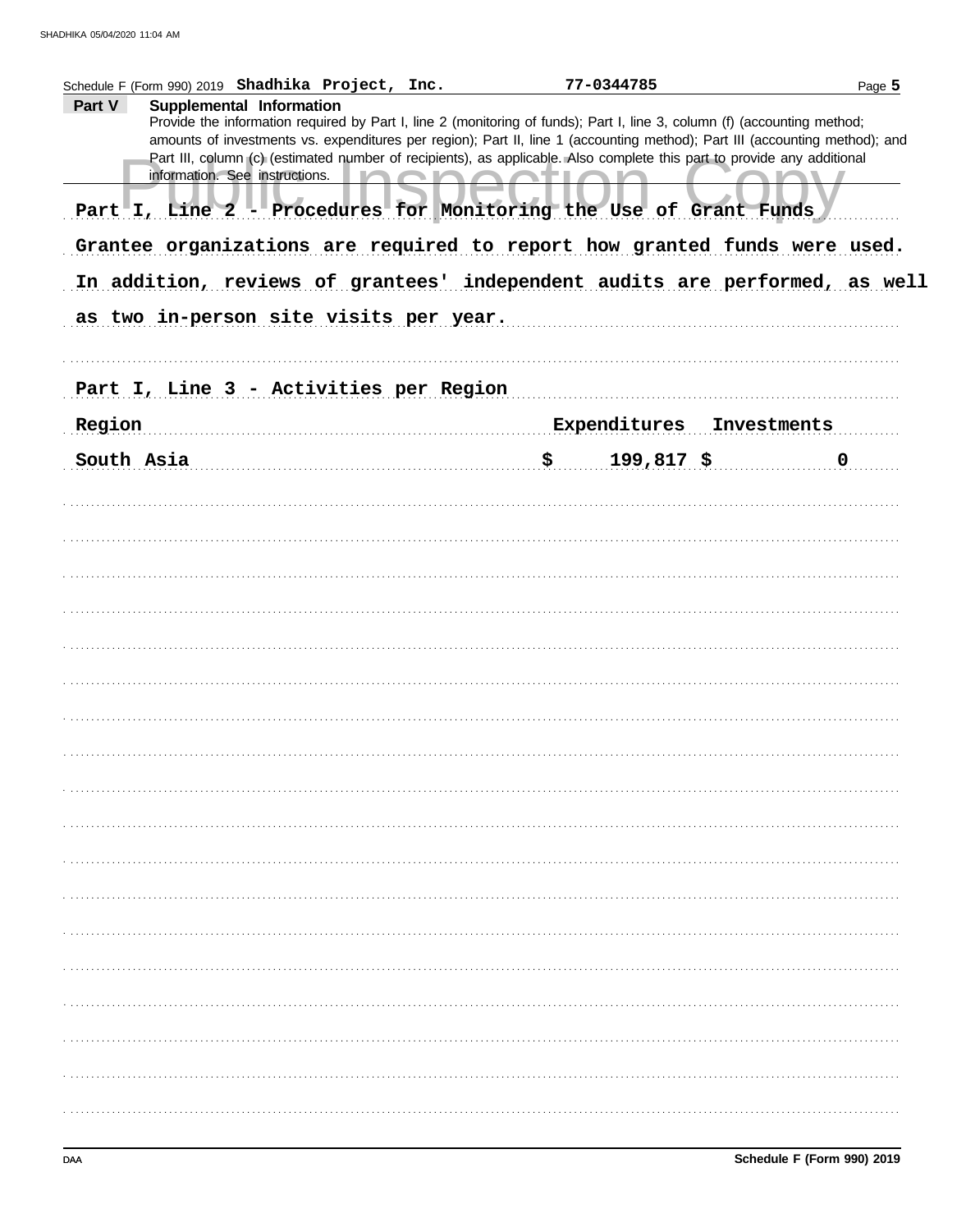Schedule F (Form 990) 2019 **Shadhika Project, Inc.** **77-0344785**

**Part V** **Supplemental Information**

Provide the information required by Part I, line 2 (monitoring of funds); Part I, line 3, column (f) (accounting method; amounts of investments vs. expenditures per region); Part II, line 1 (accounting method); Part III (accounting method); and Part III, column (c) (estimated number of recipients), as applicable. Also complete this part to provide any additional information. See instructions.

Public Inspection Copy

**Part I, Line 2 - Procedures for Monitoring the Use of Grant Funds**

Grantee organizations are required to report how granted funds were used. In addition, reviews of grantees' independent audits are performed, as well as two in-person site visits per year.

**Part I, Line 3 - Activities per Region**

| Region | Expenditures | Investments |
|---|---|---|
| South Asia | $ 199,817 | $ 0 |

DAA

Schedule F (Form 990) 2019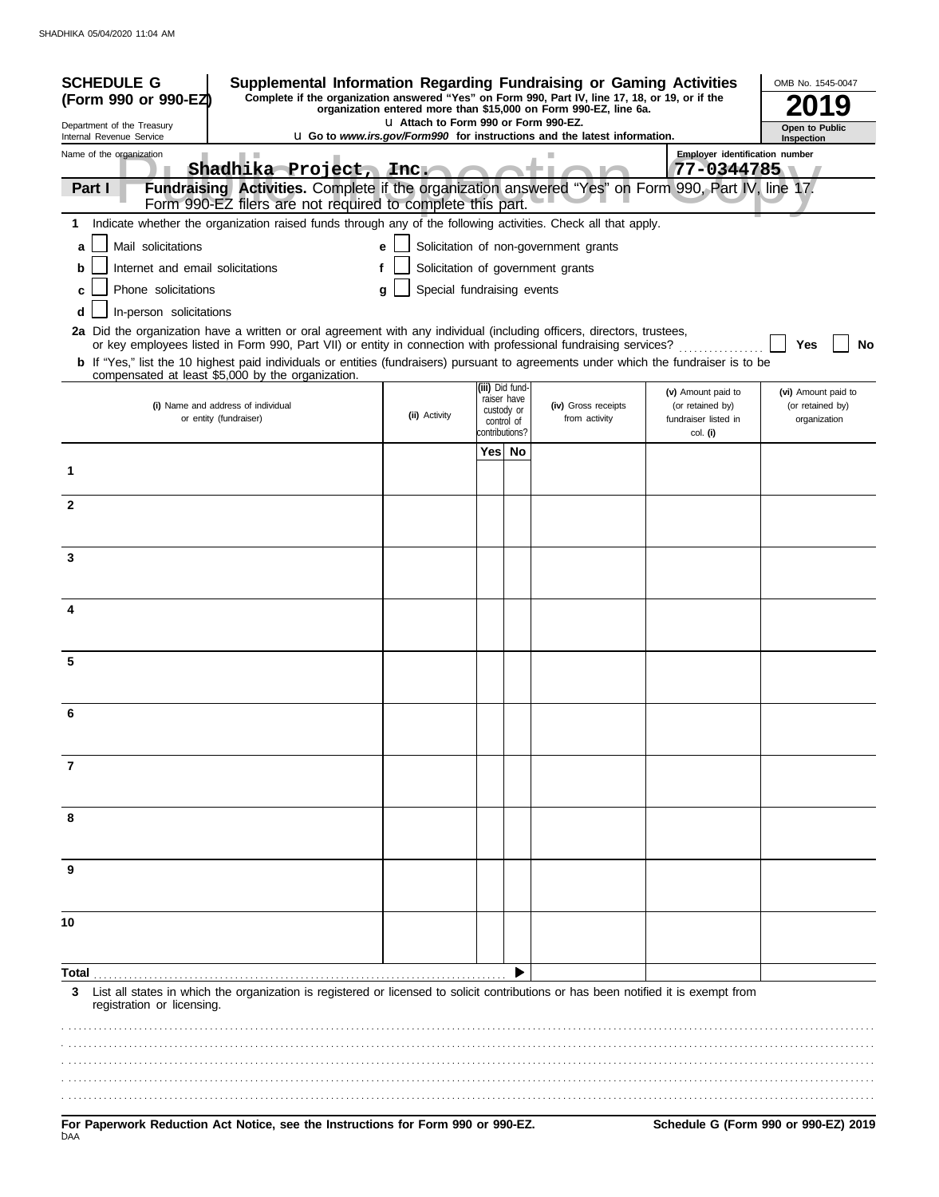**SCHEDULE G (Form 990 or 990-EZ)**

Department of the Treasury
Internal Revenue Service

# Supplemental Information Regarding Fundraising or Gaming Activities

**Complete if the organization answered "Yes" on Form 990, Part IV, line 17, 18, or 19, or if the organization entered more than $15,000 on Form 990-EZ, line 6a.**

**u Attach to Form 990 or Form 990-EZ.**

**u Go to *www.irs.gov/Form990* for instructions and the latest information.**

OMB No. 1545-0047

**2019**

**Open to Public Inspection**

Public Inspection Copy

Name of the organization: Shadhika Project, Inc.

Employer identification number: 77-0344785

**Part I** **Fundraising Activities.** Complete if the organization answered "Yes" on Form 990, Part IV, line 17. Form 990-EZ filers are not required to complete this part.

**1** Indicate whether the organization raised funds through any of the following activities. Check all that apply.

- **a** ☐ Mail solicitations
- **b** ☐ Internet and email solicitations
- **c** ☐ Phone solicitations
- **d** ☐ In-person solicitations
- **e** ☐ Solicitation of non-government grants
- **f** ☐ Solicitation of government grants
- **g** ☐ Special fundraising events

**2a** Did the organization have a written or oral agreement with any individual (including officers, directors, trustees, or key employees listed in Form 990, Part VII) or entity in connection with professional fundraising services? ☐ Yes ☐ No

**b** If "Yes," list the 10 highest paid individuals or entities (fundraisers) pursuant to agreements under which the fundraiser is to be compensated at least $5,000 by the organization.

| | (i) Name and address of individual or entity (fundraiser) | (ii) Activity | (iii) Did fundraiser have custody or control of contributions? Yes | No | (iv) Gross receipts from activity | (v) Amount paid to (or retained by) fundraiser listed in col. (i) | (vi) Amount paid to (or retained by) organization |
|---|---|---|---|---|---|---|---|
| 1 | | | | | | | |
| 2 | | | | | | | |
| 3 | | | | | | | |
| 4 | | | | | | | |
| 5 | | | | | | | |
| 6 | | | | | | | |
| 7 | | | | | | | |
| 8 | | | | | | | |
| 9 | | | | | | | |
| 10 | | | | | | | |
| Total | | | | ▶ | | | |

**3** List all states in which the organization is registered or licensed to solicit contributions or has been notified it is exempt from registration or licensing.

**For Paperwork Reduction Act Notice, see the Instructions for Form 990 or 990-EZ.**

**Schedule G (Form 990 or 990-EZ) 2019**

DAA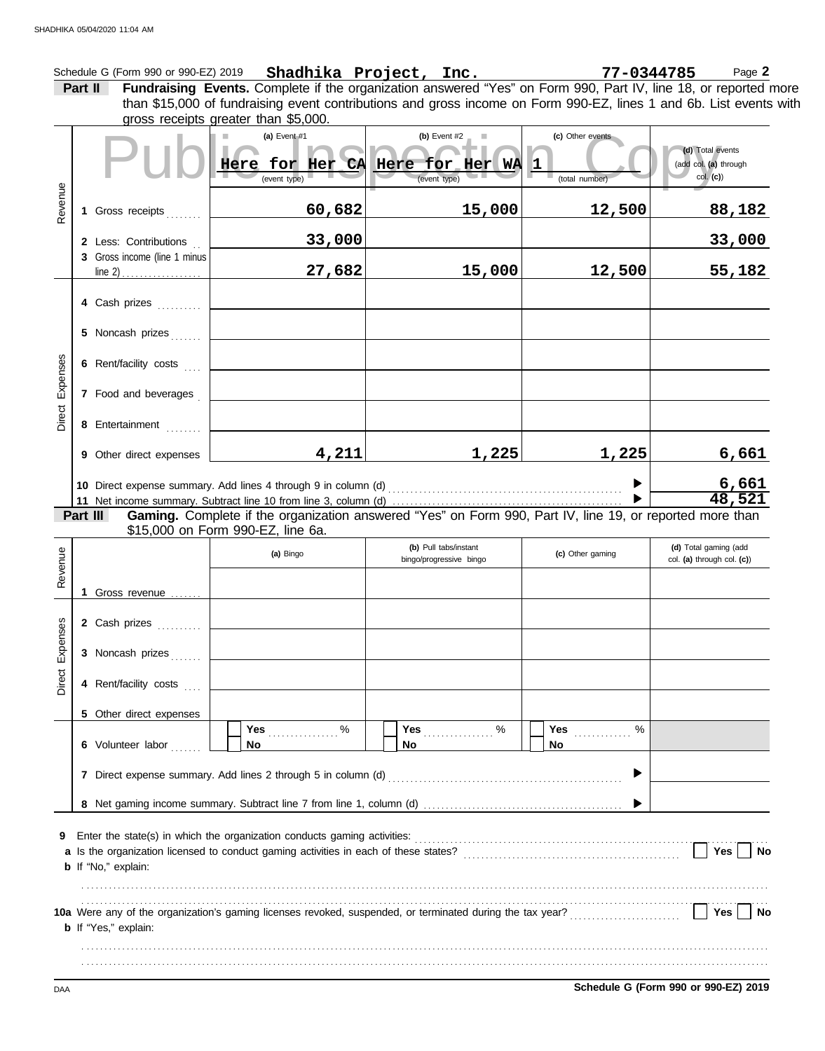Schedule G (Form 990 or 990-EZ) 2019 **Shadhika Project, Inc.** **77-0344785** Page **2**

**Part II** **Fundraising Events.** Complete if the organization answered "Yes" on Form 990, Part IV, line 18, or reported more than $15,000 of fundraising event contributions and gross income on Form 990-EZ, lines 1 and 6b. List events with gross receipts greater than $5,000.

| | | (a) Event #1 | (b) Event #2 | (c) Other events | (d) Total events (add col. (a) through col. (c)) |
|---|---|---|---|---|---|
| | | Here for Her CA (event type) | Here for Her WA (event type) | 1 (total number) | |
| Revenue | 1 Gross receipts | 60,682 | 15,000 | 12,500 | 88,182 |
| | 2 Less: Contributions | 33,000 | | | 33,000 |
| | 3 Gross income (line 1 minus line 2) | 27,682 | 15,000 | 12,500 | 55,182 |
| Direct Expenses | 4 Cash prizes | | | | |
| | 5 Noncash prizes | | | | |
| | 6 Rent/facility costs | | | | |
| | 7 Food and beverages | | | | |
| | 8 Entertainment | | | | |
| | 9 Other direct expenses | 4,211 | 1,225 | 1,225 | 6,661 |
| | 10 Direct expense summary. Add lines 4 through 9 in column (d) | | | | 6,661 |
| | 11 Net income summary. Subtract line 10 from line 3, column (d) | | | | 48,521 |

**Part III** **Gaming.** Complete if the organization answered "Yes" on Form 990, Part IV, line 19, or reported more than $15,000 on Form 990-EZ, line 6a.

| | | (a) Bingo | (b) Pull tabs/instant bingo/progressive bingo | (c) Other gaming | (d) Total gaming (add col. (a) through col. (c)) |
|---|---|---|---|---|---|
| Revenue | 1 Gross revenue | | | | |
| Direct Expenses | 2 Cash prizes | | | | |
| | 3 Noncash prizes | | | | |
| | 4 Rent/facility costs | | | | |
| | 5 Other direct expenses | | | | |
| | 6 Volunteer labor | Yes ..... % No | Yes ..... % No | Yes ..... % No | |
| | 7 Direct expense summary. Add lines 2 through 5 in column (d) | | | | |
| | 8 Net gaming income summary. Subtract line 7 from line 1, column (d) | | | | |

**9** Enter the state(s) in which the organization conducts gaming activities: ...............

**a** Is the organization licensed to conduct gaming activities in each of these states? ☐ Yes ☐ No

**b** If "No," explain:

**10a** Were any of the organization's gaming licenses revoked, suspended, or terminated during the tax year? ☐ Yes ☐ No

**b** If "Yes," explain:

**Schedule G (Form 990 or 990-EZ) 2019**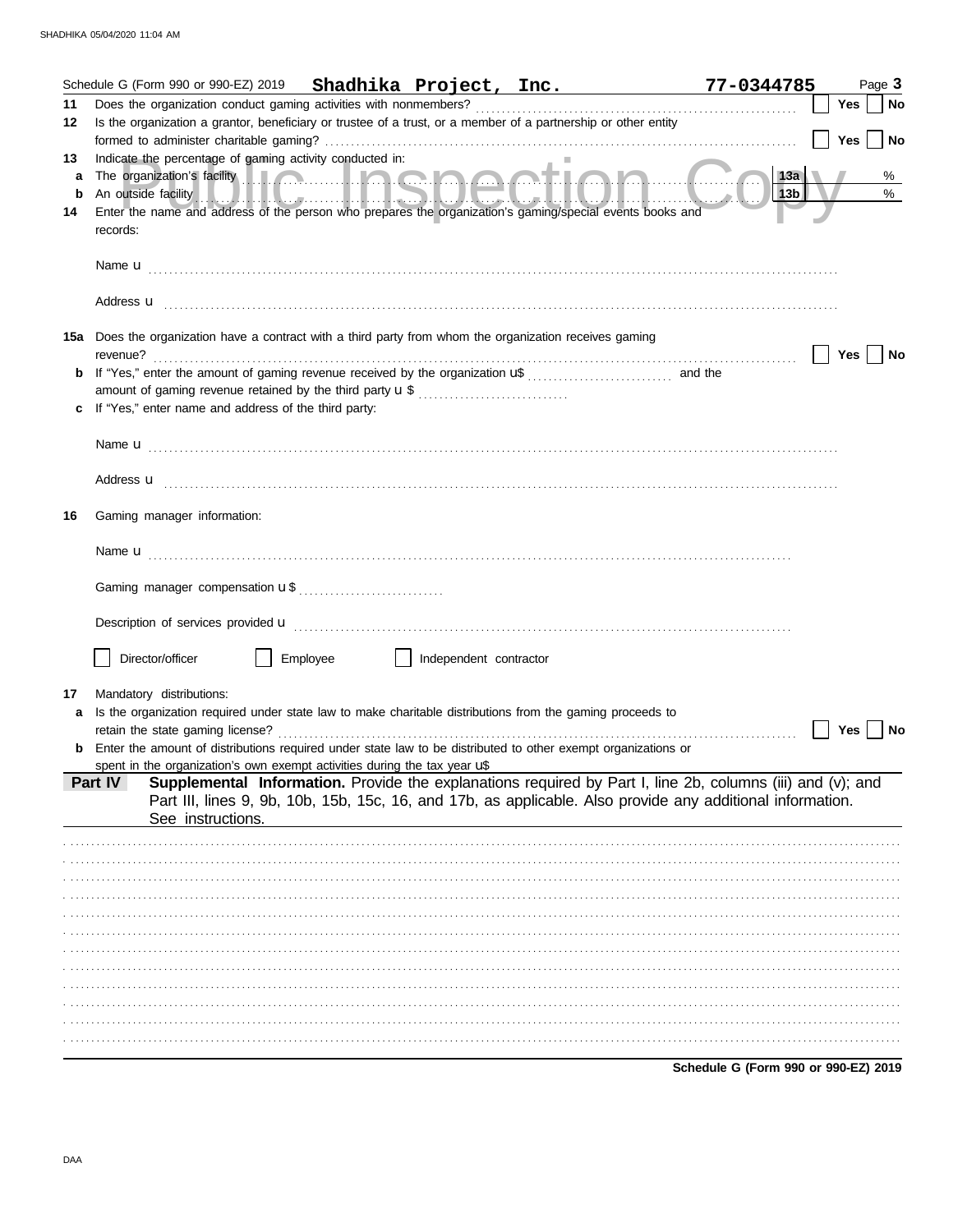Schedule G (Form 990 or 990-EZ) 2019 **Shadhika Project, Inc.** **77-0344785** Page **3**

**11** Does the organization conduct gaming activities with nonmembers? ☐ Yes ☐ No

**12** Is the organization a grantor, beneficiary or trustee of a trust, or a member of a partnership or other entity formed to administer charitable gaming? ☐ Yes ☐ No

**13** Indicate the percentage of gaming activity conducted in:

**a** The organization's facility **13a** %

**b** An outside facility **13b** %

**14** Enter the name and address of the person who prepares the organization's gaming/special events books and records:

Name u

Address u

**15a** Does the organization have a contract with a third party from whom the organization receives gaming revenue? ☐ Yes ☐ No

**b** If "Yes," enter the amount of gaming revenue received by the organization u$ and the amount of gaming revenue retained by the third party u $

**c** If "Yes," enter name and address of the third party:

Name u

Address u

**16** Gaming manager information:

Name u

Gaming manager compensation u $

Description of services provided u

☐ Director/officer ☐ Employee ☐ Independent contractor

**17** Mandatory distributions:

**a** Is the organization required under state law to make charitable distributions from the gaming proceeds to retain the state gaming license? ☐ Yes ☐ No

**b** Enter the amount of distributions required under state law to be distributed to other exempt organizations or spent in the organization's own exempt activities during the tax year u$

**Part IV** **Supplemental Information.** Provide the explanations required by Part I, line 2b, columns (iii) and (v); and Part III, lines 9, 9b, 10b, 15b, 15c, 16, and 17b, as applicable. Also provide any additional information. See instructions.

**Schedule G (Form 990 or 990-EZ) 2019**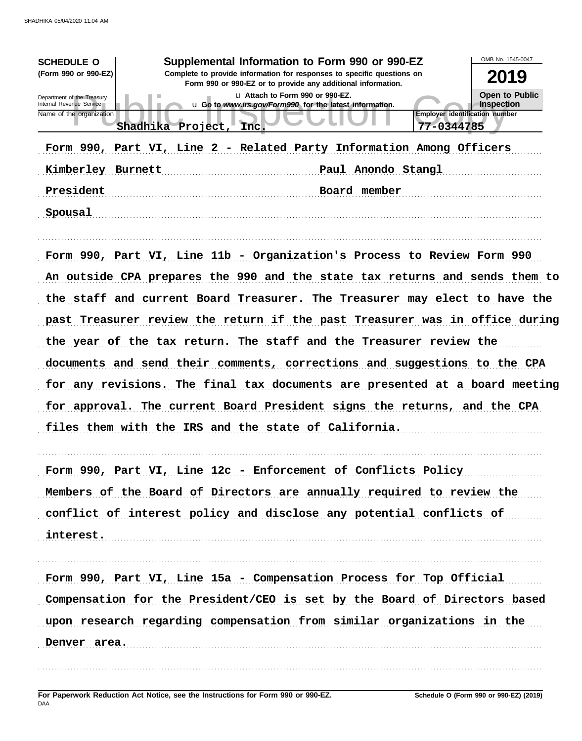**SCHEDULE O**
**(Form 990 or 990-EZ)**

Department of the Treasury
Internal Revenue Service

# Supplemental Information to Form 990 or 990-EZ

**Complete to provide information for responses to specific questions on Form 990 or 990-EZ or to provide any additional information.**

u Attach to Form 990 or 990-EZ.
u Go to *www.irs.gov/Form990* for the latest information.

OMB No. 1545-0047

**2019**

**Open to Public Inspection**

Name of the organization: Shadhika Project, Inc.

**Employer identification number**: 77-0344785

Form 990, Part VI, Line 2 - Related Party Information Among Officers

| | |
|---|---|
| Kimberley Burnett | Paul Anondo Stangl |
| President | Board member |
| Spousal | |

Form 990, Part VI, Line 11b - Organization's Process to Review Form 990

An outside CPA prepares the 990 and the state tax returns and sends them to the staff and current Board Treasurer. The Treasurer may elect to have the past Treasurer review the return if the past Treasurer was in office during the year of the tax return. The staff and the Treasurer review the documents and send their comments, corrections and suggestions to the CPA for any revisions. The final tax documents are presented at a board meeting for approval. The current Board President signs the returns, and the CPA files them with the IRS and the state of California.

Form 990, Part VI, Line 12c - Enforcement of Conflicts Policy

Members of the Board of Directors are annually required to review the conflict of interest policy and disclose any potential conflicts of interest.

Form 990, Part VI, Line 15a - Compensation Process for Top Official

Compensation for the President/CEO is set by the Board of Directors based upon research regarding compensation from similar organizations in the Denver area.

**For Paperwork Reduction Act Notice, see the Instructions for Form 990 or 990-EZ.** **Schedule O (Form 990 or 990-EZ) (2019)**

DAA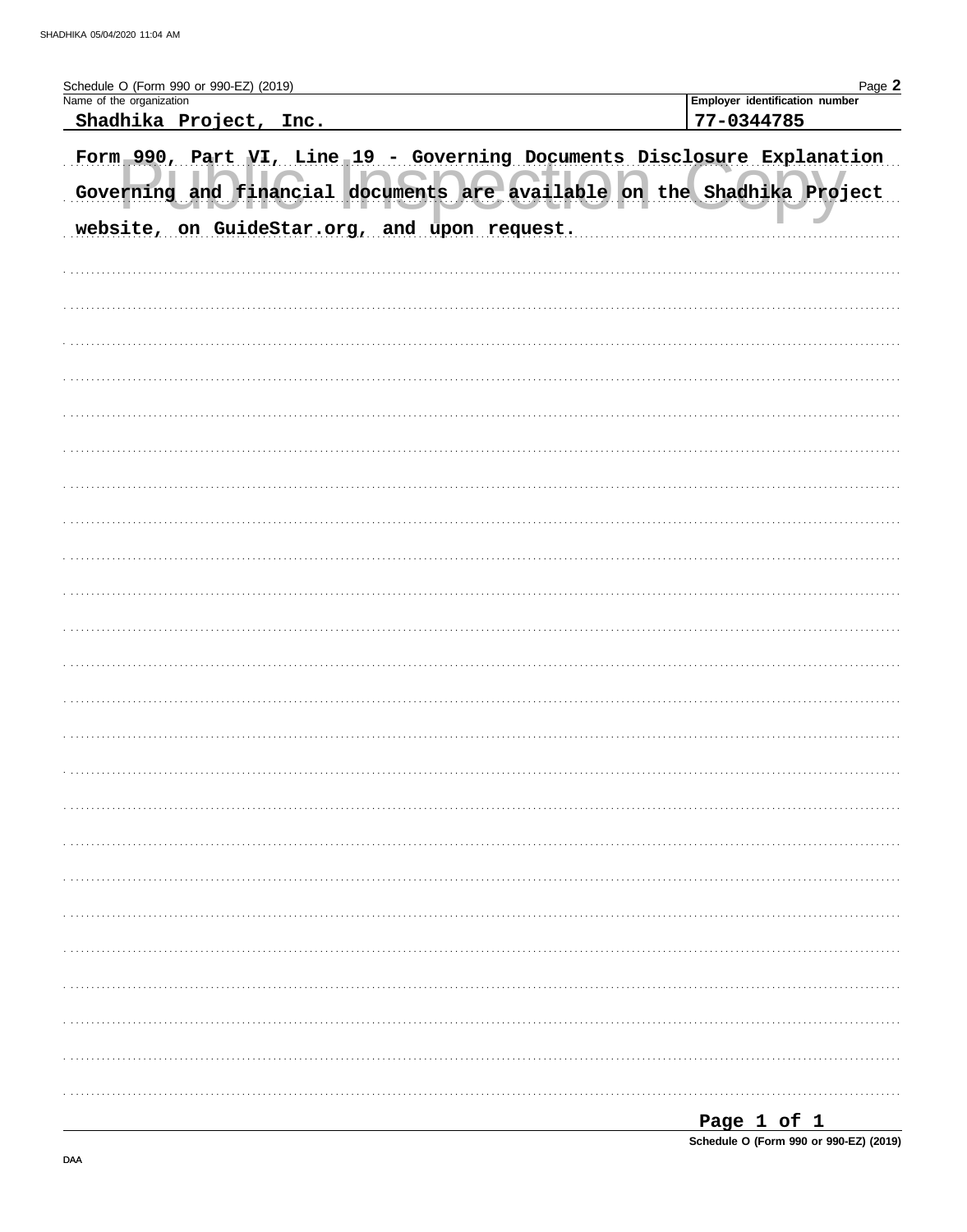Schedule O (Form 990 or 990-EZ) (2019)

| Name of the organization | Employer identification number |
| --- | --- |
| Shadhika Project, Inc. | 77-0344785 |

Form 990, Part VI, Line 19 - Governing Documents Disclosure Explanation

Governing and financial documents are available on the Shadhika Project website, on GuideStar.org, and upon request.